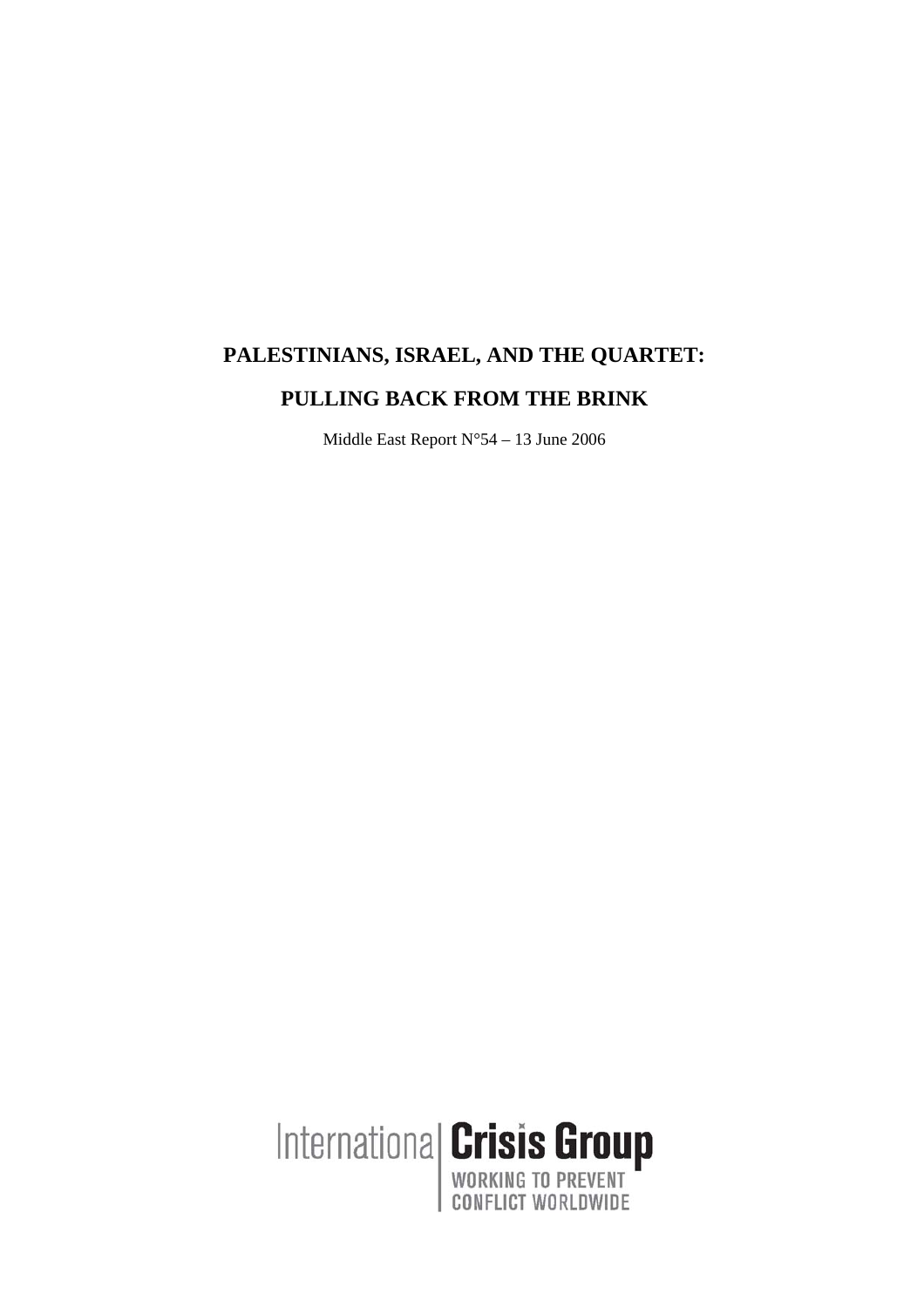# PALESTINIANS, ISRAEL, AND THE QUARTET:

# PULLING BACK FROM THE BRINK

Middle East Report N°54 – 13 June 2006

International Crisis Group

WORKING TO PREVENT CONFLICT WORLDWIDE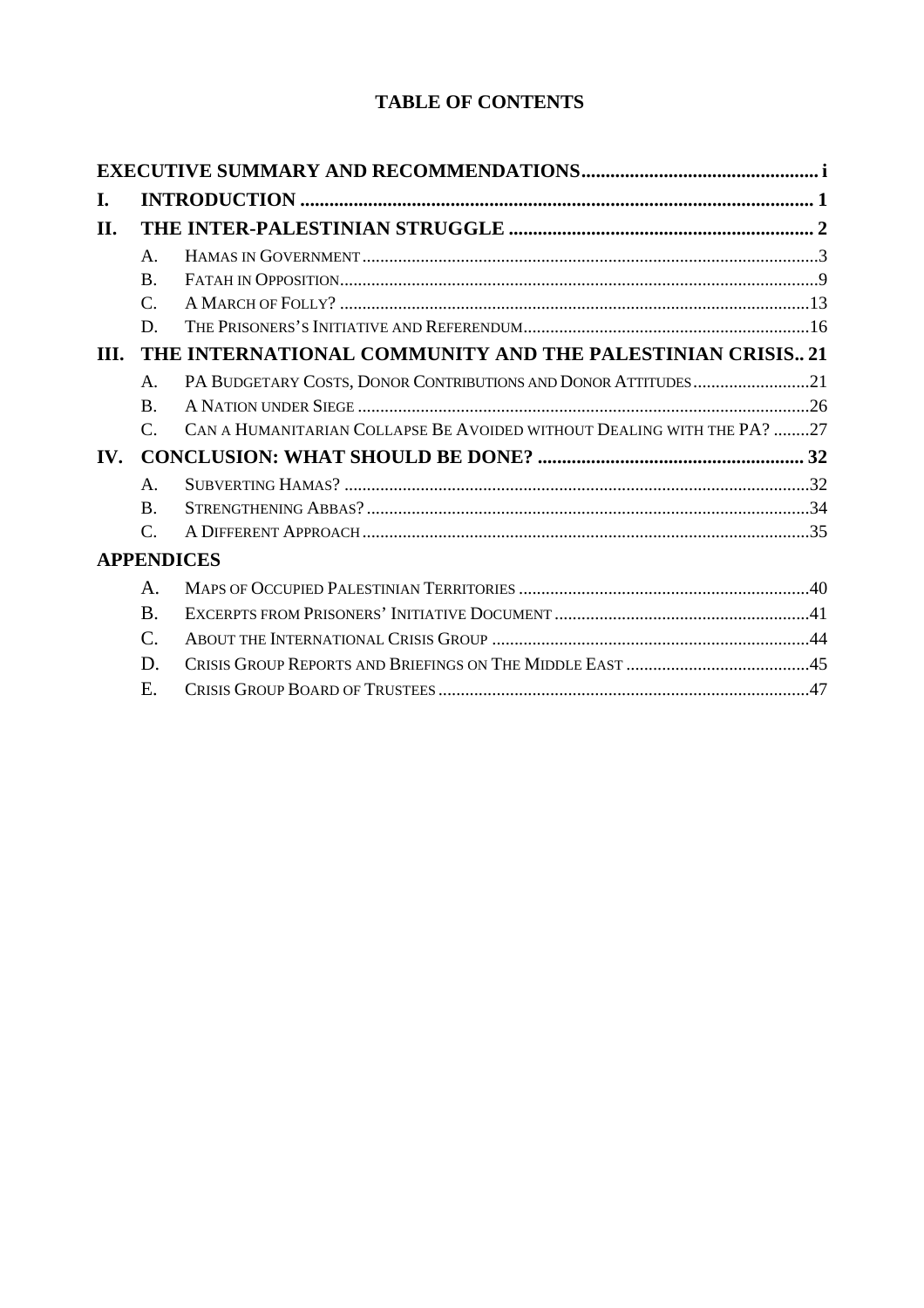# TABLE OF CONTENTS

**EXECUTIVE SUMMARY AND RECOMMENDATIONS** ..... i

**I. INTRODUCTION** ..... 1

**II. THE INTER-PALESTINIAN STRUGGLE** ..... 2

- A. Hamas in Government ..... 3
- B. Fatah in Opposition ..... 9
- C. A March of Folly? ..... 13
- D. The Prisoners's Initiative and Referendum ..... 16

**III. THE INTERNATIONAL COMMUNITY AND THE PALESTINIAN CRISIS** ..... 21

- A. PA Budgetary Costs, Donor Contributions and Donor Attitudes ..... 21
- B. A Nation under Siege ..... 26
- C. Can a Humanitarian Collapse Be Avoided without Dealing with the PA? ..... 27

**IV. CONCLUSION: WHAT SHOULD BE DONE?** ..... 32

- A. Subverting Hamas? ..... 32
- B. Strengthening Abbas? ..... 34
- C. A Different Approach ..... 35

**APPENDICES**

- A. Maps of Occupied Palestinian Territories ..... 40
- B. Excerpts from Prisoners' Initiative Document ..... 41
- C. About the International Crisis Group ..... 44
- D. Crisis Group Reports and Briefings on The Middle East ..... 45
- E. Crisis Group Board of Trustees ..... 47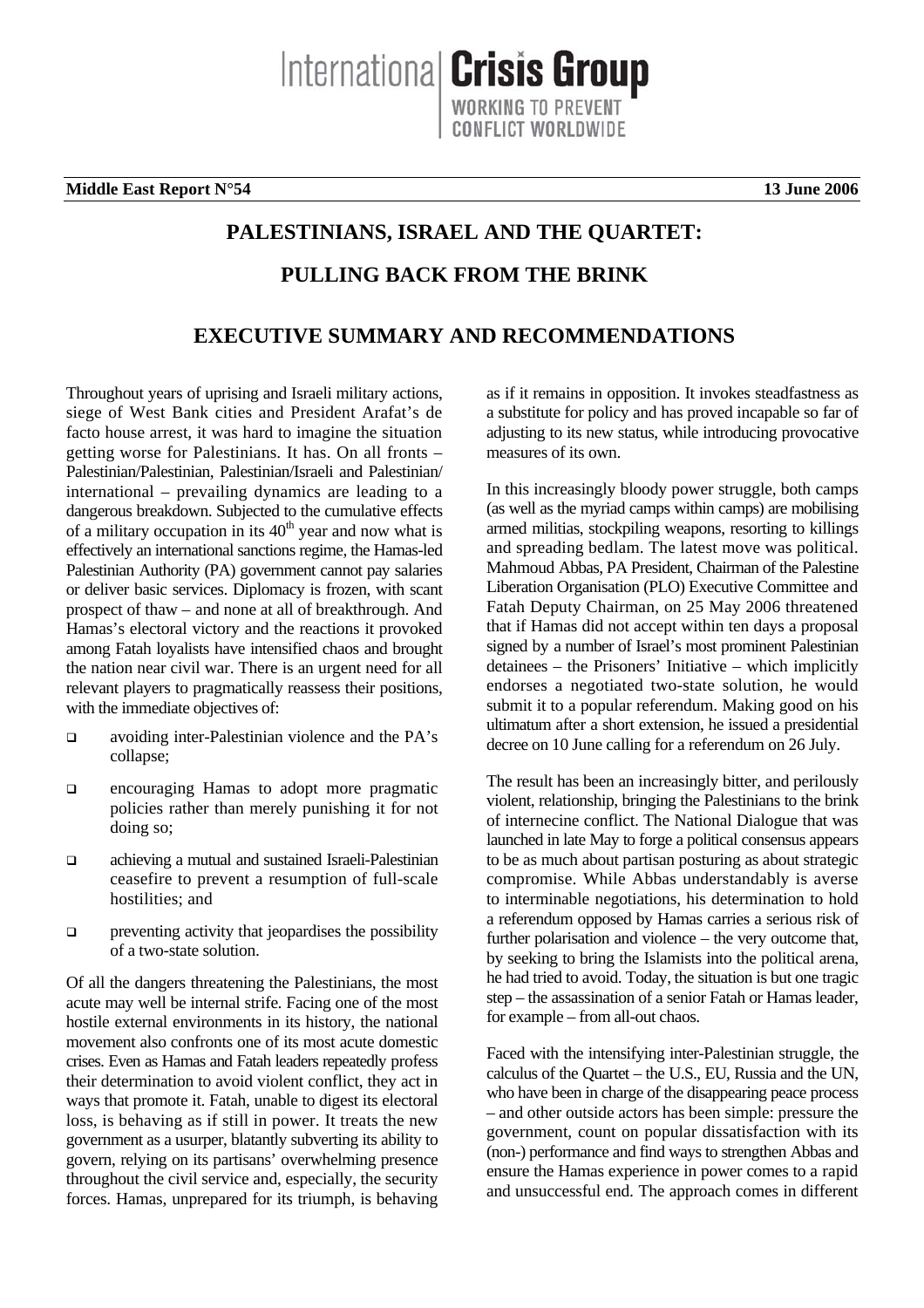International Crisis Group
WORKING TO PREVENT CONFLICT WORLDWIDE

**Middle East Report N°54** **13 June 2006**

# PALESTINIANS, ISRAEL AND THE QUARTET: PULLING BACK FROM THE BRINK

## EXECUTIVE SUMMARY AND RECOMMENDATIONS

Throughout years of uprising and Israeli military actions, siege of West Bank cities and President Arafat's de facto house arrest, it was hard to imagine the situation getting worse for Palestinians. It has. On all fronts – Palestinian/Palestinian, Palestinian/Israeli and Palestinian/international – prevailing dynamics are leading to a dangerous breakdown. Subjected to the cumulative effects of a military occupation in its 40th year and now what is effectively an international sanctions regime, the Hamas-led Palestinian Authority (PA) government cannot pay salaries or deliver basic services. Diplomacy is frozen, with scant prospect of thaw – and none at all of breakthrough. And Hamas's electoral victory and the reactions it provoked among Fatah loyalists have intensified chaos and brought the nation near civil war. There is an urgent need for all relevant players to pragmatically reassess their positions, with the immediate objectives of:

- avoiding inter-Palestinian violence and the PA's collapse;
- encouraging Hamas to adopt more pragmatic policies rather than merely punishing it for not doing so;
- achieving a mutual and sustained Israeli-Palestinian ceasefire to prevent a resumption of full-scale hostilities; and
- preventing activity that jeopardises the possibility of a two-state solution.

Of all the dangers threatening the Palestinians, the most acute may well be internal strife. Facing one of the most hostile external environments in its history, the national movement also confronts one of its most acute domestic crises. Even as Hamas and Fatah leaders repeatedly profess their determination to avoid violent conflict, they act in ways that promote it. Fatah, unable to digest its electoral loss, is behaving as if still in power. It treats the new government as a usurper, blatantly subverting its ability to govern, relying on its partisans' overwhelming presence throughout the civil service and, especially, the security forces. Hamas, unprepared for its triumph, is behaving as if it remains in opposition. It invokes steadfastness as a substitute for policy and has proved incapable so far of adjusting to its new status, while introducing provocative measures of its own.

In this increasingly bloody power struggle, both camps (as well as the myriad camps within camps) are mobilising armed militias, stockpiling weapons, resorting to killings and spreading bedlam. The latest move was political. Mahmoud Abbas, PA President, Chairman of the Palestine Liberation Organisation (PLO) Executive Committee and Fatah Deputy Chairman, on 25 May 2006 threatened that if Hamas did not accept within ten days a proposal signed by a number of Israel's most prominent Palestinian detainees – the Prisoners' Initiative – which implicitly endorses a negotiated two-state solution, he would submit it to a popular referendum. Making good on his ultimatum after a short extension, he issued a presidential decree on 10 June calling for a referendum on 26 July.

The result has been an increasingly bitter, and perilously violent, relationship, bringing the Palestinians to the brink of internecine conflict. The National Dialogue that was launched in late May to forge a political consensus appears to be as much about partisan posturing as about strategic compromise. While Abbas understandably is averse to interminable negotiations, his determination to hold a referendum opposed by Hamas carries a serious risk of further polarisation and violence – the very outcome that, by seeking to bring the Islamists into the political arena, he had tried to avoid. Today, the situation is but one tragic step – the assassination of a senior Fatah or Hamas leader, for example – from all-out chaos.

Faced with the intensifying inter-Palestinian struggle, the calculus of the Quartet – the U.S., EU, Russia and the UN, who have been in charge of the disappearing peace process – and other outside actors has been simple: pressure the government, count on popular dissatisfaction with its (non-) performance and find ways to strengthen Abbas and ensure the Hamas experience in power comes to a rapid and unsuccessful end. The approach comes in different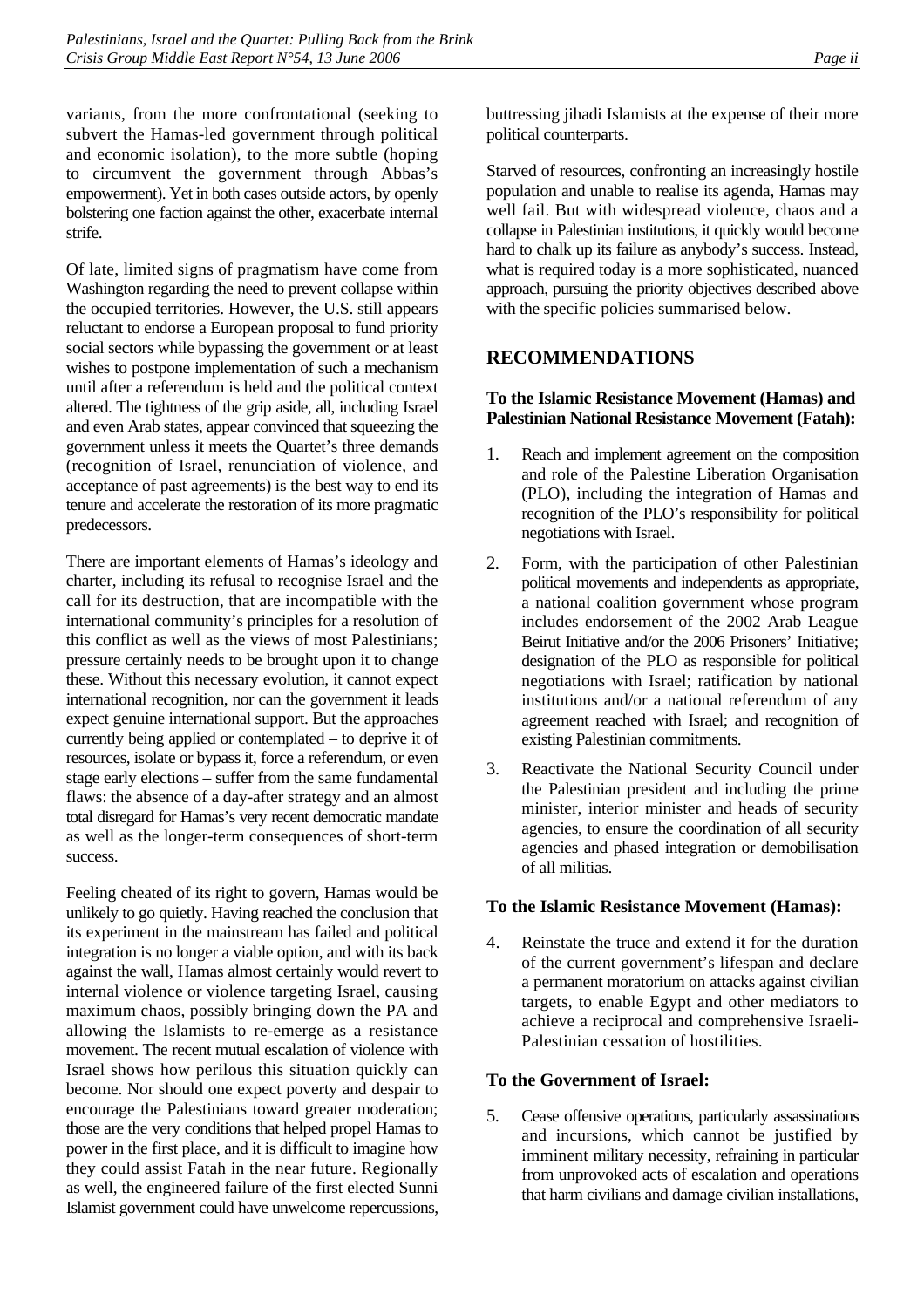variants, from the more confrontational (seeking to subvert the Hamas-led government through political and economic isolation), to the more subtle (hoping to circumvent the government through Abbas's empowerment). Yet in both cases outside actors, by openly bolstering one faction against the other, exacerbate internal strife.

Of late, limited signs of pragmatism have come from Washington regarding the need to prevent collapse within the occupied territories. However, the U.S. still appears reluctant to endorse a European proposal to fund priority social sectors while bypassing the government or at least wishes to postpone implementation of such a mechanism until after a referendum is held and the political context altered. The tightness of the grip aside, all, including Israel and even Arab states, appear convinced that squeezing the government unless it meets the Quartet's three demands (recognition of Israel, renunciation of violence, and acceptance of past agreements) is the best way to end its tenure and accelerate the restoration of its more pragmatic predecessors.

There are important elements of Hamas's ideology and charter, including its refusal to recognise Israel and the call for its destruction, that are incompatible with the international community's principles for a resolution of this conflict as well as the views of most Palestinians; pressure certainly needs to be brought upon it to change these. Without this necessary evolution, it cannot expect international recognition, nor can the government it leads expect genuine international support. But the approaches currently being applied or contemplated – to deprive it of resources, isolate or bypass it, force a referendum, or even stage early elections – suffer from the same fundamental flaws: the absence of a day-after strategy and an almost total disregard for Hamas's very recent democratic mandate as well as the longer-term consequences of short-term success.

Feeling cheated of its right to govern, Hamas would be unlikely to go quietly. Having reached the conclusion that its experiment in the mainstream has failed and political integration is no longer a viable option, and with its back against the wall, Hamas almost certainly would revert to internal violence or violence targeting Israel, causing maximum chaos, possibly bringing down the PA and allowing the Islamists to re-emerge as a resistance movement. The recent mutual escalation of violence with Israel shows how perilous this situation quickly can become. Nor should one expect poverty and despair to encourage the Palestinians toward greater moderation; those are the very conditions that helped propel Hamas to power in the first place, and it is difficult to imagine how they could assist Fatah in the near future. Regionally as well, the engineered failure of the first elected Sunni Islamist government could have unwelcome repercussions, buttressing jihadi Islamists at the expense of their more political counterparts.

Starved of resources, confronting an increasingly hostile population and unable to realise its agenda, Hamas may well fail. But with widespread violence, chaos and a collapse in Palestinian institutions, it quickly would become hard to chalk up its failure as anybody's success. Instead, what is required today is a more sophisticated, nuanced approach, pursuing the priority objectives described above with the specific policies summarised below.

## RECOMMENDATIONS

### To the Islamic Resistance Movement (Hamas) and Palestinian National Resistance Movement (Fatah):

1. Reach and implement agreement on the composition and role of the Palestine Liberation Organisation (PLO), including the integration of Hamas and recognition of the PLO's responsibility for political negotiations with Israel.

2. Form, with the participation of other Palestinian political movements and independents as appropriate, a national coalition government whose program includes endorsement of the 2002 Arab League Beirut Initiative and/or the 2006 Prisoners' Initiative; designation of the PLO as responsible for political negotiations with Israel; ratification by national institutions and/or a national referendum of any agreement reached with Israel; and recognition of existing Palestinian commitments.

3. Reactivate the National Security Council under the Palestinian president and including the prime minister, interior minister and heads of security agencies, to ensure the coordination of all security agencies and phased integration or demobilisation of all militias.

### To the Islamic Resistance Movement (Hamas):

4. Reinstate the truce and extend it for the duration of the current government's lifespan and declare a permanent moratorium on attacks against civilian targets, to enable Egypt and other mediators to achieve a reciprocal and comprehensive Israeli-Palestinian cessation of hostilities.

### To the Government of Israel:

5. Cease offensive operations, particularly assassinations and incursions, which cannot be justified by imminent military necessity, refraining in particular from unprovoked acts of escalation and operations that harm civilians and damage civilian installations,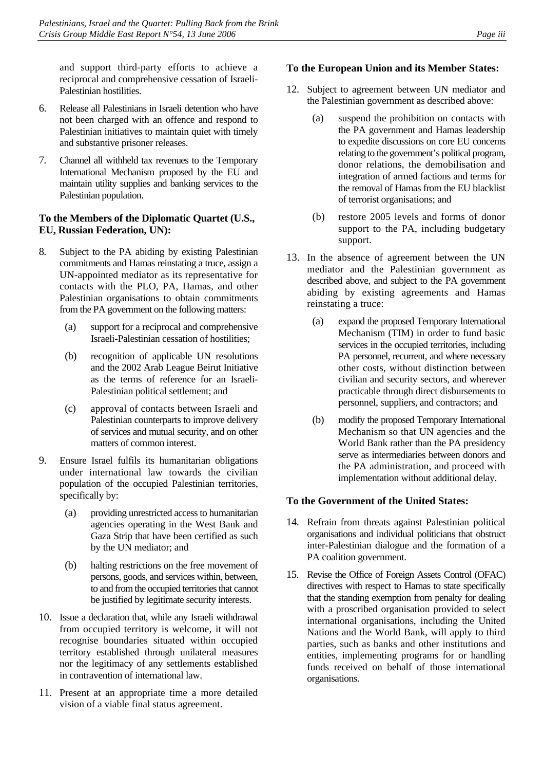and support third-party efforts to achieve a reciprocal and comprehensive cessation of Israeli-Palestinian hostilities.

6. Release all Palestinians in Israeli detention who have not been charged with an offence and respond to Palestinian initiatives to maintain quiet with timely and substantive prisoner releases.

7. Channel all withheld tax revenues to the Temporary International Mechanism proposed by the EU and maintain utility supplies and banking services to the Palestinian population.

### To the Members of the Diplomatic Quartet (U.S., EU, Russian Federation, UN):

8. Subject to the PA abiding by existing Palestinian commitments and Hamas reinstating a truce, assign a UN-appointed mediator as its representative for contacts with the PLO, PA, Hamas, and other Palestinian organisations to obtain commitments from the PA government on the following matters:

   (a) support for a reciprocal and comprehensive Israeli-Palestinian cessation of hostilities;

   (b) recognition of applicable UN resolutions and the 2002 Arab League Beirut Initiative as the terms of reference for an Israeli-Palestinian political settlement; and

   (c) approval of contacts between Israeli and Palestinian counterparts to improve delivery of services and mutual security, and on other matters of common interest.

9. Ensure Israel fulfils its humanitarian obligations under international law towards the civilian population of the occupied Palestinian territories, specifically by:

   (a) providing unrestricted access to humanitarian agencies operating in the West Bank and Gaza Strip that have been certified as such by the UN mediator; and

   (b) halting restrictions on the free movement of persons, goods, and services within, between, to and from the occupied territories that cannot be justified by legitimate security interests.

10. Issue a declaration that, while any Israeli withdrawal from occupied territory is welcome, it will not recognise boundaries situated within occupied territory established through unilateral measures nor the legitimacy of any settlements established in contravention of international law.

11. Present at an appropriate time a more detailed vision of a viable final status agreement.

### To the European Union and its Member States:

12. Subject to agreement between UN mediator and the Palestinian government as described above:

   (a) suspend the prohibition on contacts with the PA government and Hamas leadership to expedite discussions on core EU concerns relating to the government's political program, donor relations, the demobilisation and integration of armed factions and terms for the removal of Hamas from the EU blacklist of terrorist organisations; and

   (b) restore 2005 levels and forms of donor support to the PA, including budgetary support.

13. In the absence of agreement between the UN mediator and the Palestinian government as described above, and subject to the PA government abiding by existing agreements and Hamas reinstating a truce:

   (a) expand the proposed Temporary International Mechanism (TIM) in order to fund basic services in the occupied territories, including PA personnel, recurrent, and where necessary other costs, without distinction between civilian and security sectors, and wherever practicable through direct disbursements to personnel, suppliers, and contractors; and

   (b) modify the proposed Temporary International Mechanism so that UN agencies and the World Bank rather than the PA presidency serve as intermediaries between donors and the PA administration, and proceed with implementation without additional delay.

### To the Government of the United States:

14. Refrain from threats against Palestinian political organisations and individual politicians that obstruct inter-Palestinian dialogue and the formation of a PA coalition government.

15. Revise the Office of Foreign Assets Control (OFAC) directives with respect to Hamas to state specifically that the standing exemption from penalty for dealing with a proscribed organisation provided to select international organisations, including the United Nations and the World Bank, will apply to third parties, such as banks and other institutions and entities, implementing programs for or handling funds received on behalf of those international organisations.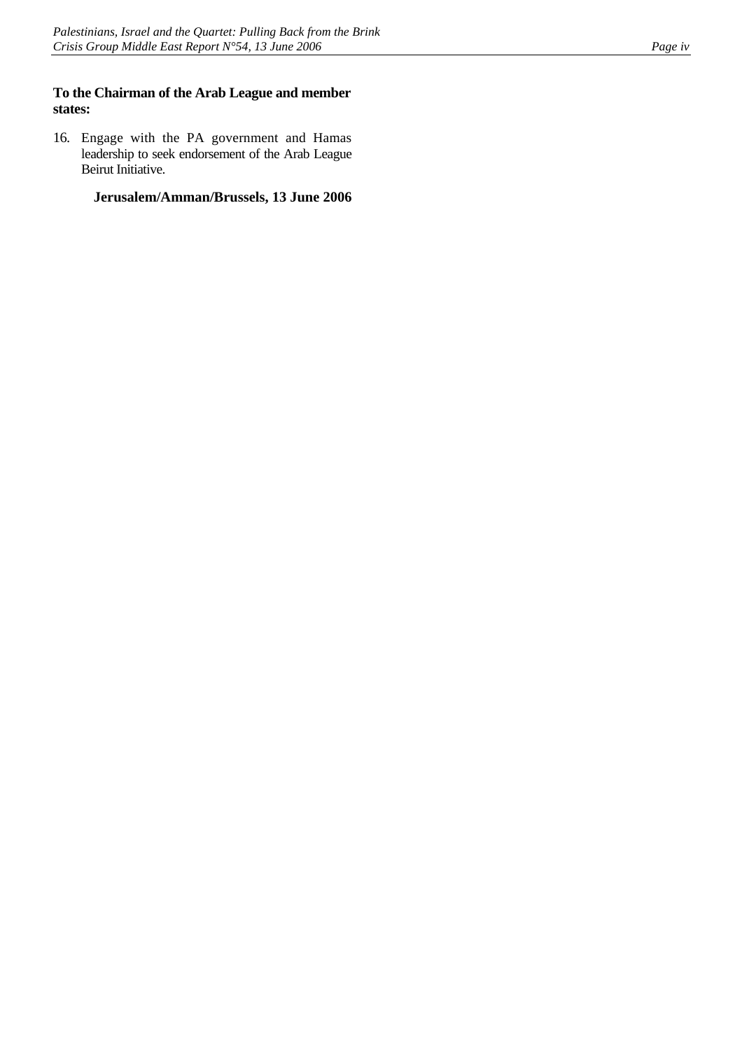**To the Chairman of the Arab League and member states:**

16. Engage with the PA government and Hamas leadership to seek endorsement of the Arab League Beirut Initiative.

**Jerusalem/Amman/Brussels, 13 June 2006**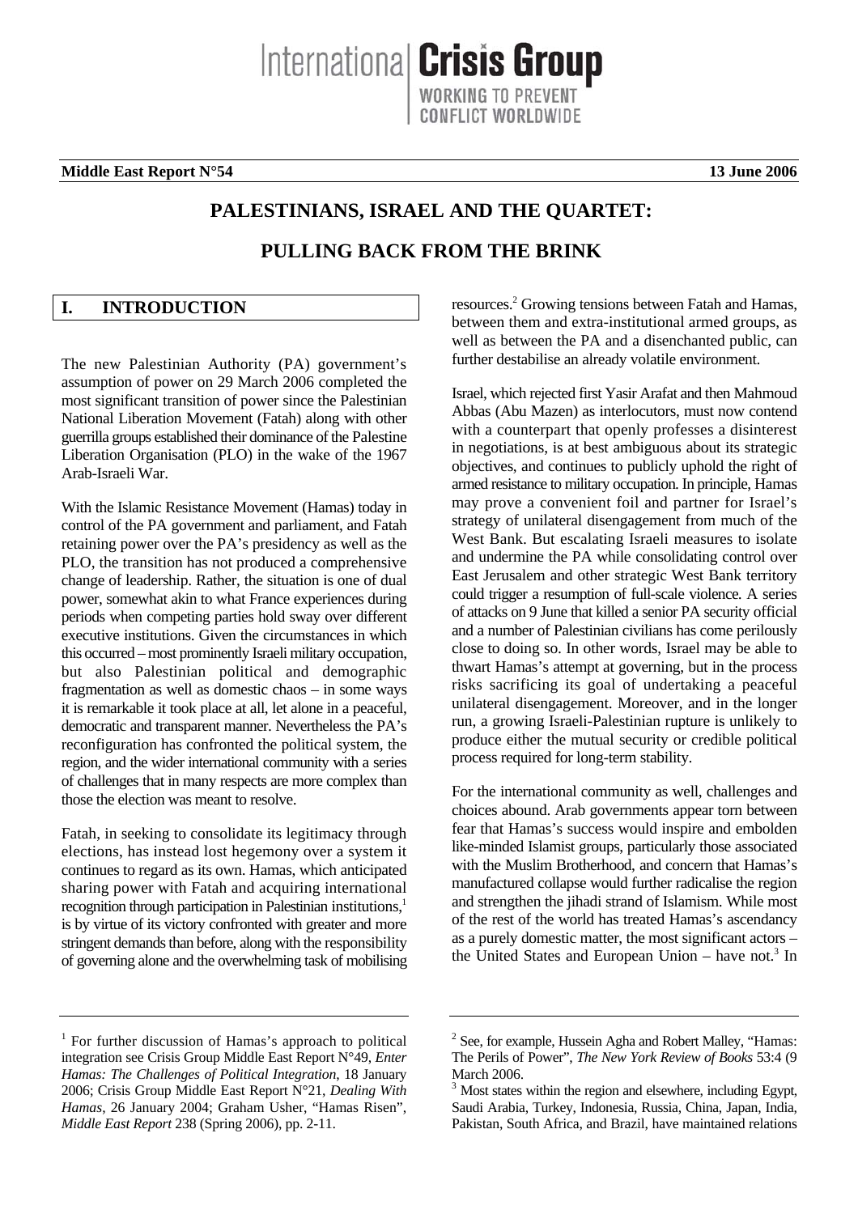**Middle East Report N°54** **13 June 2006**

# PALESTINIANS, ISRAEL AND THE QUARTET: PULLING BACK FROM THE BRINK

## I. INTRODUCTION

The new Palestinian Authority (PA) government's assumption of power on 29 March 2006 completed the most significant transition of power since the Palestinian National Liberation Movement (Fatah) along with other guerrilla groups established their dominance of the Palestine Liberation Organisation (PLO) in the wake of the 1967 Arab-Israeli War.

With the Islamic Resistance Movement (Hamas) today in control of the PA government and parliament, and Fatah retaining power over the PA's presidency as well as the PLO, the transition has not produced a comprehensive change of leadership. Rather, the situation is one of dual power, somewhat akin to what France experiences during periods when competing parties hold sway over different executive institutions. Given the circumstances in which this occurred – most prominently Israeli military occupation, but also Palestinian political and demographic fragmentation as well as domestic chaos – in some ways it is remarkable it took place at all, let alone in a peaceful, democratic and transparent manner. Nevertheless the PA's reconfiguration has confronted the political system, the region, and the wider international community with a series of challenges that in many respects are more complex than those the election was meant to resolve.

Fatah, in seeking to consolidate its legitimacy through elections, has instead lost hegemony over a system it continues to regard as its own. Hamas, which anticipated sharing power with Fatah and acquiring international recognition through participation in Palestinian institutions,[1] is by virtue of its victory confronted with greater and more stringent demands than before, along with the responsibility of governing alone and the overwhelming task of mobilising resources.[2] Growing tensions between Fatah and Hamas, between them and extra-institutional armed groups, as well as between the PA and a disenchanted public, can further destabilise an already volatile environment.

Israel, which rejected first Yasir Arafat and then Mahmoud Abbas (Abu Mazen) as interlocutors, must now contend with a counterpart that openly professes a disinterest in negotiations, is at best ambiguous about its strategic objectives, and continues to publicly uphold the right of armed resistance to military occupation. In principle, Hamas may prove a convenient foil and partner for Israel's strategy of unilateral disengagement from much of the West Bank. But escalating Israeli measures to isolate and undermine the PA while consolidating control over East Jerusalem and other strategic West Bank territory could trigger a resumption of full-scale violence. A series of attacks on 9 June that killed a senior PA security official and a number of Palestinian civilians has come perilously close to doing so. In other words, Israel may be able to thwart Hamas's attempt at governing, but in the process risks sacrificing its goal of undertaking a peaceful unilateral disengagement. Moreover, and in the longer run, a growing Israeli-Palestinian rupture is unlikely to produce either the mutual security or credible political process required for long-term stability.

For the international community as well, challenges and choices abound. Arab governments appear torn between fear that Hamas's success would inspire and embolden like-minded Islamist groups, particularly those associated with the Muslim Brotherhood, and concern that Hamas's manufactured collapse would further radicalise the region and strengthen the jihadi strand of Islamism. While most of the rest of the world has treated Hamas's ascendancy as a purely domestic matter, the most significant actors – the United States and European Union – have not.[3] In

---

[1] For further discussion of Hamas's approach to political integration see Crisis Group Middle East Report N°49, *Enter Hamas: The Challenges of Political Integration*, 18 January 2006; Crisis Group Middle East Report N°21, *Dealing With Hamas*, 26 January 2004; Graham Usher, "Hamas Risen", *Middle East Report* 238 (Spring 2006), pp. 2-11.

[2] See, for example, Hussein Agha and Robert Malley, "Hamas: The Perils of Power", *The New York Review of Books* 53:4 (9 March 2006.

[3] Most states within the region and elsewhere, including Egypt, Saudi Arabia, Turkey, Indonesia, Russia, China, Japan, India, Pakistan, South Africa, and Brazil, have maintained relations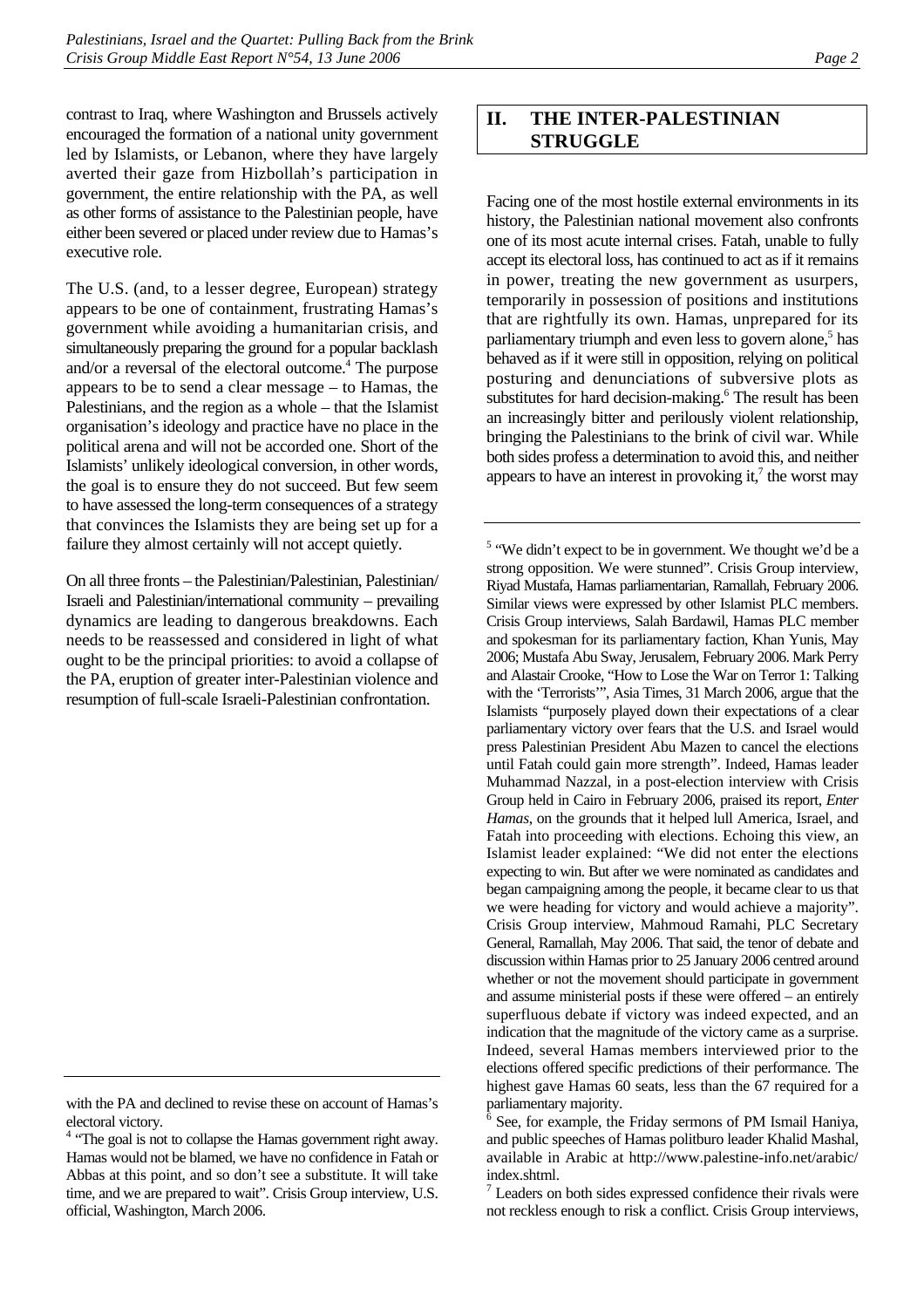contrast to Iraq, where Washington and Brussels actively encouraged the formation of a national unity government led by Islamists, or Lebanon, where they have largely averted their gaze from Hizbollah's participation in government, the entire relationship with the PA, as well as other forms of assistance to the Palestinian people, have either been severed or placed under review due to Hamas's executive role.

The U.S. (and, to a lesser degree, European) strategy appears to be one of containment, frustrating Hamas's government while avoiding a humanitarian crisis, and simultaneously preparing the ground for a popular backlash and/or a reversal of the electoral outcome.[4] The purpose appears to be to send a clear message – to Hamas, the Palestinians, and the region as a whole – that the Islamist organisation's ideology and practice have no place in the political arena and will not be accorded one. Short of the Islamists' unlikely ideological conversion, in other words, the goal is to ensure they do not succeed. But few seem to have assessed the long-term consequences of a strategy that convinces the Islamists they are being set up for a failure they almost certainly will not accept quietly.

On all three fronts – the Palestinian/Palestinian, Palestinian/Israeli and Palestinian/international community – prevailing dynamics are leading to dangerous breakdowns. Each needs to be reassessed and considered in light of what ought to be the principal priorities: to avoid a collapse of the PA, eruption of greater inter-Palestinian violence and resumption of full-scale Israeli-Palestinian confrontation.

## II. THE INTER-PALESTINIAN STRUGGLE

Facing one of the most hostile external environments in its history, the Palestinian national movement also confronts one of its most acute internal crises. Fatah, unable to fully accept its electoral loss, has continued to act as if it remains in power, treating the new government as usurpers, temporarily in possession of positions and institutions that are rightfully its own. Hamas, unprepared for its parliamentary triumph and even less to govern alone,[5] has behaved as if it were still in opposition, relying on political posturing and denunciations of subversive plots as substitutes for hard decision-making.[6] The result has been an increasingly bitter and perilously violent relationship, bringing the Palestinians to the brink of civil war. While both sides profess a determination to avoid this, and neither appears to have an interest in provoking it,[7] the worst may

---

with the PA and declined to revise these on account of Hamas's electoral victory.

[4] "The goal is not to collapse the Hamas government right away. Hamas would not be blamed, we have no confidence in Fatah or Abbas at this point, and so don't see a substitute. It will take time, and we are prepared to wait". Crisis Group interview, U.S. official, Washington, March 2006.

[5] "We didn't expect to be in government. We thought we'd be a strong opposition. We were stunned". Crisis Group interview, Riyad Mustafa, Hamas parliamentarian, Ramallah, February 2006. Similar views were expressed by other Islamist PLC members. Crisis Group interviews, Salah Bardawil, Hamas PLC member and spokesman for its parliamentary faction, Khan Yunis, May 2006; Mustafa Abu Sway, Jerusalem, February 2006. Mark Perry and Alastair Crooke, "How to Lose the War on Terror 1: Talking with the 'Terrorists'", Asia Times, 31 March 2006, argue that the Islamists "purposely played down their expectations of a clear parliamentary victory over fears that the U.S. and Israel would press Palestinian President Abu Mazen to cancel the elections until Fatah could gain more strength". Indeed, Hamas leader Muhammad Nazzal, in a post-election interview with Crisis Group held in Cairo in February 2006, praised its report, *Enter Hamas*, on the grounds that it helped lull America, Israel, and Fatah into proceeding with elections. Echoing this view, an Islamist leader explained: "We did not enter the elections expecting to win. But after we were nominated as candidates and began campaigning among the people, it became clear to us that we were heading for victory and would achieve a majority". Crisis Group interview, Mahmoud Ramahi, PLC Secretary General, Ramallah, May 2006. That said, the tenor of debate and discussion within Hamas prior to 25 January 2006 centred around whether or not the movement should participate in government and assume ministerial posts if these were offered – an entirely superfluous debate if victory was indeed expected, and an indication that the magnitude of the victory came as a surprise. Indeed, several Hamas members interviewed prior to the elections offered specific predictions of their performance. The highest gave Hamas 60 seats, less than the 67 required for a parliamentary majority.

[6] See, for example, the Friday sermons of PM Ismail Haniya, and public speeches of Hamas politburo leader Khalid Mashal, available in Arabic at http://www.palestine-info.net/arabic/index.shtml.

[7] Leaders on both sides expressed confidence their rivals were not reckless enough to risk a conflict. Crisis Group interviews,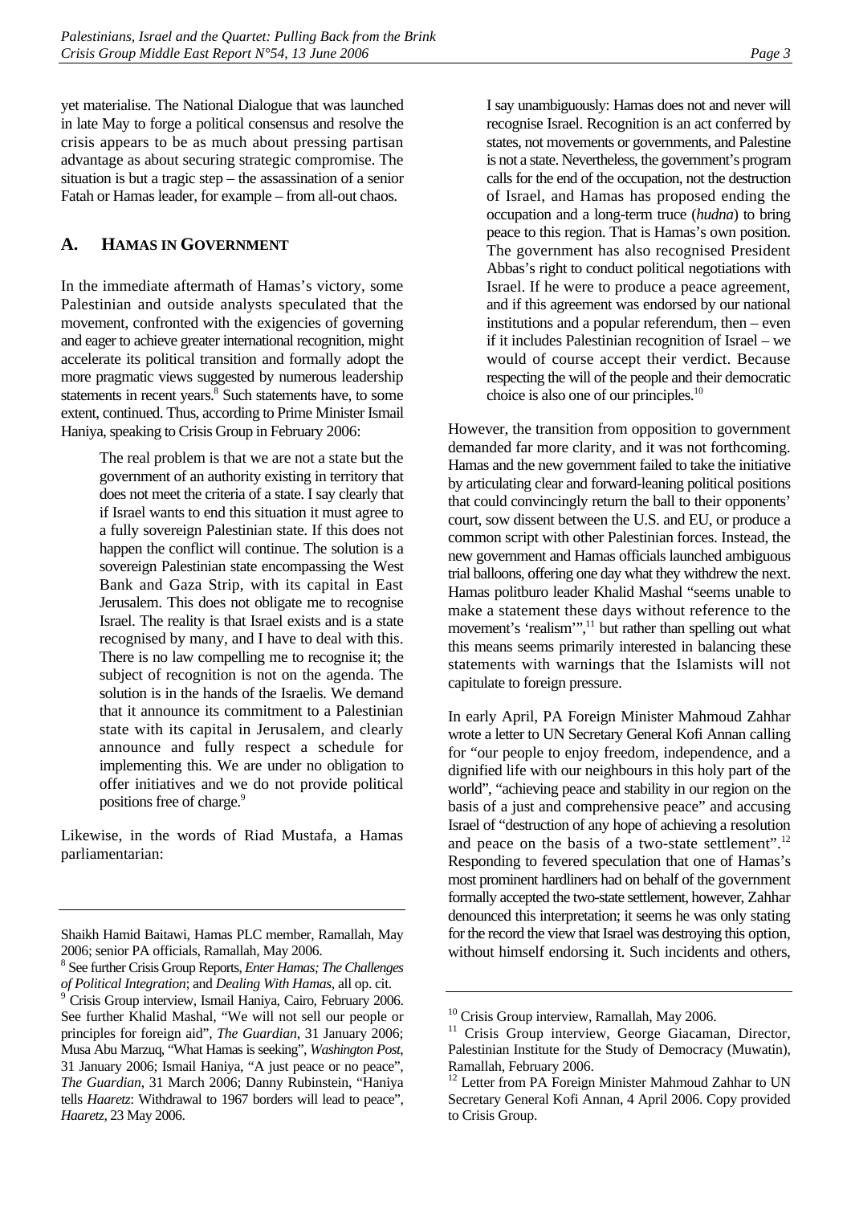yet materialise. The National Dialogue that was launched in late May to forge a political consensus and resolve the crisis appears to be as much about pressing partisan advantage as about securing strategic compromise. The situation is but a tragic step – the assassination of a senior Fatah or Hamas leader, for example – from all-out chaos.

### A. HAMAS IN GOVERNMENT

In the immediate aftermath of Hamas's victory, some Palestinian and outside analysts speculated that the movement, confronted with the exigencies of governing and eager to achieve greater international recognition, might accelerate its political transition and formally adopt the more pragmatic views suggested by numerous leadership statements in recent years.[8] Such statements have, to some extent, continued. Thus, according to Prime Minister Ismail Haniya, speaking to Crisis Group in February 2006:

> The real problem is that we are not a state but the government of an authority existing in territory that does not meet the criteria of a state. I say clearly that if Israel wants to end this situation it must agree to a fully sovereign Palestinian state. If this does not happen the conflict will continue. The solution is a sovereign Palestinian state encompassing the West Bank and Gaza Strip, with its capital in East Jerusalem. This does not obligate me to recognise Israel. The reality is that Israel exists and is a state recognised by many, and I have to deal with this. There is no law compelling me to recognise it; the subject of recognition is not on the agenda. The solution is in the hands of the Israelis. We demand that it announce its commitment to a Palestinian state with its capital in Jerusalem, and clearly announce and fully respect a schedule for implementing this. We are under no obligation to offer initiatives and we do not provide political positions free of charge.[9]

Likewise, in the words of Riad Mustafa, a Hamas parliamentarian:

> I say unambiguously: Hamas does not and never will recognise Israel. Recognition is an act conferred by states, not movements or governments, and Palestine is not a state. Nevertheless, the government's program calls for the end of the occupation, not the destruction of Israel, and Hamas has proposed ending the occupation and a long-term truce (*hudna*) to bring peace to this region. That is Hamas's own position. The government has also recognised President Abbas's right to conduct political negotiations with Israel. If he were to produce a peace agreement, and if this agreement was endorsed by our national institutions and a popular referendum, then – even if it includes Palestinian recognition of Israel – we would of course accept their verdict. Because respecting the will of the people and their democratic choice is also one of our principles.[10]

However, the transition from opposition to government demanded far more clarity, and it was not forthcoming. Hamas and the new government failed to take the initiative by articulating clear and forward-leaning political positions that could convincingly return the ball to their opponents' court, sow dissent between the U.S. and EU, or produce a common script with other Palestinian forces. Instead, the new government and Hamas officials launched ambiguous trial balloons, offering one day what they withdrew the next. Hamas politburo leader Khalid Mashal "seems unable to make a statement these days without reference to the movement's 'realism'",[11] but rather than spelling out what this means seems primarily interested in balancing these statements with warnings that the Islamists will not capitulate to foreign pressure.

In early April, PA Foreign Minister Mahmoud Zahhar wrote a letter to UN Secretary General Kofi Annan calling for "our people to enjoy freedom, independence, and a dignified life with our neighbours in this holy part of the world", "achieving peace and stability in our region on the basis of a just and comprehensive peace" and accusing Israel of "destruction of any hope of achieving a resolution and peace on the basis of a two-state settlement".[12] Responding to fevered speculation that one of Hamas's most prominent hardliners had on behalf of the government formally accepted the two-state settlement, however, Zahhar denounced this interpretation; it seems he was only stating for the record the view that Israel was destroying this option, without himself endorsing it. Such incidents and others,

---

Shaikh Hamid Baitawi, Hamas PLC member, Ramallah, May 2006; senior PA officials, Ramallah, May 2006.

[8] See further Crisis Group Reports, *Enter Hamas; The Challenges of Political Integration*; and *Dealing With Hamas*, all op. cit.

[9] Crisis Group interview, Ismail Haniya, Cairo, February 2006. See further Khalid Mashal, "We will not sell our people or principles for foreign aid", *The Guardian*, 31 January 2006; Musa Abu Marzuq, "What Hamas is seeking", *Washington Post*, 31 January 2006; Ismail Haniya, "A just peace or no peace", *The Guardian*, 31 March 2006; Danny Rubinstein, "Haniya tells *Haaretz*: Withdrawal to 1967 borders will lead to peace", *Haaretz*, 23 May 2006.

[10] Crisis Group interview, Ramallah, May 2006.

[11] Crisis Group interview, George Giacaman, Director, Palestinian Institute for the Study of Democracy (Muwatin), Ramallah, February 2006.

[12] Letter from PA Foreign Minister Mahmoud Zahhar to UN Secretary General Kofi Annan, 4 April 2006. Copy provided to Crisis Group.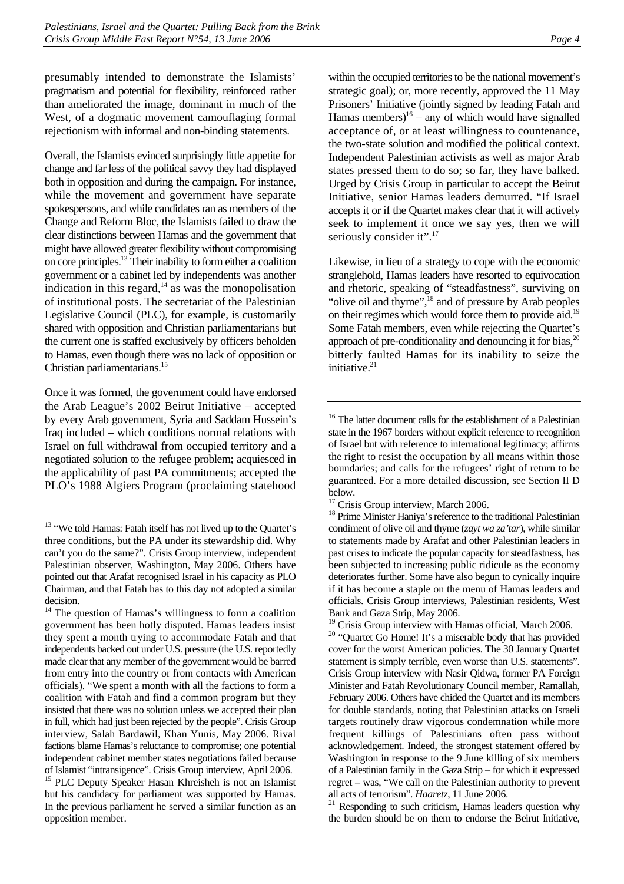presumably intended to demonstrate the Islamists' pragmatism and potential for flexibility, reinforced rather than ameliorated the image, dominant in much of the West, of a dogmatic movement camouflaging formal rejectionism with informal and non-binding statements.

Overall, the Islamists evinced surprisingly little appetite for change and far less of the political savvy they had displayed both in opposition and during the campaign. For instance, while the movement and government have separate spokespersons, and while candidates ran as members of the Change and Reform Bloc, the Islamists failed to draw the clear distinctions between Hamas and the government that might have allowed greater flexibility without compromising on core principles.[13] Their inability to form either a coalition government or a cabinet led by independents was another indication in this regard,[14] as was the monopolisation of institutional posts. The secretariat of the Palestinian Legislative Council (PLC), for example, is customarily shared with opposition and Christian parliamentarians but the current one is staffed exclusively by officers beholden to Hamas, even though there was no lack of opposition or Christian parliamentarians.[15]

Once it was formed, the government could have endorsed the Arab League's 2002 Beirut Initiative – accepted by every Arab government, Syria and Saddam Hussein's Iraq included – which conditions normal relations with Israel on full withdrawal from occupied territory and a negotiated solution to the refugee problem; acquiesced in the applicability of past PA commitments; accepted the PLO's 1988 Algiers Program (proclaiming statehood within the occupied territories to be the national movement's strategic goal); or, more recently, approved the 11 May Prisoners' Initiative (jointly signed by leading Fatah and Hamas members)[16] – any of which would have signalled acceptance of, or at least willingness to countenance, the two-state solution and modified the political context. Independent Palestinian activists as well as major Arab states pressed them to do so; so far, they have balked. Urged by Crisis Group in particular to accept the Beirut Initiative, senior Hamas leaders demurred. "If Israel accepts it or if the Quartet makes clear that it will actively seek to implement it once we say yes, then we will seriously consider it".[17]

Likewise, in lieu of a strategy to cope with the economic stranglehold, Hamas leaders have resorted to equivocation and rhetoric, speaking of "steadfastness", surviving on "olive oil and thyme",[18] and of pressure by Arab peoples on their regimes which would force them to provide aid.[19] Some Fatah members, even while rejecting the Quartet's approach of pre-conditionality and denouncing it for bias,[20] bitterly faulted Hamas for its inability to seize the initiative.[21]

---

[13] "We told Hamas: Fatah itself has not lived up to the Quartet's three conditions, but the PA under its stewardship did. Why can't you do the same?". Crisis Group interview, independent Palestinian observer, Washington, May 2006. Others have pointed out that Arafat recognised Israel in his capacity as PLO Chairman, and that Fatah has to this day not adopted a similar decision.

[14] The question of Hamas's willingness to form a coalition government has been hotly disputed. Hamas leaders insist they spent a month trying to accommodate Fatah and that independents backed out under U.S. pressure (the U.S. reportedly made clear that any member of the government would be barred from entry into the country or from contacts with American officials). "We spent a month with all the factions to form a coalition with Fatah and find a common program but they insisted that there was no solution unless we accepted their plan in full, which had just been rejected by the people". Crisis Group interview, Salah Bardawil, Khan Yunis, May 2006. Rival factions blame Hamas's reluctance to compromise; one potential independent cabinet member states negotiations failed because of Islamist "intransigence". Crisis Group interview, April 2006.

[15] PLC Deputy Speaker Hasan Khreisheh is not an Islamist but his candidacy for parliament was supported by Hamas. In the previous parliament he served a similar function as an opposition member.

[16] The latter document calls for the establishment of a Palestinian state in the 1967 borders without explicit reference to recognition of Israel but with reference to international legitimacy; affirms the right to resist the occupation by all means within those boundaries; and calls for the refugees' right of return to be guaranteed. For a more detailed discussion, see Section II D below.

[17] Crisis Group interview, March 2006.

[18] Prime Minister Haniya's reference to the traditional Palestinian condiment of olive oil and thyme (*zayt wa za'tar*), while similar to statements made by Arafat and other Palestinian leaders in past crises to indicate the popular capacity for steadfastness, has been subjected to increasing public ridicule as the economy deteriorates further. Some have also begun to cynically inquire if it has become a staple on the menu of Hamas leaders and officials. Crisis Group interviews, Palestinian residents, West Bank and Gaza Strip, May 2006.

[19] Crisis Group interview with Hamas official, March 2006.

[20] "Quartet Go Home! It's a miserable body that has provided cover for the worst American policies. The 30 January Quartet statement is simply terrible, even worse than U.S. statements". Crisis Group interview with Nasir Qidwa, former PA Foreign Minister and Fatah Revolutionary Council member, Ramallah, February 2006. Others have chided the Quartet and its members for double standards, noting that Palestinian attacks on Israeli targets routinely draw vigorous condemnation while more frequent killings of Palestinians often pass without acknowledgement. Indeed, the strongest statement offered by Washington in response to the 9 June killing of six members of a Palestinian family in the Gaza Strip – for which it expressed regret – was, "We call on the Palestinian authority to prevent all acts of terrorism". *Haaretz*, 11 June 2006.

[21] Responding to such criticism, Hamas leaders question why the burden should be on them to endorse the Beirut Initiative,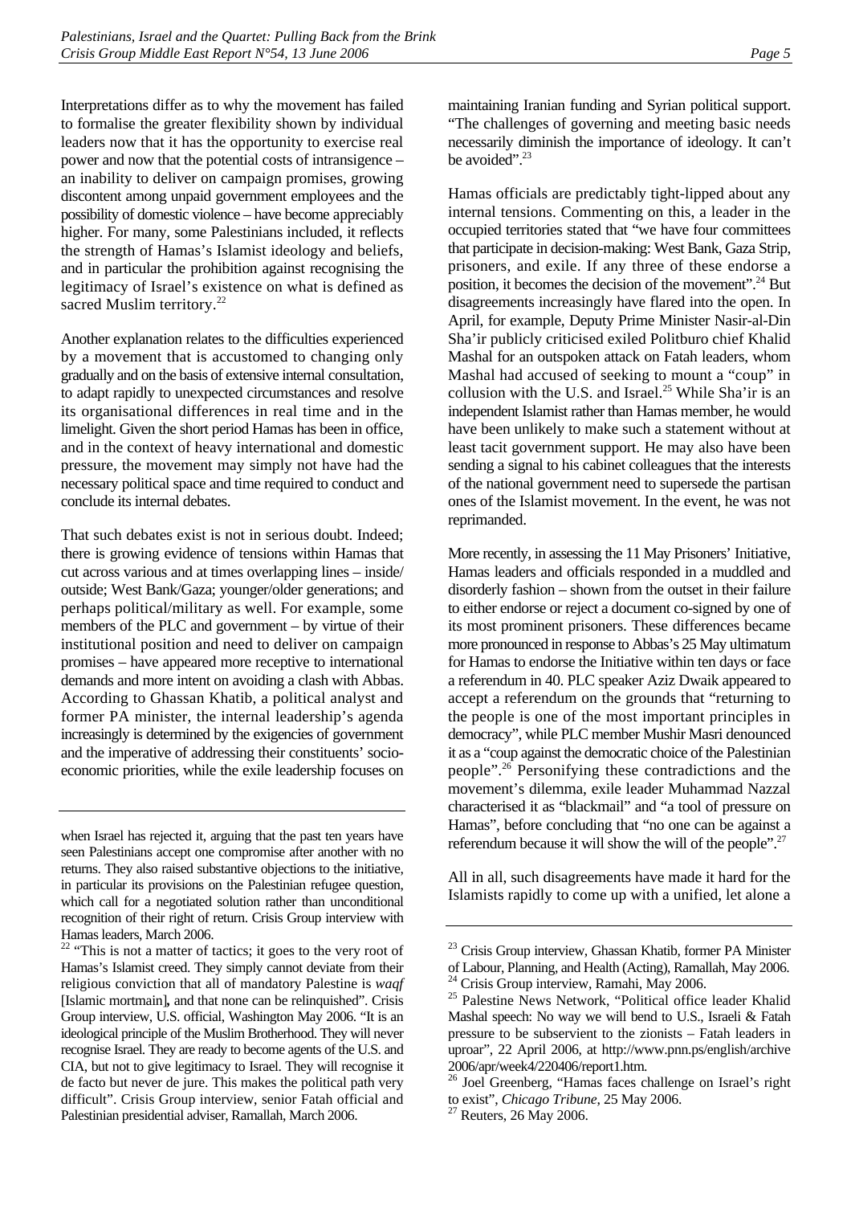Interpretations differ as to why the movement has failed to formalise the greater flexibility shown by individual leaders now that it has the opportunity to exercise real power and now that the potential costs of intransigence – an inability to deliver on campaign promises, growing discontent among unpaid government employees and the possibility of domestic violence – have become appreciably higher. For many, some Palestinians included, it reflects the strength of Hamas's Islamist ideology and beliefs, and in particular the prohibition against recognising the legitimacy of Israel's existence on what is defined as sacred Muslim territory.[22]

Another explanation relates to the difficulties experienced by a movement that is accustomed to changing only gradually and on the basis of extensive internal consultation, to adapt rapidly to unexpected circumstances and resolve its organisational differences in real time and in the limelight. Given the short period Hamas has been in office, and in the context of heavy international and domestic pressure, the movement may simply not have had the necessary political space and time required to conduct and conclude its internal debates.

That such debates exist is not in serious doubt. Indeed; there is growing evidence of tensions within Hamas that cut across various and at times overlapping lines – inside/outside; West Bank/Gaza; younger/older generations; and perhaps political/military as well. For example, some members of the PLC and government – by virtue of their institutional position and need to deliver on campaign promises – have appeared more receptive to international demands and more intent on avoiding a clash with Abbas. According to Ghassan Khatib, a political analyst and former PA minister, the internal leadership's agenda increasingly is determined by the exigencies of government and the imperative of addressing their constituents' socio-economic priorities, while the exile leadership focuses on maintaining Iranian funding and Syrian political support. "The challenges of governing and meeting basic needs necessarily diminish the importance of ideology. It can't be avoided".[23]

Hamas officials are predictably tight-lipped about any internal tensions. Commenting on this, a leader in the occupied territories stated that "we have four committees that participate in decision-making: West Bank, Gaza Strip, prisoners, and exile. If any three of these endorse a position, it becomes the decision of the movement".[24] But disagreements increasingly have flared into the open. In April, for example, Deputy Prime Minister Nasir-al-Din Sha'ir publicly criticised exiled Politburo chief Khalid Mashal for an outspoken attack on Fatah leaders, whom Mashal had accused of seeking to mount a "coup" in collusion with the U.S. and Israel.[25] While Sha'ir is an independent Islamist rather than Hamas member, he would have been unlikely to make such a statement without at least tacit government support. He may also have been sending a signal to his cabinet colleagues that the interests of the national government need to supersede the partisan ones of the Islamist movement. In the event, he was not reprimanded.

More recently, in assessing the 11 May Prisoners' Initiative, Hamas leaders and officials responded in a muddled and disorderly fashion – shown from the outset in their failure to either endorse or reject a document co-signed by one of its most prominent prisoners. These differences became more pronounced in response to Abbas's 25 May ultimatum for Hamas to endorse the Initiative within ten days or face a referendum in 40. PLC speaker Aziz Dwaik appeared to accept a referendum on the grounds that "returning to the people is one of the most important principles in democracy", while PLC member Mushir Masri denounced it as a "coup against the democratic choice of the Palestinian people".[26] Personifying these contradictions and the movement's dilemma, exile leader Muhammad Nazzal characterised it as "blackmail" and "a tool of pressure on Hamas", before concluding that "no one can be against a referendum because it will show the will of the people".[27]

All in all, such disagreements have made it hard for the Islamists rapidly to come up with a unified, let alone a

---

when Israel has rejected it, arguing that the past ten years have seen Palestinians accept one compromise after another with no returns. They also raised substantive objections to the initiative, in particular its provisions on the Palestinian refugee question, which call for a negotiated solution rather than unconditional recognition of their right of return. Crisis Group interview with Hamas leaders, March 2006.

[22] "This is not a matter of tactics; it goes to the very root of Hamas's Islamist creed. They simply cannot deviate from their religious conviction that all of mandatory Palestine is *waqf* [Islamic mortmain]**,** and that none can be relinquished". Crisis Group interview, U.S. official, Washington May 2006. "It is an ideological principle of the Muslim Brotherhood. They will never recognise Israel. They are ready to become agents of the U.S. and CIA, but not to give legitimacy to Israel. They will recognise it de facto but never de jure. This makes the political path very difficult". Crisis Group interview, senior Fatah official and Palestinian presidential adviser, Ramallah, March 2006.

[23] Crisis Group interview, Ghassan Khatib, former PA Minister of Labour, Planning, and Health (Acting), Ramallah, May 2006.

[24] Crisis Group interview, Ramahi, May 2006.

[25] Palestine News Network, "Political office leader Khalid Mashal speech: No way we will bend to U.S., Israeli & Fatah pressure to be subservient to the zionists – Fatah leaders in uproar", 22 April 2006, at http://www.pnn.ps/english/archive 2006/apr/week4/220406/report1.htm.

[26] Joel Greenberg, "Hamas faces challenge on Israel's right to exist", *Chicago Tribune*, 25 May 2006.

[27] Reuters, 26 May 2006.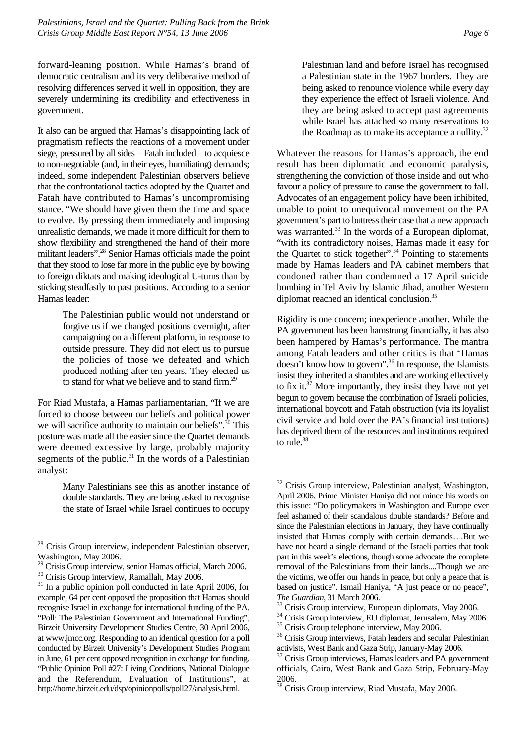forward-leaning position. While Hamas's brand of democratic centralism and its very deliberative method of resolving differences served it well in opposition, they are severely undermining its credibility and effectiveness in government.

It also can be argued that Hamas's disappointing lack of pragmatism reflects the reactions of a movement under siege, pressured by all sides – Fatah included – to acquiesce to non-negotiable (and, in their eyes, humiliating) demands; indeed, some independent Palestinian observers believe that the confrontational tactics adopted by the Quartet and Fatah have contributed to Hamas's uncompromising stance. "We should have given them the time and space to evolve. By pressing them immediately and imposing unrealistic demands, we made it more difficult for them to show flexibility and strengthened the hand of their more militant leaders".[28] Senior Hamas officials made the point that they stood to lose far more in the public eye by bowing to foreign diktats and making ideological U-turns than by sticking steadfastly to past positions. According to a senior Hamas leader:

> The Palestinian public would not understand or forgive us if we changed positions overnight, after campaigning on a different platform, in response to outside pressure. They did not elect us to pursue the policies of those we defeated and which produced nothing after ten years. They elected us to stand for what we believe and to stand firm.[29]

For Riad Mustafa, a Hamas parliamentarian, "If we are forced to choose between our beliefs and political power we will sacrifice authority to maintain our beliefs".[30] This posture was made all the easier since the Quartet demands were deemed excessive by large, probably majority segments of the public.[31] In the words of a Palestinian analyst:

> Many Palestinians see this as another instance of double standards. They are being asked to recognise the state of Israel while Israel continues to occupy Palestinian land and before Israel has recognised a Palestinian state in the 1967 borders. They are being asked to renounce violence while every day they experience the effect of Israeli violence. And they are being asked to accept past agreements while Israel has attached so many reservations to the Roadmap as to make its acceptance a nullity.[32]

Whatever the reasons for Hamas's approach, the end result has been diplomatic and economic paralysis, strengthening the conviction of those inside and out who favour a policy of pressure to cause the government to fall. Advocates of an engagement policy have been inhibited, unable to point to unequivocal movement on the PA government's part to buttress their case that a new approach was warranted.[33] In the words of a European diplomat, "with its contradictory noises, Hamas made it easy for the Quartet to stick together".[34] Pointing to statements made by Hamas leaders and PA cabinet members that condoned rather than condemned a 17 April suicide bombing in Tel Aviv by Islamic Jihad, another Western diplomat reached an identical conclusion.[35]

Rigidity is one concern; inexperience another. While the PA government has been hamstrung financially, it has also been hampered by Hamas's performance. The mantra among Fatah leaders and other critics is that "Hamas doesn't know how to govern".[36] In response, the Islamists insist they inherited a shambles and are working effectively to fix it.[37] More importantly, they insist they have not yet begun to govern because the combination of Israeli policies, international boycott and Fatah obstruction (via its loyalist civil service and hold over the PA's financial institutions) has deprived them of the resources and institutions required to rule.[38]

---

[28] Crisis Group interview, independent Palestinian observer, Washington, May 2006.

[29] Crisis Group interview, senior Hamas official, March 2006.

[30] Crisis Group interview, Ramallah, May 2006.

[31] In a public opinion poll conducted in late April 2006, for example, 64 per cent opposed the proposition that Hamas should recognise Israel in exchange for international funding of the PA. "Poll: The Palestinian Government and International Funding", Birzeit University Development Studies Centre, 30 April 2006, at www.jmcc.org. Responding to an identical question for a poll conducted by Birzeit University's Development Studies Program in June, 61 per cent opposed recognition in exchange for funding. "Public Opinion Poll #27: Living Conditions, National Dialogue and the Referendum, Evaluation of Institutions", at http://home.birzeit.edu/dsp/opinionpolls/poll27/analysis.html.

[32] Crisis Group interview, Palestinian analyst, Washington, April 2006. Prime Minister Haniya did not mince his words on this issue: "Do policymakers in Washington and Europe ever feel ashamed of their scandalous double standards? Before and since the Palestinian elections in January, they have continually insisted that Hamas comply with certain demands….But we have not heard a single demand of the Israeli parties that took part in this week's elections, though some advocate the complete removal of the Palestinians from their lands....Though we are the victims, we offer our hands in peace, but only a peace that is based on justice". Ismail Haniya, "A just peace or no peace", *The Guardian*, 31 March 2006.

[33] Crisis Group interview, European diplomats, May 2006.

[34] Crisis Group interview, EU diplomat, Jerusalem, May 2006.

[35] Crisis Group telephone interview, May 2006.

[36] Crisis Group interviews, Fatah leaders and secular Palestinian activists, West Bank and Gaza Strip, January-May 2006.

[37] Crisis Group interviews, Hamas leaders and PA government officials, Cairo, West Bank and Gaza Strip, February-May 2006.

[38] Crisis Group interview, Riad Mustafa, May 2006.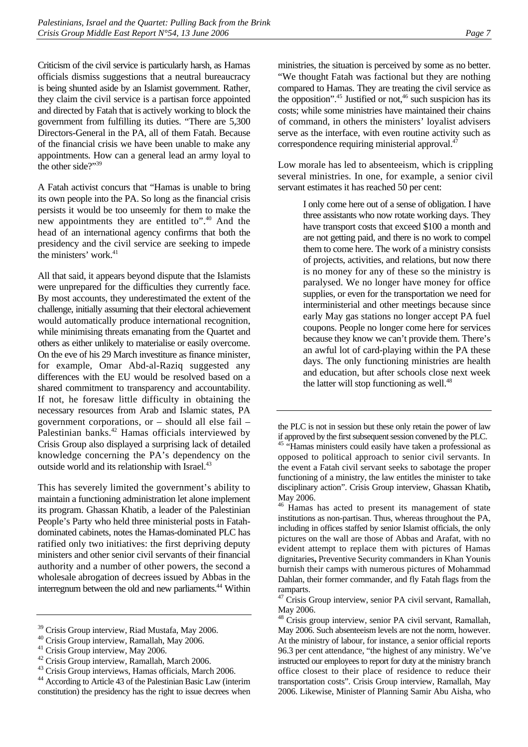Criticism of the civil service is particularly harsh, as Hamas officials dismiss suggestions that a neutral bureaucracy is being shunted aside by an Islamist government. Rather, they claim the civil service is a partisan force appointed and directed by Fatah that is actively working to block the government from fulfilling its duties. "There are 5,300 Directors-General in the PA, all of them Fatah. Because of the financial crisis we have been unable to make any appointments. How can a general lead an army loyal to the other side?"[39]

A Fatah activist concurs that "Hamas is unable to bring its own people into the PA. So long as the financial crisis persists it would be too unseemly for them to make the new appointments they are entitled to".[40] And the head of an international agency confirms that both the presidency and the civil service are seeking to impede the ministers' work.[41]

All that said, it appears beyond dispute that the Islamists were unprepared for the difficulties they currently face. By most accounts, they underestimated the extent of the challenge, initially assuming that their electoral achievement would automatically produce international recognition, while minimising threats emanating from the Quartet and others as either unlikely to materialise or easily overcome. On the eve of his 29 March investiture as finance minister, for example, Omar Abd-al-Raziq suggested any differences with the EU would be resolved based on a shared commitment to transparency and accountability. If not, he foresaw little difficulty in obtaining the necessary resources from Arab and Islamic states, PA government corporations, or – should all else fail – Palestinian banks.[42] Hamas officials interviewed by Crisis Group also displayed a surprising lack of detailed knowledge concerning the PA's dependency on the outside world and its relationship with Israel.[43]

This has severely limited the government's ability to maintain a functioning administration let alone implement its program. Ghassan Khatib, a leader of the Palestinian People's Party who held three ministerial posts in Fatah-dominated cabinets, notes the Hamas-dominated PLC has ratified only two initiatives: the first depriving deputy ministers and other senior civil servants of their financial authority and a number of other powers, the second a wholesale abrogation of decrees issued by Abbas in the interregnum between the old and new parliaments.[44] Within ministries, the situation is perceived by some as no better. "We thought Fatah was factional but they are nothing compared to Hamas. They are treating the civil service as the opposition".[45] Justified or not,[46] such suspicion has its costs; while some ministries have maintained their chains of command, in others the ministers' loyalist advisers serve as the interface, with even routine activity such as correspondence requiring ministerial approval.[47]

Low morale has led to absenteeism, which is crippling several ministries. In one, for example, a senior civil servant estimates it has reached 50 per cent:

> I only come here out of a sense of obligation. I have three assistants who now rotate working days. They have transport costs that exceed $100 a month and are not getting paid, and there is no work to compel them to come here. The work of a ministry consists of projects, activities, and relations, but now there is no money for any of these so the ministry is paralysed. We no longer have money for office supplies, or even for the transportation we need for interministerial and other meetings because since early May gas stations no longer accept PA fuel coupons. People no longer come here for services because they know we can't provide them. There's an awful lot of card-playing within the PA these days. The only functioning ministries are health and education, but after schools close next week the latter will stop functioning as well.[48]

---

[39] Crisis Group interview, Riad Mustafa, May 2006.

[40] Crisis Group interview, Ramallah, May 2006.

[41] Crisis Group interview, May 2006.

[42] Crisis Group interview, Ramallah, March 2006.

[43] Crisis Group interviews, Hamas officials, March 2006.

[44] According to Article 43 of the Palestinian Basic Law (interim constitution) the presidency has the right to issue decrees when the PLC is not in session but these only retain the power of law if approved by the first subsequent session convened by the PLC.

[45] "Hamas ministers could easily have taken a professional as opposed to political approach to senior civil servants. In the event a Fatah civil servant seeks to sabotage the proper functioning of a ministry, the law entitles the minister to take disciplinary action". Crisis Group interview, Ghassan Khatib, May 2006.

[46] Hamas has acted to present its management of state institutions as non-partisan. Thus, whereas throughout the PA, including in offices staffed by senior Islamist officials, the only pictures on the wall are those of Abbas and Arafat, with no evident attempt to replace them with pictures of Hamas dignitaries, Preventive Security commanders in Khan Younis burnish their camps with numerous pictures of Mohammad Dahlan, their former commander, and fly Fatah flags from the ramparts.

[47] Crisis Group interview, senior PA civil servant, Ramallah, May 2006.

[48] Crisis group interview, senior PA civil servant, Ramallah, May 2006. Such absenteeism levels are not the norm, however. At the ministry of labour, for instance, a senior official reports 96.3 per cent attendance, "the highest of any ministry. We've instructed our employees to report for duty at the ministry branch office closest to their place of residence to reduce their transportation costs". Crisis Group interview, Ramallah, May 2006. Likewise, Minister of Planning Samir Abu Aisha, who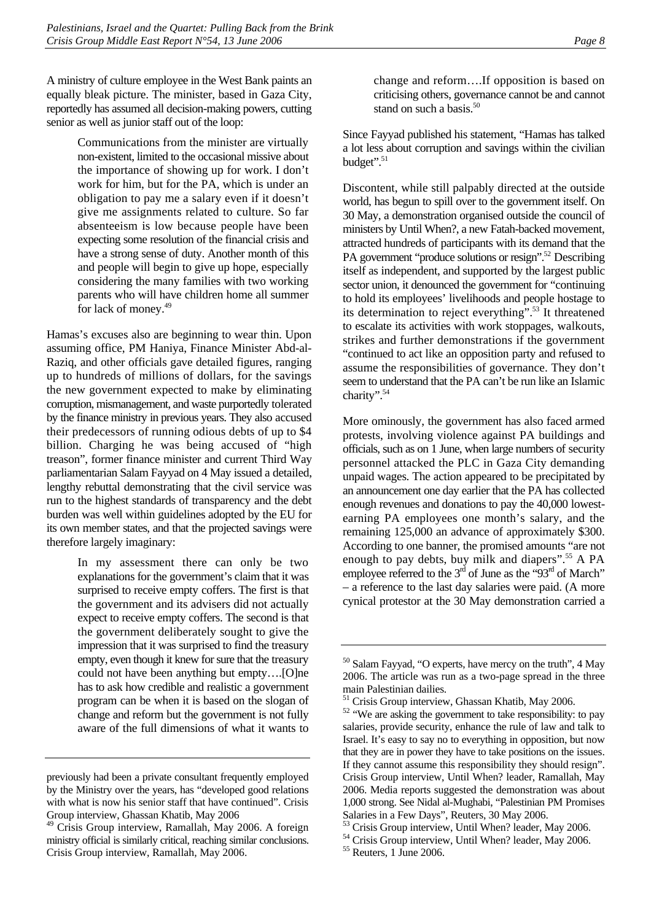A ministry of culture employee in the West Bank paints an equally bleak picture. The minister, based in Gaza City, reportedly has assumed all decision-making powers, cutting senior as well as junior staff out of the loop:

> Communications from the minister are virtually non-existent, limited to the occasional missive about the importance of showing up for work. I don't work for him, but for the PA, which is under an obligation to pay me a salary even if it doesn't give me assignments related to culture. So far absenteeism is low because people have been expecting some resolution of the financial crisis and have a strong sense of duty. Another month of this and people will begin to give up hope, especially considering the many families with two working parents who will have children home all summer for lack of money.[49]

Hamas's excuses also are beginning to wear thin. Upon assuming office, PM Haniya, Finance Minister Abd-al-Raziq, and other officials gave detailed figures, ranging up to hundreds of millions of dollars, for the savings the new government expected to make by eliminating corruption, mismanagement, and waste purportedly tolerated by the finance ministry in previous years. They also accused their predecessors of running odious debts of up to $4 billion. Charging he was being accused of "high treason", former finance minister and current Third Way parliamentarian Salam Fayyad on 4 May issued a detailed, lengthy rebuttal demonstrating that the civil service was run to the highest standards of transparency and the debt burden was well within guidelines adopted by the EU for its own member states, and that the projected savings were therefore largely imaginary:

> In my assessment there can only be two explanations for the government's claim that it was surprised to receive empty coffers. The first is that the government and its advisers did not actually expect to receive empty coffers. The second is that the government deliberately sought to give the impression that it was surprised to find the treasury empty, even though it knew for sure that the treasury could not have been anything but empty….[O]ne has to ask how credible and realistic a government program can be when it is based on the slogan of change and reform but the government is not fully aware of the full dimensions of what it wants to change and reform….If opposition is based on criticising others, governance cannot be and cannot stand on such a basis.[50]

Since Fayyad published his statement, "Hamas has talked a lot less about corruption and savings within the civilian budget".[51]

Discontent, while still palpably directed at the outside world, has begun to spill over to the government itself. On 30 May, a demonstration organised outside the council of ministers by Until When?, a new Fatah-backed movement, attracted hundreds of participants with its demand that the PA government "produce solutions or resign".[52] Describing itself as independent, and supported by the largest public sector union, it denounced the government for "continuing to hold its employees' livelihoods and people hostage to its determination to reject everything".[53] It threatened to escalate its activities with work stoppages, walkouts, strikes and further demonstrations if the government "continued to act like an opposition party and refused to assume the responsibilities of governance. They don't seem to understand that the PA can't be run like an Islamic charity".[54]

More ominously, the government has also faced armed protests, involving violence against PA buildings and officials, such as on 1 June, when large numbers of security personnel attacked the PLC in Gaza City demanding unpaid wages. The action appeared to be precipitated by an announcement one day earlier that the PA has collected enough revenues and donations to pay the 40,000 lowest-earning PA employees one month's salary, and the remaining 125,000 an advance of approximately $300. According to one banner, the promised amounts "are not enough to pay debts, buy milk and diapers".[55] A PA employee referred to the 3rd of June as the "93rd of March" – a reference to the last day salaries were paid. (A more cynical protestor at the 30 May demonstration carried a

---

previously had been a private consultant frequently employed by the Ministry over the years, has "developed good relations with what is now his senior staff that have continued". Crisis Group interview, Ghassan Khatib, May 2006

[49] Crisis Group interview, Ramallah, May 2006. A foreign ministry official is similarly critical, reaching similar conclusions. Crisis Group interview, Ramallah, May 2006.

[50] Salam Fayyad, "O experts, have mercy on the truth", 4 May 2006. The article was run as a two-page spread in the three main Palestinian dailies.

[51] Crisis Group interview, Ghassan Khatib, May 2006.

[52] "We are asking the government to take responsibility: to pay salaries, provide security, enhance the rule of law and talk to Israel. It's easy to say no to everything in opposition, but now that they are in power they have to take positions on the issues. If they cannot assume this responsibility they should resign". Crisis Group interview, Until When? leader, Ramallah, May 2006. Media reports suggested the demonstration was about 1,000 strong. See Nidal al-Mughabi, "Palestinian PM Promises Salaries in a Few Days", Reuters, 30 May 2006.

[53] Crisis Group interview, Until When? leader, May 2006.

[54] Crisis Group interview, Until When? leader, May 2006.

[55] Reuters, 1 June 2006.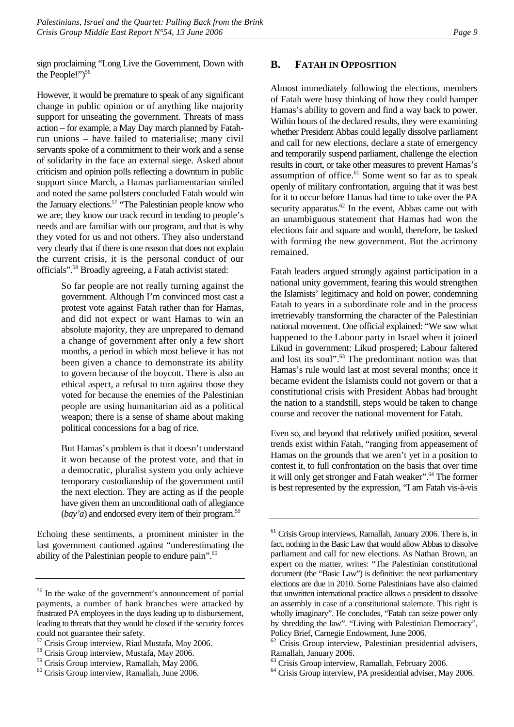sign proclaiming "Long Live the Government, Down with the People!")[56]

However, it would be premature to speak of any significant change in public opinion or of anything like majority support for unseating the government. Threats of mass action – for example, a May Day march planned by Fatah-run unions – have failed to materialise; many civil servants spoke of a commitment to their work and a sense of solidarity in the face an external siege. Asked about criticism and opinion polls reflecting a downturn in public support since March, a Hamas parliamentarian smiled and noted the same pollsters concluded Fatah would win the January elections.[57] "The Palestinian people know who we are; they know our track record in tending to people's needs and are familiar with our program, and that is why they voted for us and not others. They also understand very clearly that if there is one reason that does not explain the current crisis, it is the personal conduct of our officials".[58] Broadly agreeing, a Fatah activist stated:

> So far people are not really turning against the government. Although I'm convinced most cast a protest vote against Fatah rather than for Hamas, and did not expect or want Hamas to win an absolute majority, they are unprepared to demand a change of government after only a few short months, a period in which most believe it has not been given a chance to demonstrate its ability to govern because of the boycott. There is also an ethical aspect, a refusal to turn against those they voted for because the enemies of the Palestinian people are using humanitarian aid as a political weapon; there is a sense of shame about making political concessions for a bag of rice.
>
> But Hamas's problem is that it doesn't understand it won because of the protest vote, and that in a democratic, pluralist system you only achieve temporary custodianship of the government until the next election. They are acting as if the people have given them an unconditional oath of allegiance (*bay'a*) and endorsed every item of their program.[59]

Echoing these sentiments, a prominent minister in the last government cautioned against "underestimating the ability of the Palestinian people to endure pain".[60]

## B. Fatah in Opposition

Almost immediately following the elections, members of Fatah were busy thinking of how they could hamper Hamas's ability to govern and find a way back to power. Within hours of the declared results, they were examining whether President Abbas could legally dissolve parliament and call for new elections, declare a state of emergency and temporarily suspend parliament, challenge the election results in court, or take other measures to prevent Hamas's assumption of office.[61] Some went so far as to speak openly of military confrontation, arguing that it was best for it to occur before Hamas had time to take over the PA security apparatus.[62] In the event, Abbas came out with an unambiguous statement that Hamas had won the elections fair and square and would, therefore, be tasked with forming the new government. But the acrimony remained.

Fatah leaders argued strongly against participation in a national unity government, fearing this would strengthen the Islamists' legitimacy and hold on power, condemning Fatah to years in a subordinate role and in the process irretrievably transforming the character of the Palestinian national movement. One official explained: "We saw what happened to the Labour party in Israel when it joined Likud in government: Likud prospered; Labour faltered and lost its soul".[63] The predominant notion was that Hamas's rule would last at most several months; once it became evident the Islamists could not govern or that a constitutional crisis with President Abbas had brought the nation to a standstill, steps would be taken to change course and recover the national movement for Fatah.

Even so, and beyond that relatively unified position, several trends exist within Fatah, "ranging from appeasement of Hamas on the grounds that we aren't yet in a position to contest it, to full confrontation on the basis that over time it will only get stronger and Fatah weaker".[64] The former is best represented by the expression, "I am Fatah vis-à-vis

---

[56] In the wake of the government's announcement of partial payments, a number of bank branches were attacked by frustrated PA employees in the days leading up to disbursement, leading to threats that they would be closed if the security forces could not guarantee their safety.

[57] Crisis Group interview, Riad Mustafa, May 2006.

[58] Crisis Group interview, Mustafa, May 2006.

[59] Crisis Group interview, Ramallah, May 2006.

[60] Crisis Group interview, Ramallah, June 2006.

[61] Crisis Group interviews, Ramallah, January 2006. There is, in fact, nothing in the Basic Law that would allow Abbas to dissolve parliament and call for new elections. As Nathan Brown, an expert on the matter, writes: "The Palestinian constitutional document (the "Basic Law") is definitive: the next parliamentary elections are due in 2010. Some Palestinians have also claimed that unwritten international practice allows a president to dissolve an assembly in case of a constitutional stalemate. This right is wholly imaginary". He concludes, "Fatah can seize power only by shredding the law". "Living with Palestinian Democracy", Policy Brief, Carnegie Endowment, June 2006.

[62] Crisis Group interview, Palestinian presidential advisers, Ramallah, January 2006.

[63] Crisis Group interview, Ramallah, February 2006.

[64] Crisis Group interview, PA presidential adviser, May 2006.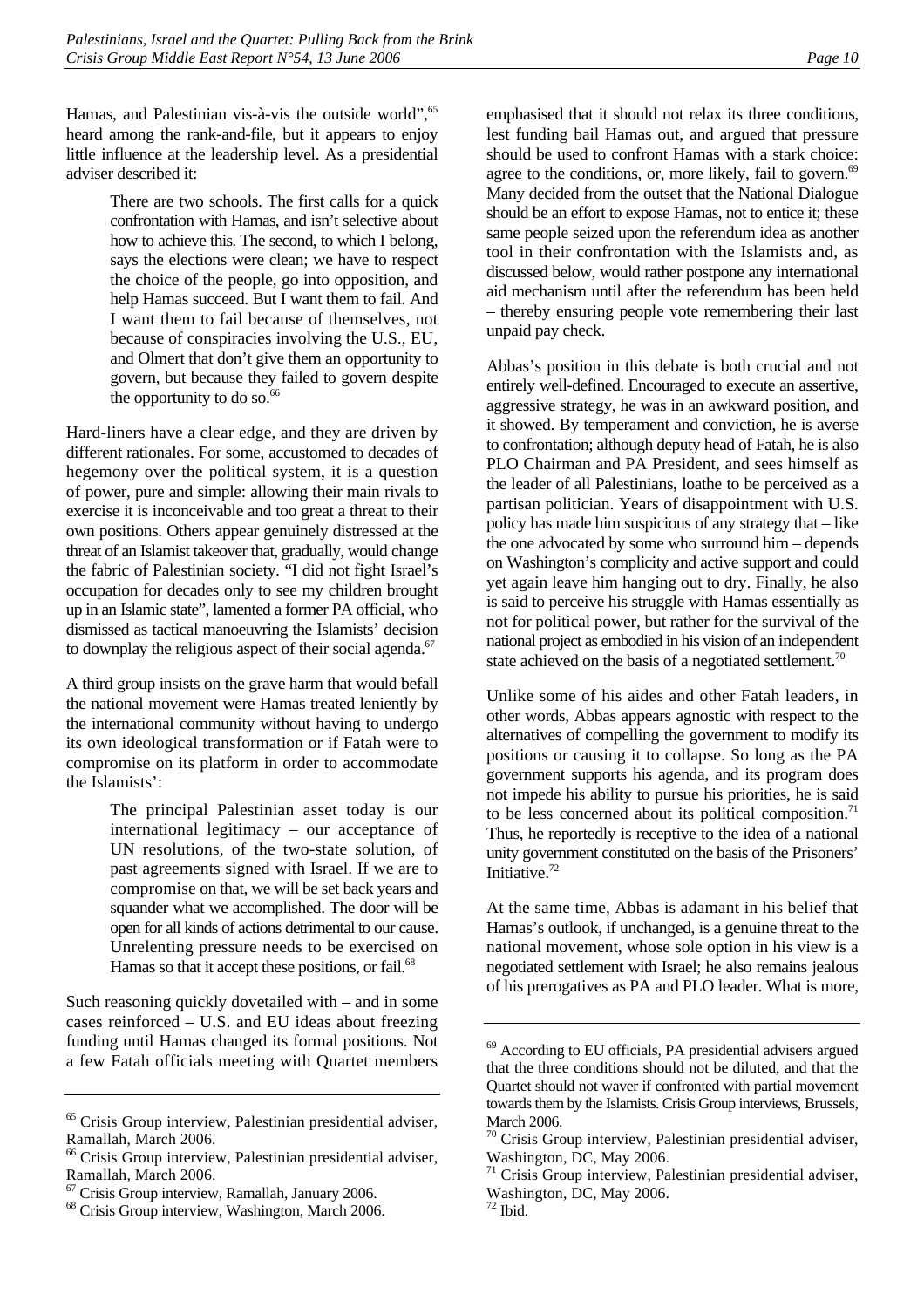Hamas, and Palestinian vis-à-vis the outside world",[65] heard among the rank-and-file, but it appears to enjoy little influence at the leadership level. As a presidential adviser described it:

> There are two schools. The first calls for a quick confrontation with Hamas, and isn't selective about how to achieve this. The second, to which I belong, says the elections were clean; we have to respect the choice of the people, go into opposition, and help Hamas succeed. But I want them to fail. And I want them to fail because of themselves, not because of conspiracies involving the U.S., EU, and Olmert that don't give them an opportunity to govern, but because they failed to govern despite the opportunity to do so.[66]

Hard-liners have a clear edge, and they are driven by different rationales. For some, accustomed to decades of hegemony over the political system, it is a question of power, pure and simple: allowing their main rivals to exercise it is inconceivable and too great a threat to their own positions. Others appear genuinely distressed at the threat of an Islamist takeover that, gradually, would change the fabric of Palestinian society. "I did not fight Israel's occupation for decades only to see my children brought up in an Islamic state", lamented a former PA official, who dismissed as tactical manoeuvring the Islamists' decision to downplay the religious aspect of their social agenda.[67]

A third group insists on the grave harm that would befall the national movement were Hamas treated leniently by the international community without having to undergo its own ideological transformation or if Fatah were to compromise on its platform in order to accommodate the Islamists':

> The principal Palestinian asset today is our international legitimacy – our acceptance of UN resolutions, of the two-state solution, of past agreements signed with Israel. If we are to compromise on that, we will be set back years and squander what we accomplished. The door will be open for all kinds of actions detrimental to our cause. Unrelenting pressure needs to be exercised on Hamas so that it accept these positions, or fail.[68]

Such reasoning quickly dovetailed with – and in some cases reinforced – U.S. and EU ideas about freezing funding until Hamas changed its formal positions. Not a few Fatah officials meeting with Quartet members emphasised that it should not relax its three conditions, lest funding bail Hamas out, and argued that pressure should be used to confront Hamas with a stark choice: agree to the conditions, or, more likely, fail to govern.[69] Many decided from the outset that the National Dialogue should be an effort to expose Hamas, not to entice it; these same people seized upon the referendum idea as another tool in their confrontation with the Islamists and, as discussed below, would rather postpone any international aid mechanism until after the referendum has been held – thereby ensuring people vote remembering their last unpaid pay check.

Abbas's position in this debate is both crucial and not entirely well-defined. Encouraged to execute an assertive, aggressive strategy, he was in an awkward position, and it showed. By temperament and conviction, he is averse to confrontation; although deputy head of Fatah, he is also PLO Chairman and PA President, and sees himself as the leader of all Palestinians, loathe to be perceived as a partisan politician. Years of disappointment with U.S. policy has made him suspicious of any strategy that – like the one advocated by some who surround him – depends on Washington's complicity and active support and could yet again leave him hanging out to dry. Finally, he also is said to perceive his struggle with Hamas essentially as not for political power, but rather for the survival of the national project as embodied in his vision of an independent state achieved on the basis of a negotiated settlement.[70]

Unlike some of his aides and other Fatah leaders, in other words, Abbas appears agnostic with respect to the alternatives of compelling the government to modify its positions or causing it to collapse. So long as the PA government supports his agenda, and its program does not impede his ability to pursue his priorities, he is said to be less concerned about its political composition.[71] Thus, he reportedly is receptive to the idea of a national unity government constituted on the basis of the Prisoners' Initiative.[72]

At the same time, Abbas is adamant in his belief that Hamas's outlook, if unchanged, is a genuine threat to the national movement, whose sole option in his view is a negotiated settlement with Israel; he also remains jealous of his prerogatives as PA and PLO leader. What is more,

---

[65] Crisis Group interview, Palestinian presidential adviser, Ramallah, March 2006.

[66] Crisis Group interview, Palestinian presidential adviser, Ramallah, March 2006.

[67] Crisis Group interview, Ramallah, January 2006.

[68] Crisis Group interview, Washington, March 2006.

[69] According to EU officials, PA presidential advisers argued that the three conditions should not be diluted, and that the Quartet should not waver if confronted with partial movement towards them by the Islamists. Crisis Group interviews, Brussels, March 2006.

[70] Crisis Group interview, Palestinian presidential adviser, Washington, DC, May 2006.

[71] Crisis Group interview, Palestinian presidential adviser, Washington, DC, May 2006.

[72] Ibid.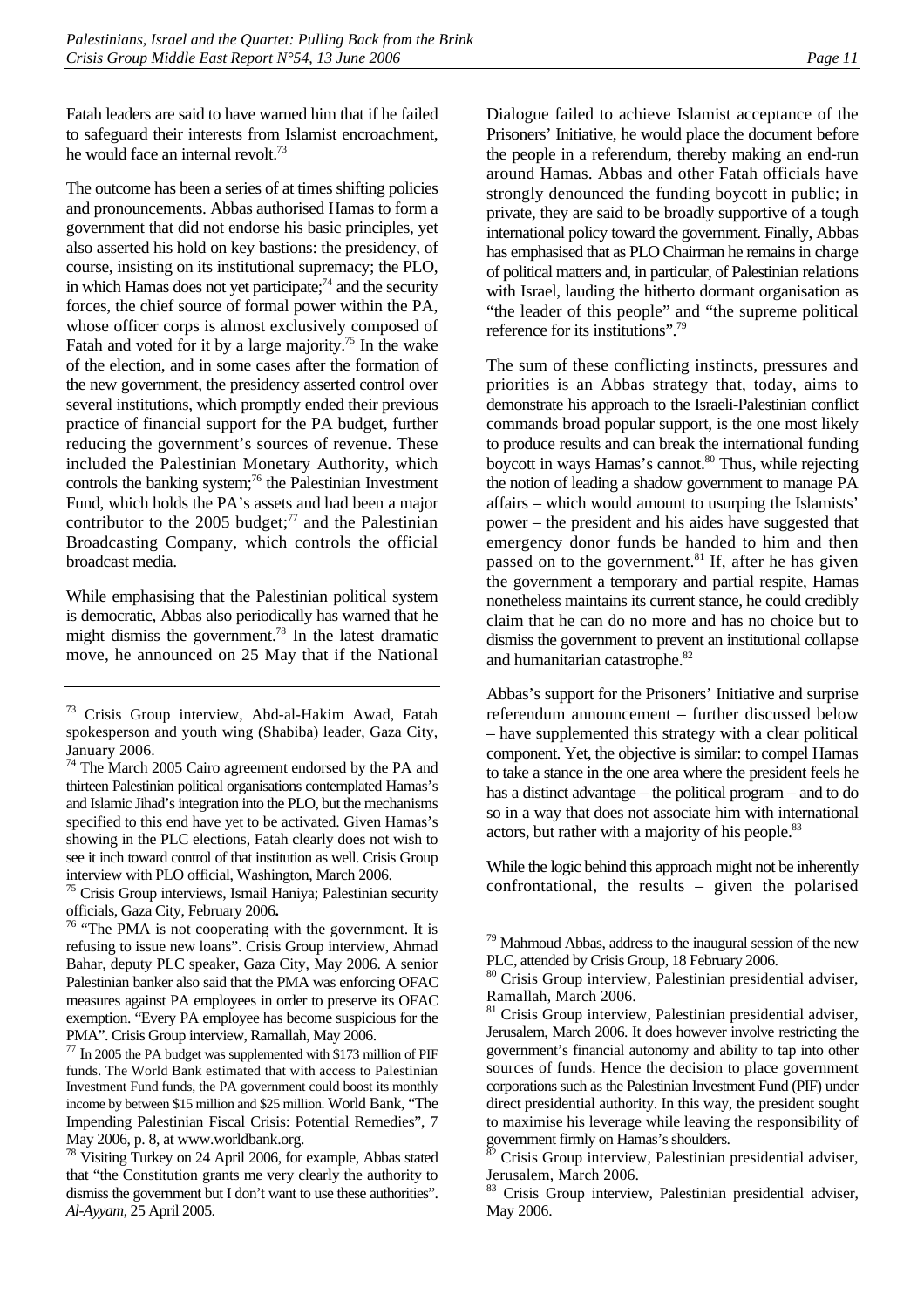Fatah leaders are said to have warned him that if he failed to safeguard their interests from Islamist encroachment, he would face an internal revolt.[73]

The outcome has been a series of at times shifting policies and pronouncements. Abbas authorised Hamas to form a government that did not endorse his basic principles, yet also asserted his hold on key bastions: the presidency, of course, insisting on its institutional supremacy; the PLO, in which Hamas does not yet participate;[74] and the security forces, the chief source of formal power within the PA, whose officer corps is almost exclusively composed of Fatah and voted for it by a large majority.[75] In the wake of the election, and in some cases after the formation of the new government, the presidency asserted control over several institutions, which promptly ended their previous practice of financial support for the PA budget, further reducing the government's sources of revenue. These included the Palestinian Monetary Authority, which controls the banking system;[76] the Palestinian Investment Fund, which holds the PA's assets and had been a major contributor to the 2005 budget;[77] and the Palestinian Broadcasting Company, which controls the official broadcast media.

While emphasising that the Palestinian political system is democratic, Abbas also periodically has warned that he might dismiss the government.[78] In the latest dramatic move, he announced on 25 May that if the National Dialogue failed to achieve Islamist acceptance of the Prisoners' Initiative, he would place the document before the people in a referendum, thereby making an end-run around Hamas. Abbas and other Fatah officials have strongly denounced the funding boycott in public; in private, they are said to be broadly supportive of a tough international policy toward the government. Finally, Abbas has emphasised that as PLO Chairman he remains in charge of political matters and, in particular, of Palestinian relations with Israel, lauding the hitherto dormant organisation as "the leader of this people" and "the supreme political reference for its institutions".[79]

The sum of these conflicting instincts, pressures and priorities is an Abbas strategy that, today, aims to demonstrate his approach to the Israeli-Palestinian conflict commands broad popular support, is the one most likely to produce results and can break the international funding boycott in ways Hamas's cannot.[80] Thus, while rejecting the notion of leading a shadow government to manage PA affairs – which would amount to usurping the Islamists' power – the president and his aides have suggested that emergency donor funds be handed to him and then passed on to the government.[81] If, after he has given the government a temporary and partial respite, Hamas nonetheless maintains its current stance, he could credibly claim that he can do no more and has no choice but to dismiss the government to prevent an institutional collapse and humanitarian catastrophe.[82]

Abbas's support for the Prisoners' Initiative and surprise referendum announcement – further discussed below – have supplemented this strategy with a clear political component. Yet, the objective is similar: to compel Hamas to take a stance in the one area where the president feels he has a distinct advantage – the political program – and to do so in a way that does not associate him with international actors, but rather with a majority of his people.[83]

While the logic behind this approach might not be inherently confrontational, the results – given the polarised

---

[73] Crisis Group interview, Abd-al-Hakim Awad, Fatah spokesperson and youth wing (Shabiba) leader, Gaza City, January 2006.

[74] The March 2005 Cairo agreement endorsed by the PA and thirteen Palestinian political organisations contemplated Hamas's and Islamic Jihad's integration into the PLO, but the mechanisms specified to this end have yet to be activated. Given Hamas's showing in the PLC elections, Fatah clearly does not wish to see it inch toward control of that institution as well. Crisis Group interview with PLO official, Washington, March 2006.

[75] Crisis Group interviews, Ismail Haniya; Palestinian security officials, Gaza City, February 2006**.**

[76] "The PMA is not cooperating with the government. It is refusing to issue new loans". Crisis Group interview, Ahmad Bahar, deputy PLC speaker, Gaza City, May 2006. A senior Palestinian banker also said that the PMA was enforcing OFAC measures against PA employees in order to preserve its OFAC exemption. "Every PA employee has become suspicious for the PMA". Crisis Group interview, Ramallah, May 2006.

[77] In 2005 the PA budget was supplemented with $173 million of PIF funds. The World Bank estimated that with access to Palestinian Investment Fund funds, the PA government could boost its monthly income by between $15 million and $25 million. World Bank, "The Impending Palestinian Fiscal Crisis: Potential Remedies", 7 May 2006, p. 8, at www.worldbank.org.

[78] Visiting Turkey on 24 April 2006, for example, Abbas stated that "the Constitution grants me very clearly the authority to dismiss the government but I don't want to use these authorities". *Al-Ayyam*, 25 April 2005.

[79] Mahmoud Abbas, address to the inaugural session of the new PLC, attended by Crisis Group, 18 February 2006.

[80] Crisis Group interview, Palestinian presidential adviser, Ramallah, March 2006.

[81] Crisis Group interview, Palestinian presidential adviser, Jerusalem, March 2006. It does however involve restricting the government's financial autonomy and ability to tap into other sources of funds. Hence the decision to place government corporations such as the Palestinian Investment Fund (PIF) under direct presidential authority. In this way, the president sought to maximise his leverage while leaving the responsibility of government firmly on Hamas's shoulders.

[82] Crisis Group interview, Palestinian presidential adviser, Jerusalem, March 2006.

[83] Crisis Group interview, Palestinian presidential adviser, May 2006.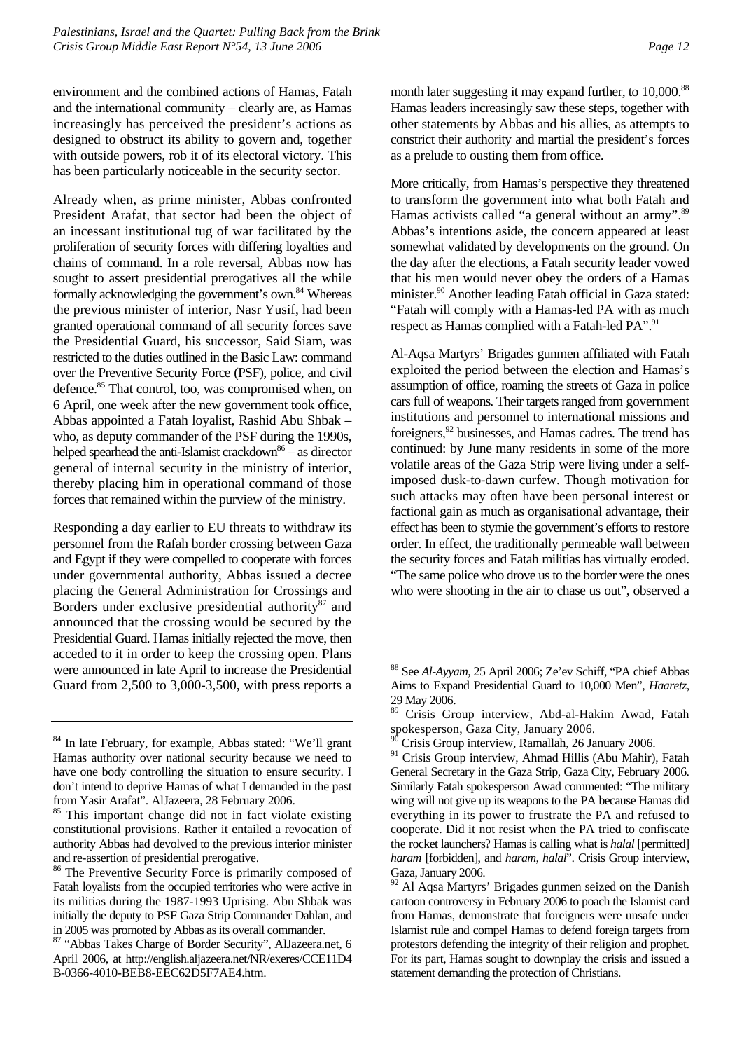environment and the combined actions of Hamas, Fatah and the international community – clearly are, as Hamas increasingly has perceived the president's actions as designed to obstruct its ability to govern and, together with outside powers, rob it of its electoral victory. This has been particularly noticeable in the security sector.

Already when, as prime minister, Abbas confronted President Arafat, that sector had been the object of an incessant institutional tug of war facilitated by the proliferation of security forces with differing loyalties and chains of command. In a role reversal, Abbas now has sought to assert presidential prerogatives all the while formally acknowledging the government's own.[84] Whereas the previous minister of interior, Nasr Yusif, had been granted operational command of all security forces save the Presidential Guard, his successor, Said Siam, was restricted to the duties outlined in the Basic Law: command over the Preventive Security Force (PSF), police, and civil defence.[85] That control, too, was compromised when, on 6 April, one week after the new government took office, Abbas appointed a Fatah loyalist, Rashid Abu Shbak – who, as deputy commander of the PSF during the 1990s, helped spearhead the anti-Islamist crackdown[86] – as director general of internal security in the ministry of interior, thereby placing him in operational command of those forces that remained within the purview of the ministry.

Responding a day earlier to EU threats to withdraw its personnel from the Rafah border crossing between Gaza and Egypt if they were compelled to cooperate with forces under governmental authority, Abbas issued a decree placing the General Administration for Crossings and Borders under exclusive presidential authority[87] and announced that the crossing would be secured by the Presidential Guard. Hamas initially rejected the move, then acceded to it in order to keep the crossing open. Plans were announced in late April to increase the Presidential Guard from 2,500 to 3,000-3,500, with press reports a month later suggesting it may expand further, to 10,000.[88] Hamas leaders increasingly saw these steps, together with other statements by Abbas and his allies, as attempts to constrict their authority and martial the president's forces as a prelude to ousting them from office.

More critically, from Hamas's perspective they threatened to transform the government into what both Fatah and Hamas activists called "a general without an army".[89] Abbas's intentions aside, the concern appeared at least somewhat validated by developments on the ground. On the day after the elections, a Fatah security leader vowed that his men would never obey the orders of a Hamas minister.[90] Another leading Fatah official in Gaza stated: "Fatah will comply with a Hamas-led PA with as much respect as Hamas complied with a Fatah-led PA".[91]

Al-Aqsa Martyrs' Brigades gunmen affiliated with Fatah exploited the period between the election and Hamas's assumption of office, roaming the streets of Gaza in police cars full of weapons. Their targets ranged from government institutions and personnel to international missions and foreigners,[92] businesses, and Hamas cadres. The trend has continued: by June many residents in some of the more volatile areas of the Gaza Strip were living under a self-imposed dusk-to-dawn curfew. Though motivation for such attacks may often have been personal interest or factional gain as much as organisational advantage, their effect has been to stymie the government's efforts to restore order. In effect, the traditionally permeable wall between the security forces and Fatah militias has virtually eroded. "The same police who drove us to the border were the ones who were shooting in the air to chase us out", observed a

---

[84] In late February, for example, Abbas stated: "We'll grant Hamas authority over national security because we need to have one body controlling the situation to ensure security. I don't intend to deprive Hamas of what I demanded in the past from Yasir Arafat". AlJazeera, 28 February 2006.

[85] This important change did not in fact violate existing constitutional provisions. Rather it entailed a revocation of authority Abbas had devolved to the previous interior minister and re-assertion of presidential prerogative.

[86] The Preventive Security Force is primarily composed of Fatah loyalists from the occupied territories who were active in its militias during the 1987-1993 Uprising. Abu Shbak was initially the deputy to PSF Gaza Strip Commander Dahlan, and in 2005 was promoted by Abbas as its overall commander.

[87] "Abbas Takes Charge of Border Security", AlJazeera.net, 6 April 2006, at http://english.aljazeera.net/NR/exeres/CCE11D4B-0366-4010-BEB8-EEC62D5F7AE4.htm.

[88] See *Al-Ayyam*, 25 April 2006; Ze'ev Schiff, "PA chief Abbas Aims to Expand Presidential Guard to 10,000 Men", *Haaretz*, 29 May 2006.

[89] Crisis Group interview, Abd-al-Hakim Awad, Fatah spokesperson, Gaza City, January 2006.

[90] Crisis Group interview, Ramallah, 26 January 2006.

[91] Crisis Group interview, Ahmad Hillis (Abu Mahir), Fatah General Secretary in the Gaza Strip, Gaza City, February 2006. Similarly Fatah spokesperson Awad commented: "The military wing will not give up its weapons to the PA because Hamas did everything in its power to frustrate the PA and refused to cooperate. Did it not resist when the PA tried to confiscate the rocket launchers? Hamas is calling what is *halal* [permitted] *haram* [forbidden], and *haram*, *halal*". Crisis Group interview, Gaza, January 2006.

[92] Al Aqsa Martyrs' Brigades gunmen seized on the Danish cartoon controversy in February 2006 to poach the Islamist card from Hamas, demonstrate that foreigners were unsafe under Islamist rule and compel Hamas to defend foreign targets from protestors defending the integrity of their religion and prophet. For its part, Hamas sought to downplay the crisis and issued a statement demanding the protection of Christians.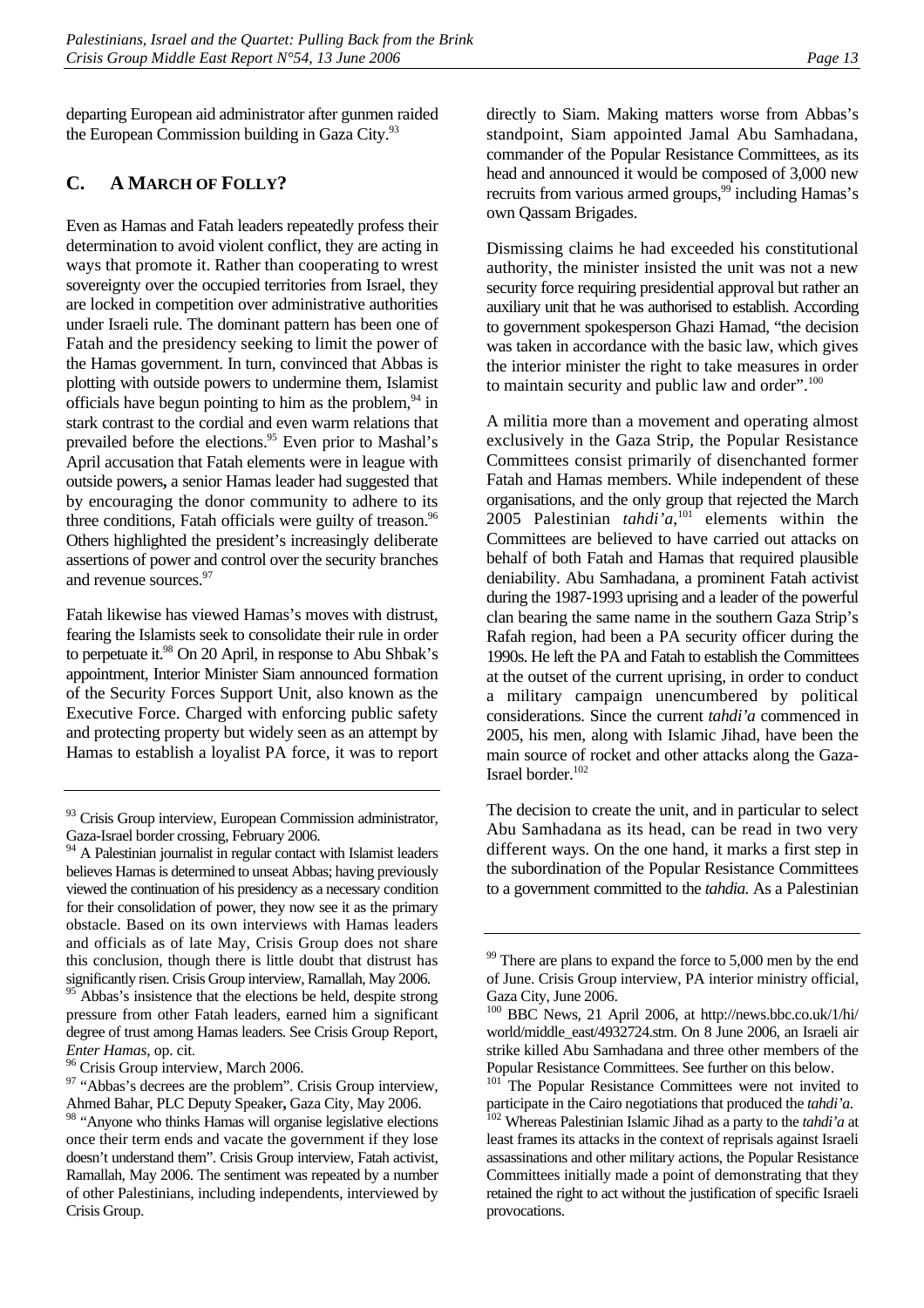departing European aid administrator after gunmen raided the European Commission building in Gaza City.[93]

## C. A MARCH OF FOLLY?

Even as Hamas and Fatah leaders repeatedly profess their determination to avoid violent conflict, they are acting in ways that promote it. Rather than cooperating to wrest sovereignty over the occupied territories from Israel, they are locked in competition over administrative authorities under Israeli rule. The dominant pattern has been one of Fatah and the presidency seeking to limit the power of the Hamas government. In turn, convinced that Abbas is plotting with outside powers to undermine them, Islamist officials have begun pointing to him as the problem,[94] in stark contrast to the cordial and even warm relations that prevailed before the elections.[95] Even prior to Mashal's April accusation that Fatah elements were in league with outside powers, a senior Hamas leader had suggested that by encouraging the donor community to adhere to its three conditions, Fatah officials were guilty of treason.[96] Others highlighted the president's increasingly deliberate assertions of power and control over the security branches and revenue sources.[97]

Fatah likewise has viewed Hamas's moves with distrust, fearing the Islamists seek to consolidate their rule in order to perpetuate it.[98] On 20 April, in response to Abu Shbak's appointment, Interior Minister Siam announced formation of the Security Forces Support Unit, also known as the Executive Force. Charged with enforcing public safety and protecting property but widely seen as an attempt by Hamas to establish a loyalist PA force, it was to report directly to Siam. Making matters worse from Abbas's standpoint, Siam appointed Jamal Abu Samhadana, commander of the Popular Resistance Committees, as its head and announced it would be composed of 3,000 new recruits from various armed groups,[99] including Hamas's own Qassam Brigades.

Dismissing claims he had exceeded his constitutional authority, the minister insisted the unit was not a new security force requiring presidential approval but rather an auxiliary unit that he was authorised to establish. According to government spokesperson Ghazi Hamad, "the decision was taken in accordance with the basic law, which gives the interior minister the right to take measures in order to maintain security and public law and order".[100]

A militia more than a movement and operating almost exclusively in the Gaza Strip, the Popular Resistance Committees consist primarily of disenchanted former Fatah and Hamas members. While independent of these organisations, and the only group that rejected the March 2005 Palestinian *tahdi'a*,[101] elements within the Committees are believed to have carried out attacks on behalf of both Fatah and Hamas that required plausible deniability. Abu Samhadana, a prominent Fatah activist during the 1987-1993 uprising and a leader of the powerful clan bearing the same name in the southern Gaza Strip's Rafah region, had been a PA security officer during the 1990s. He left the PA and Fatah to establish the Committees at the outset of the current uprising, in order to conduct a military campaign unencumbered by political considerations. Since the current *tahdi'a* commenced in 2005, his men, along with Islamic Jihad, have been the main source of rocket and other attacks along the Gaza-Israel border.[102]

The decision to create the unit, and in particular to select Abu Samhadana as its head, can be read in two very different ways. On the one hand, it marks a first step in the subordination of the Popular Resistance Committees to a government committed to the *tahdia.* As a Palestinian

---

[93] Crisis Group interview, European Commission administrator, Gaza-Israel border crossing, February 2006.

[94] A Palestinian journalist in regular contact with Islamist leaders believes Hamas is determined to unseat Abbas; having previously viewed the continuation of his presidency as a necessary condition for their consolidation of power, they now see it as the primary obstacle. Based on its own interviews with Hamas leaders and officials as of late May, Crisis Group does not share this conclusion, though there is little doubt that distrust has significantly risen. Crisis Group interview, Ramallah, May 2006.

[95] Abbas's insistence that the elections be held, despite strong pressure from other Fatah leaders, earned him a significant degree of trust among Hamas leaders. See Crisis Group Report, *Enter Hamas*, op. cit.

[96] Crisis Group interview, March 2006.

[97] "Abbas's decrees are the problem". Crisis Group interview, Ahmed Bahar, PLC Deputy Speaker**,** Gaza City, May 2006.

[98] "Anyone who thinks Hamas will organise legislative elections once their term ends and vacate the government if they lose doesn't understand them". Crisis Group interview, Fatah activist, Ramallah, May 2006. The sentiment was repeated by a number of other Palestinians, including independents, interviewed by Crisis Group.

[99] There are plans to expand the force to 5,000 men by the end of June. Crisis Group interview, PA interior ministry official, Gaza City, June 2006.

[100] BBC News, 21 April 2006, at http://news.bbc.co.uk/1/hi/world/middle_east/4932724.stm. On 8 June 2006, an Israeli air strike killed Abu Samhadana and three other members of the Popular Resistance Committees. See further on this below.

[101] The Popular Resistance Committees were not invited to participate in the Cairo negotiations that produced the *tahdi'a*.

[102] Whereas Palestinian Islamic Jihad as a party to the *tahdi'a* at least frames its attacks in the context of reprisals against Israeli assassinations and other military actions, the Popular Resistance Committees initially made a point of demonstrating that they retained the right to act without the justification of specific Israeli provocations.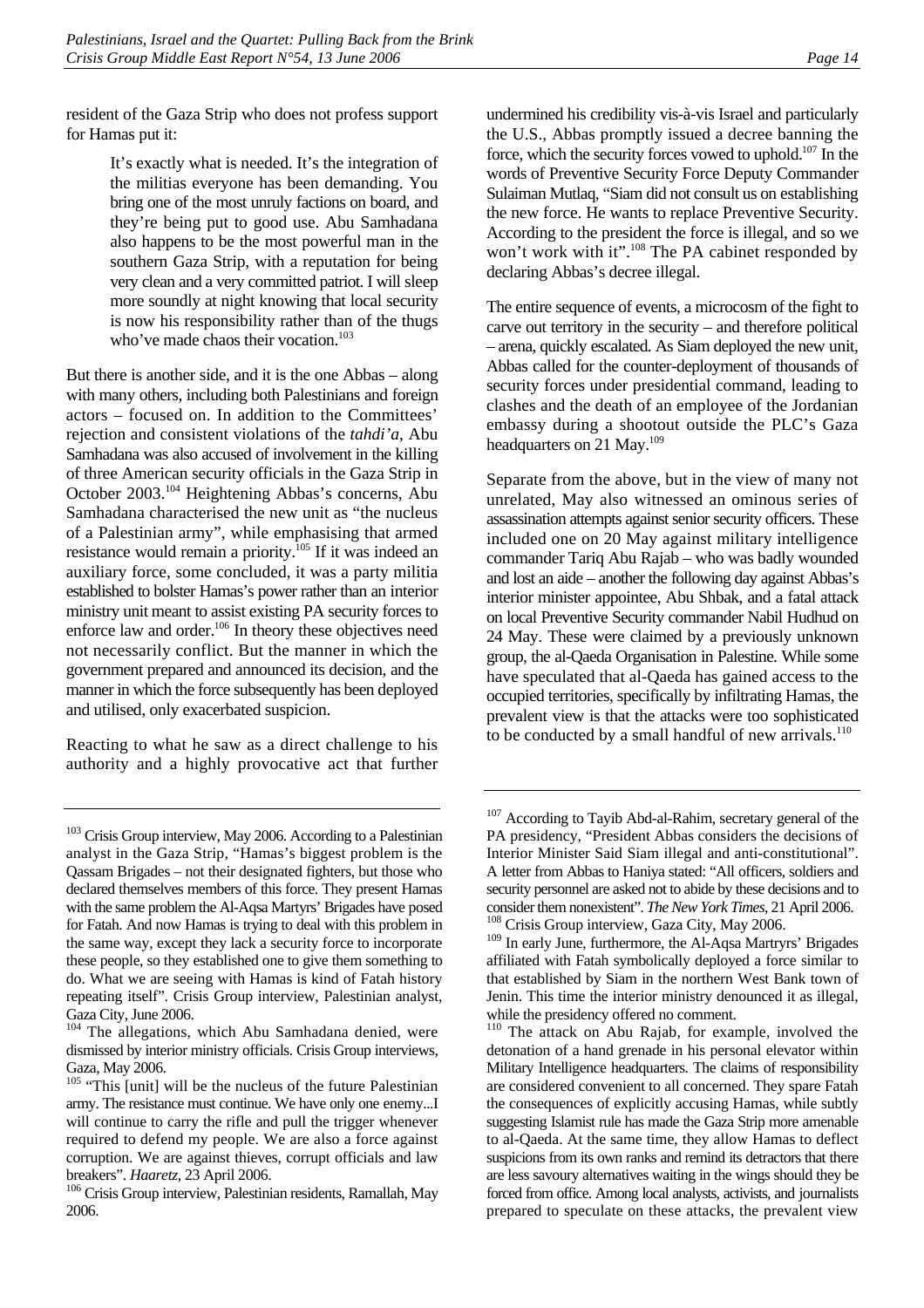resident of the Gaza Strip who does not profess support for Hamas put it:

> It's exactly what is needed. It's the integration of the militias everyone has been demanding. You bring one of the most unruly factions on board, and they're being put to good use. Abu Samhadana also happens to be the most powerful man in the southern Gaza Strip, with a reputation for being very clean and a very committed patriot. I will sleep more soundly at night knowing that local security is now his responsibility rather than of the thugs who've made chaos their vocation.[103]

But there is another side, and it is the one Abbas – along with many others, including both Palestinians and foreign actors – focused on. In addition to the Committees' rejection and consistent violations of the *tahdi'a*, Abu Samhadana was also accused of involvement in the killing of three American security officials in the Gaza Strip in October 2003.[104] Heightening Abbas's concerns, Abu Samhadana characterised the new unit as "the nucleus of a Palestinian army", while emphasising that armed resistance would remain a priority.[105] If it was indeed an auxiliary force, some concluded, it was a party militia established to bolster Hamas's power rather than an interior ministry unit meant to assist existing PA security forces to enforce law and order.[106] In theory these objectives need not necessarily conflict. But the manner in which the government prepared and announced its decision, and the manner in which the force subsequently has been deployed and utilised, only exacerbated suspicion.

Reacting to what he saw as a direct challenge to his authority and a highly provocative act that further undermined his credibility vis-à-vis Israel and particularly the U.S., Abbas promptly issued a decree banning the force, which the security forces vowed to uphold.[107] In the words of Preventive Security Force Deputy Commander Sulaiman Mutlaq, "Siam did not consult us on establishing the new force. He wants to replace Preventive Security. According to the president the force is illegal, and so we won't work with it".[108] The PA cabinet responded by declaring Abbas's decree illegal.

The entire sequence of events, a microcosm of the fight to carve out territory in the security – and therefore political – arena, quickly escalated. As Siam deployed the new unit, Abbas called for the counter-deployment of thousands of security forces under presidential command, leading to clashes and the death of an employee of the Jordanian embassy during a shootout outside the PLC's Gaza headquarters on 21 May.[109]

Separate from the above, but in the view of many not unrelated, May also witnessed an ominous series of assassination attempts against senior security officers. These included one on 20 May against military intelligence commander Tariq Abu Rajab – who was badly wounded and lost an aide – another the following day against Abbas's interior minister appointee, Abu Shbak, and a fatal attack on local Preventive Security commander Nabil Hudhud on 24 May. These were claimed by a previously unknown group, the al-Qaeda Organisation in Palestine. While some have speculated that al-Qaeda has gained access to the occupied territories, specifically by infiltrating Hamas, the prevalent view is that the attacks were too sophisticated to be conducted by a small handful of new arrivals.[110]

---

[103] Crisis Group interview, May 2006. According to a Palestinian analyst in the Gaza Strip, "Hamas's biggest problem is the Qassam Brigades – not their designated fighters, but those who declared themselves members of this force. They present Hamas with the same problem the Al-Aqsa Martyrs' Brigades have posed for Fatah. And now Hamas is trying to deal with this problem in the same way, except they lack a security force to incorporate these people, so they established one to give them something to do. What we are seeing with Hamas is kind of Fatah history repeating itself". Crisis Group interview, Palestinian analyst, Gaza City, June 2006.

[104] The allegations, which Abu Samhadana denied, were dismissed by interior ministry officials. Crisis Group interviews, Gaza, May 2006.

[105] "This [unit] will be the nucleus of the future Palestinian army. The resistance must continue. We have only one enemy...I will continue to carry the rifle and pull the trigger whenever required to defend my people. We are also a force against corruption. We are against thieves, corrupt officials and law breakers". *Haaretz*, 23 April 2006.

[106] Crisis Group interview, Palestinian residents, Ramallah, May 2006.

[107] According to Tayib Abd-al-Rahim, secretary general of the PA presidency, "President Abbas considers the decisions of Interior Minister Said Siam illegal and anti-constitutional". A letter from Abbas to Haniya stated: "All officers, soldiers and security personnel are asked not to abide by these decisions and to consider them nonexistent". *The New York Times*, 21 April 2006.

[108] Crisis Group interview, Gaza City, May 2006.

[109] In early June, furthermore, the Al-Aqsa Martryrs' Brigades affiliated with Fatah symbolically deployed a force similar to that established by Siam in the northern West Bank town of Jenin. This time the interior ministry denounced it as illegal, while the presidency offered no comment.

[110] The attack on Abu Rajab, for example, involved the detonation of a hand grenade in his personal elevator within Military Intelligence headquarters. The claims of responsibility are considered convenient to all concerned. They spare Fatah the consequences of explicitly accusing Hamas, while subtly suggesting Islamist rule has made the Gaza Strip more amenable to al-Qaeda. At the same time, they allow Hamas to deflect suspicions from its own ranks and remind its detractors that there are less savoury alternatives waiting in the wings should they be forced from office. Among local analysts, activists, and journalists prepared to speculate on these attacks, the prevalent view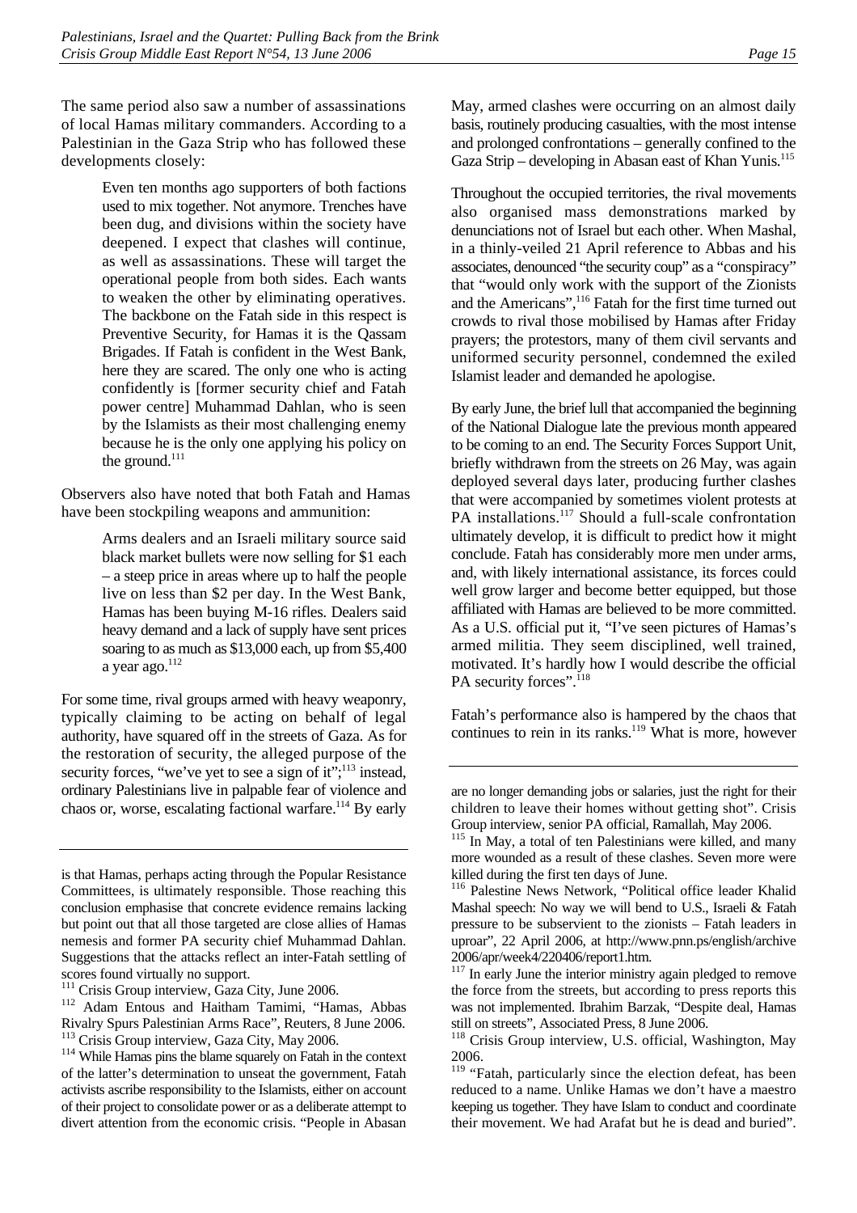The same period also saw a number of assassinations of local Hamas military commanders. According to a Palestinian in the Gaza Strip who has followed these developments closely:

> Even ten months ago supporters of both factions used to mix together. Not anymore. Trenches have been dug, and divisions within the society have deepened. I expect that clashes will continue, as well as assassinations. These will target the operational people from both sides. Each wants to weaken the other by eliminating operatives. The backbone on the Fatah side in this respect is Preventive Security, for Hamas it is the Qassam Brigades. If Fatah is confident in the West Bank, here they are scared. The only one who is acting confidently is [former security chief and Fatah power centre] Muhammad Dahlan, who is seen by the Islamists as their most challenging enemy because he is the only one applying his policy on the ground.[111]

Observers also have noted that both Fatah and Hamas have been stockpiling weapons and ammunition:

> Arms dealers and an Israeli military source said black market bullets were now selling for $1 each – a steep price in areas where up to half the people live on less than $2 per day. In the West Bank, Hamas has been buying M-16 rifles. Dealers said heavy demand and a lack of supply have sent prices soaring to as much as $13,000 each, up from $5,400 a year ago.[112]

For some time, rival groups armed with heavy weaponry, typically claiming to be acting on behalf of legal authority, have squared off in the streets of Gaza. As for the restoration of security, the alleged purpose of the security forces, "we've yet to see a sign of it";[113] instead, ordinary Palestinians live in palpable fear of violence and chaos or, worse, escalating factional warfare.[114] By early May, armed clashes were occurring on an almost daily basis, routinely producing casualties, with the most intense and prolonged confrontations – generally confined to the Gaza Strip – developing in Abasan east of Khan Yunis.[115]

Throughout the occupied territories, the rival movements also organised mass demonstrations marked by denunciations not of Israel but each other. When Mashal, in a thinly-veiled 21 April reference to Abbas and his associates, denounced "the security coup" as a "conspiracy" that "would only work with the support of the Zionists and the Americans",[116] Fatah for the first time turned out crowds to rival those mobilised by Hamas after Friday prayers; the protestors, many of them civil servants and uniformed security personnel, condemned the exiled Islamist leader and demanded he apologise.

By early June, the brief lull that accompanied the beginning of the National Dialogue late the previous month appeared to be coming to an end. The Security Forces Support Unit, briefly withdrawn from the streets on 26 May, was again deployed several days later, producing further clashes that were accompanied by sometimes violent protests at PA installations.[117] Should a full-scale confrontation ultimately develop, it is difficult to predict how it might conclude. Fatah has considerably more men under arms, and, with likely international assistance, its forces could well grow larger and become better equipped, but those affiliated with Hamas are believed to be more committed. As a U.S. official put it, "I've seen pictures of Hamas's armed militia. They seem disciplined, well trained, motivated. It's hardly how I would describe the official PA security forces".[118]

Fatah's performance also is hampered by the chaos that continues to rein in its ranks.[119] What is more, however

---

is that Hamas, perhaps acting through the Popular Resistance Committees, is ultimately responsible. Those reaching this conclusion emphasise that concrete evidence remains lacking but point out that all those targeted are close allies of Hamas nemesis and former PA security chief Muhammad Dahlan. Suggestions that the attacks reflect an inter-Fatah settling of scores found virtually no support.

[111] Crisis Group interview, Gaza City, June 2006.

[112] Adam Entous and Haitham Tamimi, "Hamas, Abbas Rivalry Spurs Palestinian Arms Race", Reuters, 8 June 2006.

[113] Crisis Group interview, Gaza City, May 2006.

[114] While Hamas pins the blame squarely on Fatah in the context of the latter's determination to unseat the government, Fatah activists ascribe responsibility to the Islamists, either on account of their project to consolidate power or as a deliberate attempt to divert attention from the economic crisis. "People in Abasan are no longer demanding jobs or salaries, just the right for their children to leave their homes without getting shot". Crisis Group interview, senior PA official, Ramallah, May 2006.

[115] In May, a total of ten Palestinians were killed, and many more wounded as a result of these clashes. Seven more were killed during the first ten days of June.

[116] Palestine News Network, "Political office leader Khalid Mashal speech: No way we will bend to U.S., Israeli & Fatah pressure to be subservient to the zionists – Fatah leaders in uproar", 22 April 2006, at http://www.pnn.ps/english/archive 2006/apr/week4/220406/report1.htm.

[117] In early June the interior ministry again pledged to remove the force from the streets, but according to press reports this was not implemented. Ibrahim Barzak, "Despite deal, Hamas still on streets", Associated Press, 8 June 2006.

[118] Crisis Group interview, U.S. official, Washington, May 2006.

[119] "Fatah, particularly since the election defeat, has been reduced to a name. Unlike Hamas we don't have a maestro keeping us together. They have Islam to conduct and coordinate their movement. We had Arafat but he is dead and buried".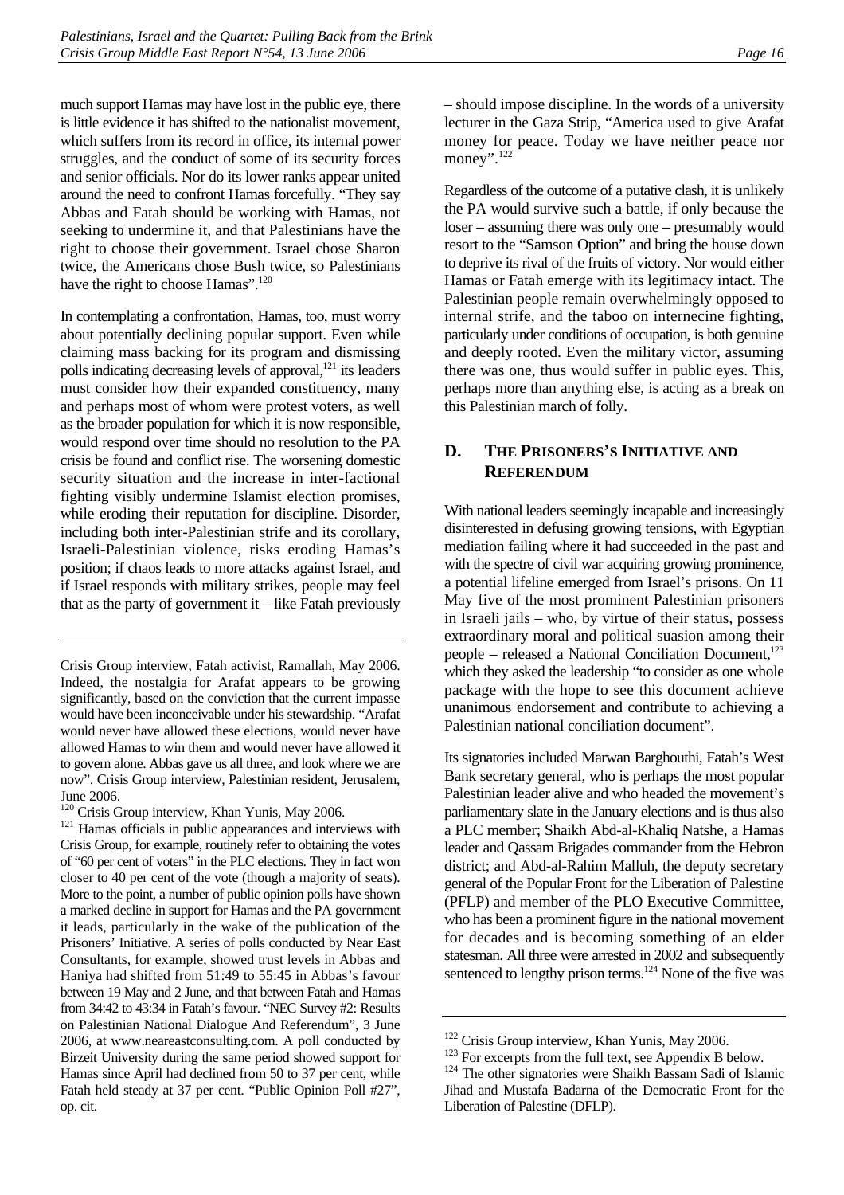much support Hamas may have lost in the public eye, there is little evidence it has shifted to the nationalist movement, which suffers from its record in office, its internal power struggles, and the conduct of some of its security forces and senior officials. Nor do its lower ranks appear united around the need to confront Hamas forcefully. "They say Abbas and Fatah should be working with Hamas, not seeking to undermine it, and that Palestinians have the right to choose their government. Israel chose Sharon twice, the Americans chose Bush twice, so Palestinians have the right to choose Hamas".[120]

In contemplating a confrontation, Hamas, too, must worry about potentially declining popular support. Even while claiming mass backing for its program and dismissing polls indicating decreasing levels of approval,[121] its leaders must consider how their expanded constituency, many and perhaps most of whom were protest voters, as well as the broader population for which it is now responsible, would respond over time should no resolution to the PA crisis be found and conflict rise. The worsening domestic security situation and the increase in inter-factional fighting visibly undermine Islamist election promises, while eroding their reputation for discipline. Disorder, including both inter-Palestinian strife and its corollary, Israeli-Palestinian violence, risks eroding Hamas's position; if chaos leads to more attacks against Israel, and if Israel responds with military strikes, people may feel that as the party of government it – like Fatah previously – should impose discipline. In the words of a university lecturer in the Gaza Strip, "America used to give Arafat money for peace. Today we have neither peace nor money".[122]

Regardless of the outcome of a putative clash, it is unlikely the PA would survive such a battle, if only because the loser – assuming there was only one – presumably would resort to the "Samson Option" and bring the house down to deprive its rival of the fruits of victory. Nor would either Hamas or Fatah emerge with its legitimacy intact. The Palestinian people remain overwhelmingly opposed to internal strife, and the taboo on internecine fighting, particularly under conditions of occupation, is both genuine and deeply rooted. Even the military victor, assuming there was one, thus would suffer in public eyes. This, perhaps more than anything else, is acting as a break on this Palestinian march of folly.

## D. The Prisoners's Initiative and Referendum

With national leaders seemingly incapable and increasingly disinterested in defusing growing tensions, with Egyptian mediation failing where it had succeeded in the past and with the spectre of civil war acquiring growing prominence, a potential lifeline emerged from Israel's prisons. On 11 May five of the most prominent Palestinian prisoners in Israeli jails – who, by virtue of their status, possess extraordinary moral and political suasion among their people – released a National Conciliation Document,[123] which they asked the leadership "to consider as one whole package with the hope to see this document achieve unanimous endorsement and contribute to achieving a Palestinian national conciliation document".

Its signatories included Marwan Barghouthi, Fatah's West Bank secretary general, who is perhaps the most popular Palestinian leader alive and who headed the movement's parliamentary slate in the January elections and is thus also a PLC member; Shaikh Abd-al-Khaliq Natshe, a Hamas leader and Qassam Brigades commander from the Hebron district; and Abd-al-Rahim Malluh, the deputy secretary general of the Popular Front for the Liberation of Palestine (PFLP) and member of the PLO Executive Committee, who has been a prominent figure in the national movement for decades and is becoming something of an elder statesman. All three were arrested in 2002 and subsequently sentenced to lengthy prison terms.[124] None of the five was

---

Crisis Group interview, Fatah activist, Ramallah, May 2006. Indeed, the nostalgia for Arafat appears to be growing significantly, based on the conviction that the current impasse would have been inconceivable under his stewardship. "Arafat would never have allowed these elections, would never have allowed Hamas to win them and would never have allowed it to govern alone. Abbas gave us all three, and look where we are now". Crisis Group interview, Palestinian resident, Jerusalem, June 2006.

[120] Crisis Group interview, Khan Yunis, May 2006.

[121] Hamas officials in public appearances and interviews with Crisis Group, for example, routinely refer to obtaining the votes of "60 per cent of voters" in the PLC elections. They in fact won closer to 40 per cent of the vote (though a majority of seats). More to the point, a number of public opinion polls have shown a marked decline in support for Hamas and the PA government it leads, particularly in the wake of the publication of the Prisoners' Initiative. A series of polls conducted by Near East Consultants, for example, showed trust levels in Abbas and Haniya had shifted from 51:49 to 55:45 in Abbas's favour between 19 May and 2 June, and that between Fatah and Hamas from 34:42 to 43:34 in Fatah's favour. "NEC Survey #2: Results on Palestinian National Dialogue And Referendum", 3 June 2006, at www.neareastconsulting.com. A poll conducted by Birzeit University during the same period showed support for Hamas since April had declined from 50 to 37 per cent, while Fatah held steady at 37 per cent. "Public Opinion Poll #27", op. cit.

[122] Crisis Group interview, Khan Yunis, May 2006.

[123] For excerpts from the full text, see Appendix B below.

[124] The other signatories were Shaikh Bassam Sadi of Islamic Jihad and Mustafa Badarna of the Democratic Front for the Liberation of Palestine (DFLP).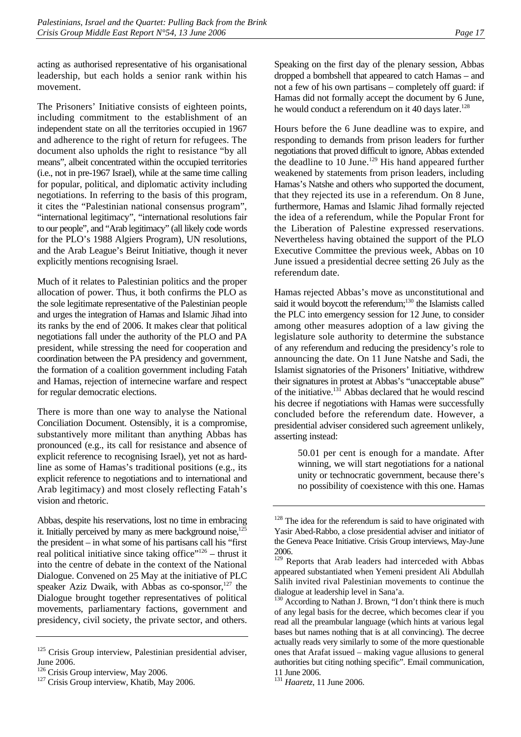acting as authorised representative of his organisational leadership, but each holds a senior rank within his movement.

The Prisoners' Initiative consists of eighteen points, including commitment to the establishment of an independent state on all the territories occupied in 1967 and adherence to the right of return for refugees. The document also upholds the right to resistance "by all means", albeit concentrated within the occupied territories (i.e., not in pre-1967 Israel), while at the same time calling for popular, political, and diplomatic activity including negotiations. In referring to the basis of this program, it cites the "Palestinian national consensus program", "international legitimacy", "international resolutions fair to our people", and "Arab legitimacy" (all likely code words for the PLO's 1988 Algiers Program), UN resolutions, and the Arab League's Beirut Initiative, though it never explicitly mentions recognising Israel.

Much of it relates to Palestinian politics and the proper allocation of power. Thus, it both confirms the PLO as the sole legitimate representative of the Palestinian people and urges the integration of Hamas and Islamic Jihad into its ranks by the end of 2006. It makes clear that political negotiations fall under the authority of the PLO and PA president, while stressing the need for cooperation and coordination between the PA presidency and government, the formation of a coalition government including Fatah and Hamas, rejection of internecine warfare and respect for regular democratic elections.

There is more than one way to analyse the National Conciliation Document. Ostensibly, it is a compromise, substantively more militant than anything Abbas has pronounced (e.g., its call for resistance and absence of explicit reference to recognising Israel), yet not as hard-line as some of Hamas's traditional positions (e.g., its explicit reference to negotiations and to international and Arab legitimacy) and most closely reflecting Fatah's vision and rhetoric.

Abbas, despite his reservations, lost no time in embracing it. Initially perceived by many as mere background noise,[125] the president – in what some of his partisans call his "first real political initiative since taking office"[126] – thrust it into the centre of debate in the context of the National Dialogue. Convened on 25 May at the initiative of PLC speaker Aziz Dwaik, with Abbas as co-sponsor,[127] the Dialogue brought together representatives of political movements, parliamentary factions, government and presidency, civil society, the private sector, and others.

Speaking on the first day of the plenary session, Abbas dropped a bombshell that appeared to catch Hamas – and not a few of his own partisans – completely off guard: if Hamas did not formally accept the document by 6 June, he would conduct a referendum on it 40 days later.[128]

Hours before the 6 June deadline was to expire, and responding to demands from prison leaders for further negotiations that proved difficult to ignore, Abbas extended the deadline to 10 June.[129] His hand appeared further weakened by statements from prison leaders, including Hamas's Natshe and others who supported the document, that they rejected its use in a referendum. On 8 June, furthermore, Hamas and Islamic Jihad formally rejected the idea of a referendum, while the Popular Front for the Liberation of Palestine expressed reservations. Nevertheless having obtained the support of the PLO Executive Committee the previous week, Abbas on 10 June issued a presidential decree setting 26 July as the referendum date.

Hamas rejected Abbas's move as unconstitutional and said it would boycott the referendum;[130] the Islamists called the PLC into emergency session for 12 June, to consider among other measures adoption of a law giving the legislature sole authority to determine the substance of any referendum and reducing the presidency's role to announcing the date. On 11 June Natshe and Sadi, the Islamist signatories of the Prisoners' Initiative, withdrew their signatures in protest at Abbas's "unacceptable abuse" of the initiative.[131] Abbas declared that he would rescind his decree if negotiations with Hamas were successfully concluded before the referendum date. However, a presidential adviser considered such agreement unlikely, asserting instead:

> 50.01 per cent is enough for a mandate. After winning, we will start negotiations for a national unity or technocratic government, because there's no possibility of coexistence with this one. Hamas

---

[125] Crisis Group interview, Palestinian presidential adviser, June 2006.

[126] Crisis Group interview, May 2006.

[127] Crisis Group interview, Khatib, May 2006.

[128] The idea for the referendum is said to have originated with Yasir Abed-Rabbo, a close presidential adviser and initiator of the Geneva Peace Initiative. Crisis Group interviews, May-June 2006.

[129] Reports that Arab leaders had interceded with Abbas appeared substantiated when Yemeni president Ali Abdullah Salih invited rival Palestinian movements to continue the dialogue at leadership level in Sana'a.

[130] According to Nathan J. Brown, "I don't think there is much of any legal basis for the decree, which becomes clear if you read all the preambular language (which hints at various legal bases but names nothing that is at all convincing). The decree actually reads very similarly to some of the more questionable ones that Arafat issued – making vague allusions to general authorities but citing nothing specific". Email communication, 11 June 2006.

[131] *Haaretz*, 11 June 2006.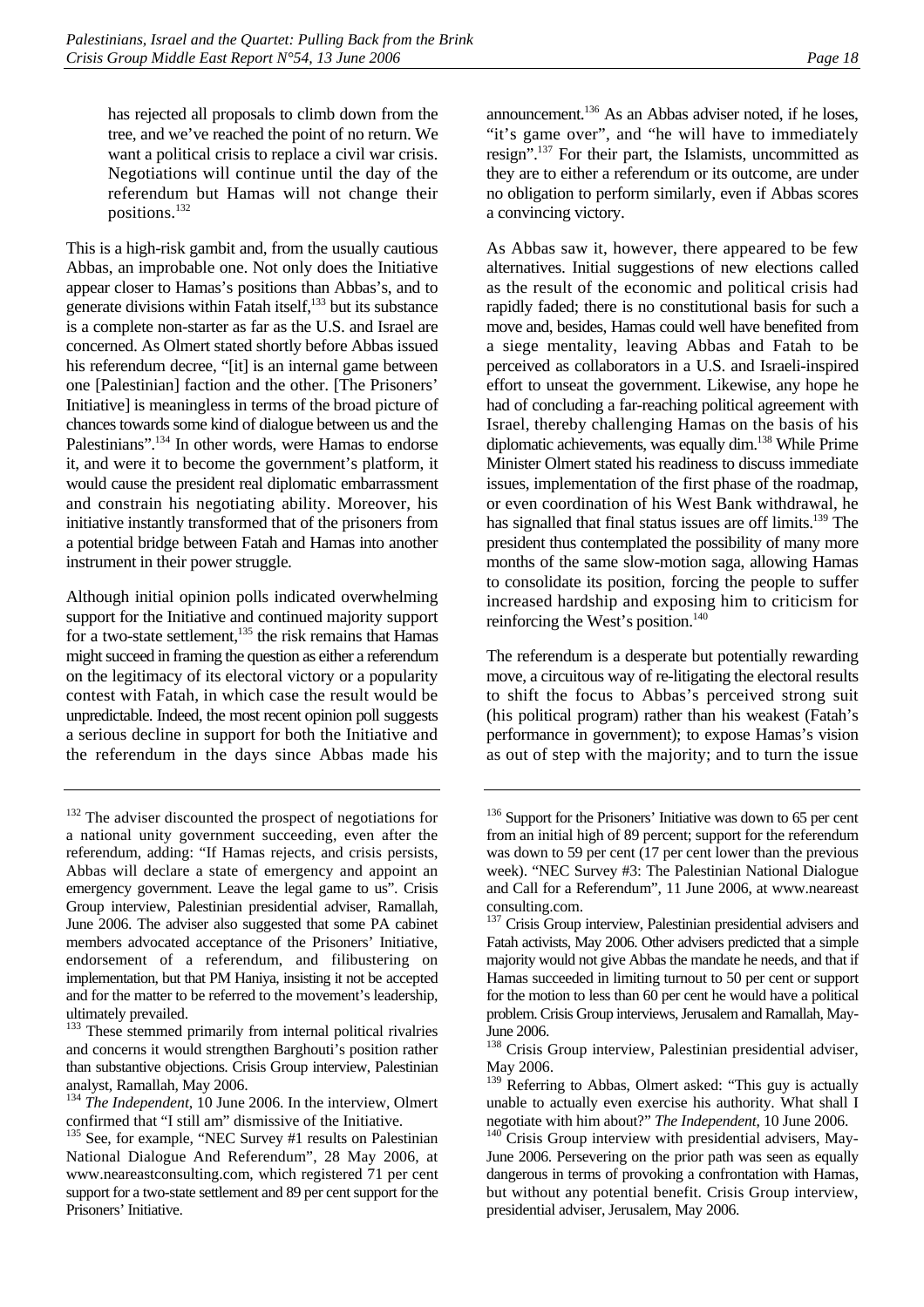has rejected all proposals to climb down from the tree, and we've reached the point of no return. We want a political crisis to replace a civil war crisis. Negotiations will continue until the day of the referendum but Hamas will not change their positions.[132]

This is a high-risk gambit and, from the usually cautious Abbas, an improbable one. Not only does the Initiative appear closer to Hamas's positions than Abbas's, and to generate divisions within Fatah itself,[133] but its substance is a complete non-starter as far as the U.S. and Israel are concerned. As Olmert stated shortly before Abbas issued his referendum decree, "[it] is an internal game between one [Palestinian] faction and the other. [The Prisoners' Initiative] is meaningless in terms of the broad picture of chances towards some kind of dialogue between us and the Palestinians".[134] In other words, were Hamas to endorse it, and were it to become the government's platform, it would cause the president real diplomatic embarrassment and constrain his negotiating ability. Moreover, his initiative instantly transformed that of the prisoners from a potential bridge between Fatah and Hamas into another instrument in their power struggle.

Although initial opinion polls indicated overwhelming support for the Initiative and continued majority support for a two-state settlement,[135] the risk remains that Hamas might succeed in framing the question as either a referendum on the legitimacy of its electoral victory or a popularity contest with Fatah, in which case the result would be unpredictable. Indeed, the most recent opinion poll suggests a serious decline in support for both the Initiative and the referendum in the days since Abbas made his announcement.[136] As an Abbas adviser noted, if he loses, "it's game over", and "he will have to immediately resign".[137] For their part, the Islamists, uncommitted as they are to either a referendum or its outcome, are under no obligation to perform similarly, even if Abbas scores a convincing victory.

As Abbas saw it, however, there appeared to be few alternatives. Initial suggestions of new elections called as the result of the economic and political crisis had rapidly faded; there is no constitutional basis for such a move and, besides, Hamas could well have benefited from a siege mentality, leaving Abbas and Fatah to be perceived as collaborators in a U.S. and Israeli-inspired effort to unseat the government. Likewise, any hope he had of concluding a far-reaching political agreement with Israel, thereby challenging Hamas on the basis of his diplomatic achievements, was equally dim.[138] While Prime Minister Olmert stated his readiness to discuss immediate issues, implementation of the first phase of the roadmap, or even coordination of his West Bank withdrawal, he has signalled that final status issues are off limits.[139] The president thus contemplated the possibility of many more months of the same slow-motion saga, allowing Hamas to consolidate its position, forcing the people to suffer increased hardship and exposing him to criticism for reinforcing the West's position.[140]

The referendum is a desperate but potentially rewarding move, a circuitous way of re-litigating the electoral results to shift the focus to Abbas's perceived strong suit (his political program) rather than his weakest (Fatah's performance in government); to expose Hamas's vision as out of step with the majority; and to turn the issue

---

[132] The adviser discounted the prospect of negotiations for a national unity government succeeding, even after the referendum, adding: "If Hamas rejects, and crisis persists, Abbas will declare a state of emergency and appoint an emergency government. Leave the legal game to us". Crisis Group interview, Palestinian presidential adviser, Ramallah, June 2006. The adviser also suggested that some PA cabinet members advocated acceptance of the Prisoners' Initiative, endorsement of a referendum, and filibustering on implementation, but that PM Haniya, insisting it not be accepted and for the matter to be referred to the movement's leadership, ultimately prevailed.

[133] These stemmed primarily from internal political rivalries and concerns it would strengthen Barghouti's position rather than substantive objections. Crisis Group interview, Palestinian analyst, Ramallah, May 2006.

[134] *The Independent*, 10 June 2006. In the interview, Olmert confirmed that "I still am" dismissive of the Initiative.

[135] See, for example, "NEC Survey #1 results on Palestinian National Dialogue And Referendum", 28 May 2006, at www.neareastconsulting.com, which registered 71 per cent support for a two-state settlement and 89 per cent support for the Prisoners' Initiative.

[136] Support for the Prisoners' Initiative was down to 65 per cent from an initial high of 89 percent; support for the referendum was down to 59 per cent (17 per cent lower than the previous week). "NEC Survey #3: The Palestinian National Dialogue and Call for a Referendum", 11 June 2006, at www.neareast consulting.com.

[137] Crisis Group interview, Palestinian presidential advisers and Fatah activists, May 2006. Other advisers predicted that a simple majority would not give Abbas the mandate he needs, and that if Hamas succeeded in limiting turnout to 50 per cent or support for the motion to less than 60 per cent he would have a political problem. Crisis Group interviews, Jerusalem and Ramallah, May-June 2006.

[138] Crisis Group interview, Palestinian presidential adviser, May 2006.

[139] Referring to Abbas, Olmert asked: "This guy is actually unable to actually even exercise his authority. What shall I negotiate with him about?" *The Independent*, 10 June 2006.

[140] Crisis Group interview with presidential advisers, May-June 2006. Persevering on the prior path was seen as equally dangerous in terms of provoking a confrontation with Hamas, but without any potential benefit. Crisis Group interview, presidential adviser, Jerusalem, May 2006.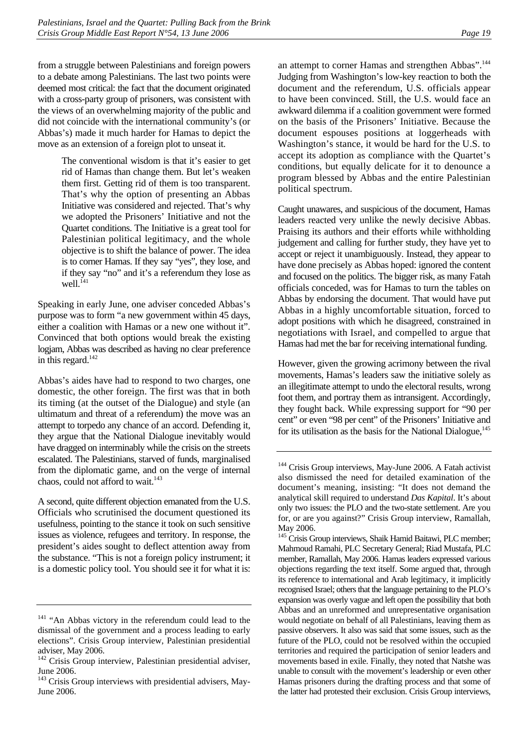from a struggle between Palestinians and foreign powers to a debate among Palestinians. The last two points were deemed most critical: the fact that the document originated with a cross-party group of prisoners, was consistent with the views of an overwhelming majority of the public and did not coincide with the international community's (or Abbas's) made it much harder for Hamas to depict the move as an extension of a foreign plot to unseat it.

> The conventional wisdom is that it's easier to get rid of Hamas than change them. But let's weaken them first. Getting rid of them is too transparent. That's why the option of presenting an Abbas Initiative was considered and rejected. That's why we adopted the Prisoners' Initiative and not the Quartet conditions. The Initiative is a great tool for Palestinian political legitimacy, and the whole objective is to shift the balance of power. The idea is to corner Hamas. If they say "yes", they lose, and if they say "no" and it's a referendum they lose as well.[141]

Speaking in early June, one adviser conceded Abbas's purpose was to form "a new government within 45 days, either a coalition with Hamas or a new one without it". Convinced that both options would break the existing logjam, Abbas was described as having no clear preference in this regard.[142]

Abbas's aides have had to respond to two charges, one domestic, the other foreign. The first was that in both its timing (at the outset of the Dialogue) and style (an ultimatum and threat of a referendum) the move was an attempt to torpedo any chance of an accord. Defending it, they argue that the National Dialogue inevitably would have dragged on interminably while the crisis on the streets escalated. The Palestinians, starved of funds, marginalised from the diplomatic game, and on the verge of internal chaos, could not afford to wait.[143]

A second, quite different objection emanated from the U.S. Officials who scrutinised the document questioned its usefulness, pointing to the stance it took on such sensitive issues as violence, refugees and territory. In response, the president's aides sought to deflect attention away from the substance. "This is not a foreign policy instrument; it is a domestic policy tool. You should see it for what it is: an attempt to corner Hamas and strengthen Abbas".[144] Judging from Washington's low-key reaction to both the document and the referendum, U.S. officials appear to have been convinced. Still, the U.S. would face an awkward dilemma if a coalition government were formed on the basis of the Prisoners' Initiative. Because the document espouses positions at loggerheads with Washington's stance, it would be hard for the U.S. to accept its adoption as compliance with the Quartet's conditions, but equally delicate for it to denounce a program blessed by Abbas and the entire Palestinian political spectrum.

Caught unawares, and suspicious of the document, Hamas leaders reacted very unlike the newly decisive Abbas. Praising its authors and their efforts while withholding judgement and calling for further study, they have yet to accept or reject it unambiguously. Instead, they appear to have done precisely as Abbas hoped: ignored the content and focused on the politics. The bigger risk, as many Fatah officials conceded, was for Hamas to turn the tables on Abbas by endorsing the document. That would have put Abbas in a highly uncomfortable situation, forced to adopt positions with which he disagreed, constrained in negotiations with Israel, and compelled to argue that Hamas had met the bar for receiving international funding.

However, given the growing acrimony between the rival movements, Hamas's leaders saw the initiative solely as an illegitimate attempt to undo the electoral results, wrong foot them, and portray them as intransigent. Accordingly, they fought back. While expressing support for "90 per cent" or even "98 per cent" of the Prisoners' Initiative and for its utilisation as the basis for the National Dialogue,[145]

---

[141] "An Abbas victory in the referendum could lead to the dismissal of the government and a process leading to early elections". Crisis Group interview, Palestinian presidential adviser, May 2006.

[142] Crisis Group interview, Palestinian presidential adviser, June 2006.

[143] Crisis Group interviews with presidential advisers, May-June 2006.

[144] Crisis Group interviews, May-June 2006. A Fatah activist also dismissed the need for detailed examination of the document's meaning, insisting: "It does not demand the analytical skill required to understand *Das Kapital*. It's about only two issues: the PLO and the two-state settlement. Are you for, or are you against?" Crisis Group interview, Ramallah, May 2006.

[145] Crisis Group interviews, Shaik Hamid Baitawi, PLC member; Mahmoud Ramahi, PLC Secretary General; Riad Mustafa, PLC member, Ramallah, May 2006. Hamas leaders expressed various objections regarding the text itself. Some argued that, through its reference to international and Arab legitimacy, it implicitly recognised Israel; others that the language pertaining to the PLO's expansion was overly vague and left open the possibility that both Abbas and an unreformed and unrepresentative organisation would negotiate on behalf of all Palestinians, leaving them as passive observers. It also was said that some issues, such as the future of the PLO, could not be resolved within the occupied territories and required the participation of senior leaders and movements based in exile. Finally, they noted that Natshe was unable to consult with the movement's leadership or even other Hamas prisoners during the drafting process and that some of the latter had protested their exclusion. Crisis Group interviews,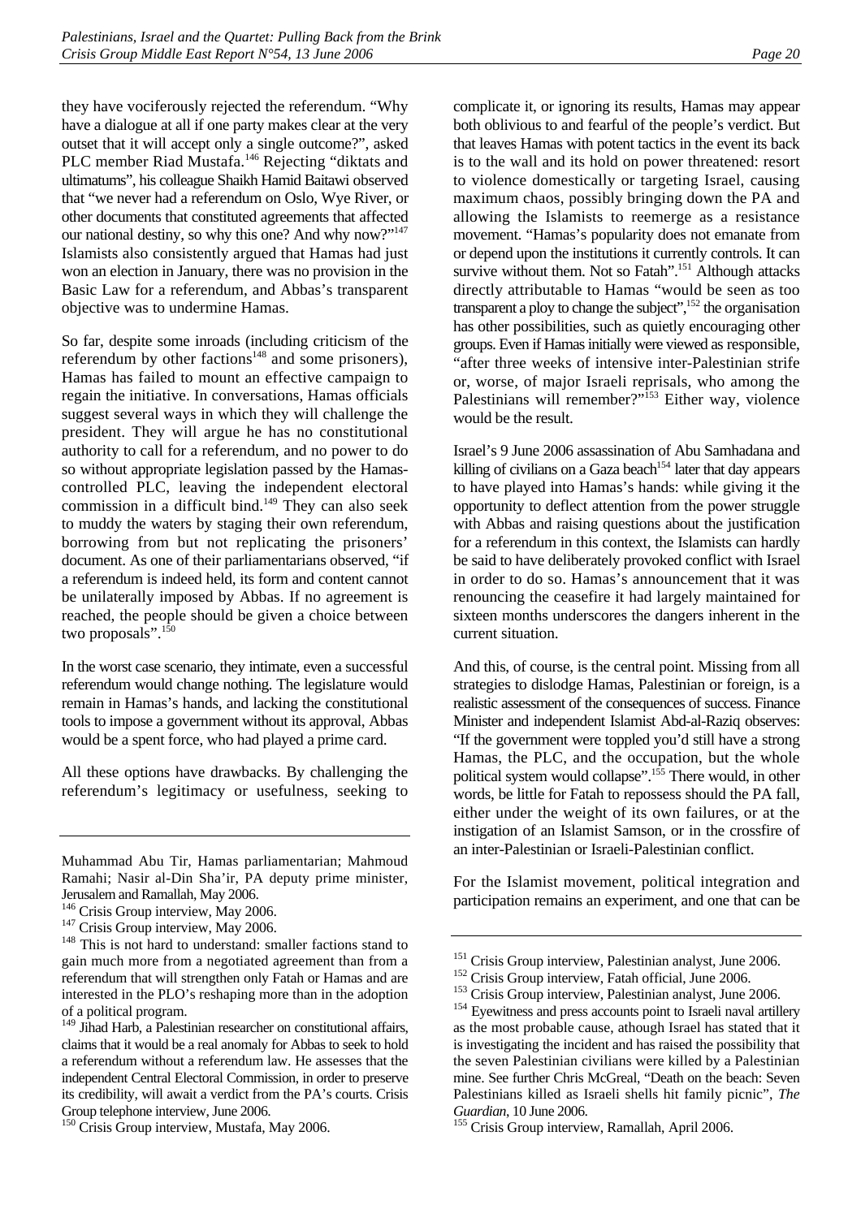they have vociferously rejected the referendum. "Why have a dialogue at all if one party makes clear at the very outset that it will accept only a single outcome?", asked PLC member Riad Mustafa.[146] Rejecting "diktats and ultimatums", his colleague Shaikh Hamid Baitawi observed that "we never had a referendum on Oslo, Wye River, or other documents that constituted agreements that affected our national destiny, so why this one? And why now?"[147] Islamists also consistently argued that Hamas had just won an election in January, there was no provision in the Basic Law for a referendum, and Abbas's transparent objective was to undermine Hamas.

So far, despite some inroads (including criticism of the referendum by other factions[148] and some prisoners), Hamas has failed to mount an effective campaign to regain the initiative. In conversations, Hamas officials suggest several ways in which they will challenge the president. They will argue he has no constitutional authority to call for a referendum, and no power to do so without appropriate legislation passed by the Hamas-controlled PLC, leaving the independent electoral commission in a difficult bind.[149] They can also seek to muddy the waters by staging their own referendum, borrowing from but not replicating the prisoners' document. As one of their parliamentarians observed, "if a referendum is indeed held, its form and content cannot be unilaterally imposed by Abbas. If no agreement is reached, the people should be given a choice between two proposals".[150]

In the worst case scenario, they intimate, even a successful referendum would change nothing. The legislature would remain in Hamas's hands, and lacking the constitutional tools to impose a government without its approval, Abbas would be a spent force, who had played a prime card.

All these options have drawbacks. By challenging the referendum's legitimacy or usefulness, seeking to complicate it, or ignoring its results, Hamas may appear both oblivious to and fearful of the people's verdict. But that leaves Hamas with potent tactics in the event its back is to the wall and its hold on power threatened: resort to violence domestically or targeting Israel, causing maximum chaos, possibly bringing down the PA and allowing the Islamists to reemerge as a resistance movement. "Hamas's popularity does not emanate from or depend upon the institutions it currently controls. It can survive without them. Not so Fatah".[151] Although attacks directly attributable to Hamas "would be seen as too transparent a ploy to change the subject",[152] the organisation has other possibilities, such as quietly encouraging other groups. Even if Hamas initially were viewed as responsible, "after three weeks of intensive inter-Palestinian strife or, worse, of major Israeli reprisals, who among the Palestinians will remember?"[153] Either way, violence would be the result.

Israel's 9 June 2006 assassination of Abu Samhadana and killing of civilians on a Gaza beach[154] later that day appears to have played into Hamas's hands: while giving it the opportunity to deflect attention from the power struggle with Abbas and raising questions about the justification for a referendum in this context, the Islamists can hardly be said to have deliberately provoked conflict with Israel in order to do so. Hamas's announcement that it was renouncing the ceasefire it had largely maintained for sixteen months underscores the dangers inherent in the current situation.

And this, of course, is the central point. Missing from all strategies to dislodge Hamas, Palestinian or foreign, is a realistic assessment of the consequences of success. Finance Minister and independent Islamist Abd-al-Raziq observes: "If the government were toppled you'd still have a strong Hamas, the PLC, and the occupation, but the whole political system would collapse".[155] There would, in other words, be little for Fatah to repossess should the PA fall, either under the weight of its own failures, or at the instigation of an Islamist Samson, or in the crossfire of an inter-Palestinian or Israeli-Palestinian conflict.

For the Islamist movement, political integration and participation remains an experiment, and one that can be

---

Muhammad Abu Tir, Hamas parliamentarian; Mahmoud Ramahi; Nasir al-Din Sha'ir, PA deputy prime minister, Jerusalem and Ramallah, May 2006.

[146] Crisis Group interview, May 2006.

[147] Crisis Group interview, May 2006.

[148] This is not hard to understand: smaller factions stand to gain much more from a negotiated agreement than from a referendum that will strengthen only Fatah or Hamas and are interested in the PLO's reshaping more than in the adoption of a political program.

[149] Jihad Harb, a Palestinian researcher on constitutional affairs, claims that it would be a real anomaly for Abbas to seek to hold a referendum without a referendum law. He assesses that the independent Central Electoral Commission, in order to preserve its credibility, will await a verdict from the PA's courts. Crisis Group telephone interview, June 2006.

[150] Crisis Group interview, Mustafa, May 2006.

[151] Crisis Group interview, Palestinian analyst, June 2006.

[152] Crisis Group interview, Fatah official, June 2006.

[153] Crisis Group interview, Palestinian analyst, June 2006.

[154] Eyewitness and press accounts point to Israeli naval artillery as the most probable cause, athough Israel has stated that it is investigating the incident and has raised the possibility that the seven Palestinian civilians were killed by a Palestinian mine. See further Chris McGreal, "Death on the beach: Seven Palestinians killed as Israeli shells hit family picnic", *The Guardian*, 10 June 2006.

[155] Crisis Group interview, Ramallah, April 2006.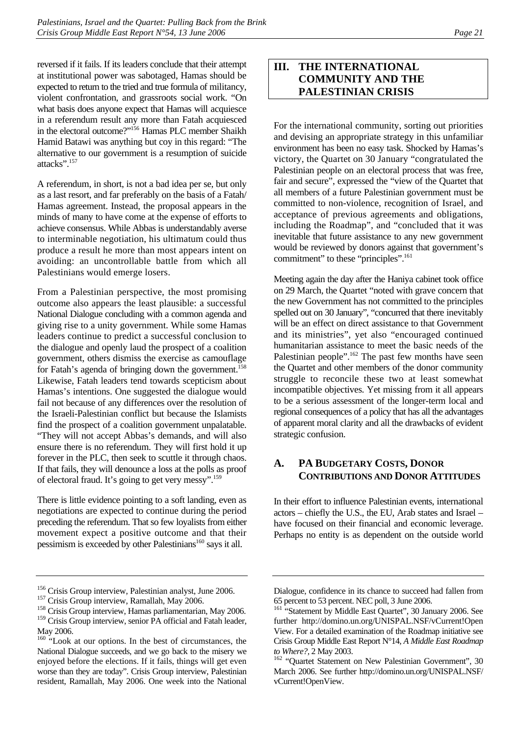reversed if it fails. If its leaders conclude that their attempt at institutional power was sabotaged, Hamas should be expected to return to the tried and true formula of militancy, violent confrontation, and grassroots social work. "On what basis does anyone expect that Hamas will acquiesce in a referendum result any more than Fatah acquiesced in the electoral outcome?"[156] Hamas PLC member Shaikh Hamid Batawi was anything but coy in this regard: "The alternative to our government is a resumption of suicide attacks".[157]

A referendum, in short, is not a bad idea per se, but only as a last resort, and far preferably on the basis of a Fatah/Hamas agreement. Instead, the proposal appears in the minds of many to have come at the expense of efforts to achieve consensus. While Abbas is understandably averse to interminable negotiation, his ultimatum could thus produce a result he more than most appears intent on avoiding: an uncontrollable battle from which all Palestinians would emerge losers.

From a Palestinian perspective, the most promising outcome also appears the least plausible: a successful National Dialogue concluding with a common agenda and giving rise to a unity government. While some Hamas leaders continue to predict a successful conclusion to the dialogue and openly laud the prospect of a coalition government, others dismiss the exercise as camouflage for Fatah's agenda of bringing down the government.[158] Likewise, Fatah leaders tend towards scepticism about Hamas's intentions. One suggested the dialogue would fail not because of any differences over the resolution of the Israeli-Palestinian conflict but because the Islamists find the prospect of a coalition government unpalatable. "They will not accept Abbas's demands, and will also ensure there is no referendum. They will first hold it up forever in the PLC, then seek to scuttle it through chaos. If that fails, they will denounce a loss at the polls as proof of electoral fraud. It's going to get very messy".[159]

There is little evidence pointing to a soft landing, even as negotiations are expected to continue during the period preceding the referendum. That so few loyalists from either movement expect a positive outcome and that their pessimism is exceeded by other Palestinians[160] says it all.

## III. THE INTERNATIONAL COMMUNITY AND THE PALESTINIAN CRISIS

For the international community, sorting out priorities and devising an appropriate strategy in this unfamiliar environment has been no easy task. Shocked by Hamas's victory, the Quartet on 30 January "congratulated the Palestinian people on an electoral process that was free, fair and secure", expressed the "view of the Quartet that all members of a future Palestinian government must be committed to non-violence, recognition of Israel, and acceptance of previous agreements and obligations, including the Roadmap", and "concluded that it was inevitable that future assistance to any new government would be reviewed by donors against that government's commitment" to these "principles".[161]

Meeting again the day after the Haniya cabinet took office on 29 March, the Quartet "noted with grave concern that the new Government has not committed to the principles spelled out on 30 January", "concurred that there inevitably will be an effect on direct assistance to that Government and its ministries", yet also "encouraged continued humanitarian assistance to meet the basic needs of the Palestinian people".[162] The past few months have seen the Quartet and other members of the donor community struggle to reconcile these two at least somewhat incompatible objectives. Yet missing from it all appears to be a serious assessment of the longer-term local and regional consequences of a policy that has all the advantages of apparent moral clarity and all the drawbacks of evident strategic confusion.

### A. PA Budgetary Costs, Donor Contributions and Donor Attitudes

In their effort to influence Palestinian events, international actors – chiefly the U.S., the EU, Arab states and Israel – have focused on their financial and economic leverage. Perhaps no entity is as dependent on the outside world

---

[156] Crisis Group interview, Palestinian analyst, June 2006.

[157] Crisis Group interview, Ramallah, May 2006.

[158] Crisis Group interview, Hamas parliamentarian, May 2006.

[159] Crisis Group interview, senior PA official and Fatah leader, May 2006.

[160] "Look at our options. In the best of circumstances, the National Dialogue succeeds, and we go back to the misery we enjoyed before the elections. If it fails, things will get even worse than they are today". Crisis Group interview, Palestinian resident, Ramallah, May 2006. One week into the National Dialogue, confidence in its chance to succeed had fallen from 65 percent to 53 percent. NEC poll, 3 June 2006.

[161] "Statement by Middle East Quartet", 30 January 2006. See further http://domino.un.org/UNISPAL.NSF/vCurrent!Open View. For a detailed examination of the Roadmap initiative see Crisis Group Middle East Report N°14, *A Middle East Roadmap to Where?*, 2 May 2003.

[162] "Quartet Statement on New Palestinian Government", 30 March 2006. See further http://domino.un.org/UNISPAL.NSF/vCurrent!OpenView.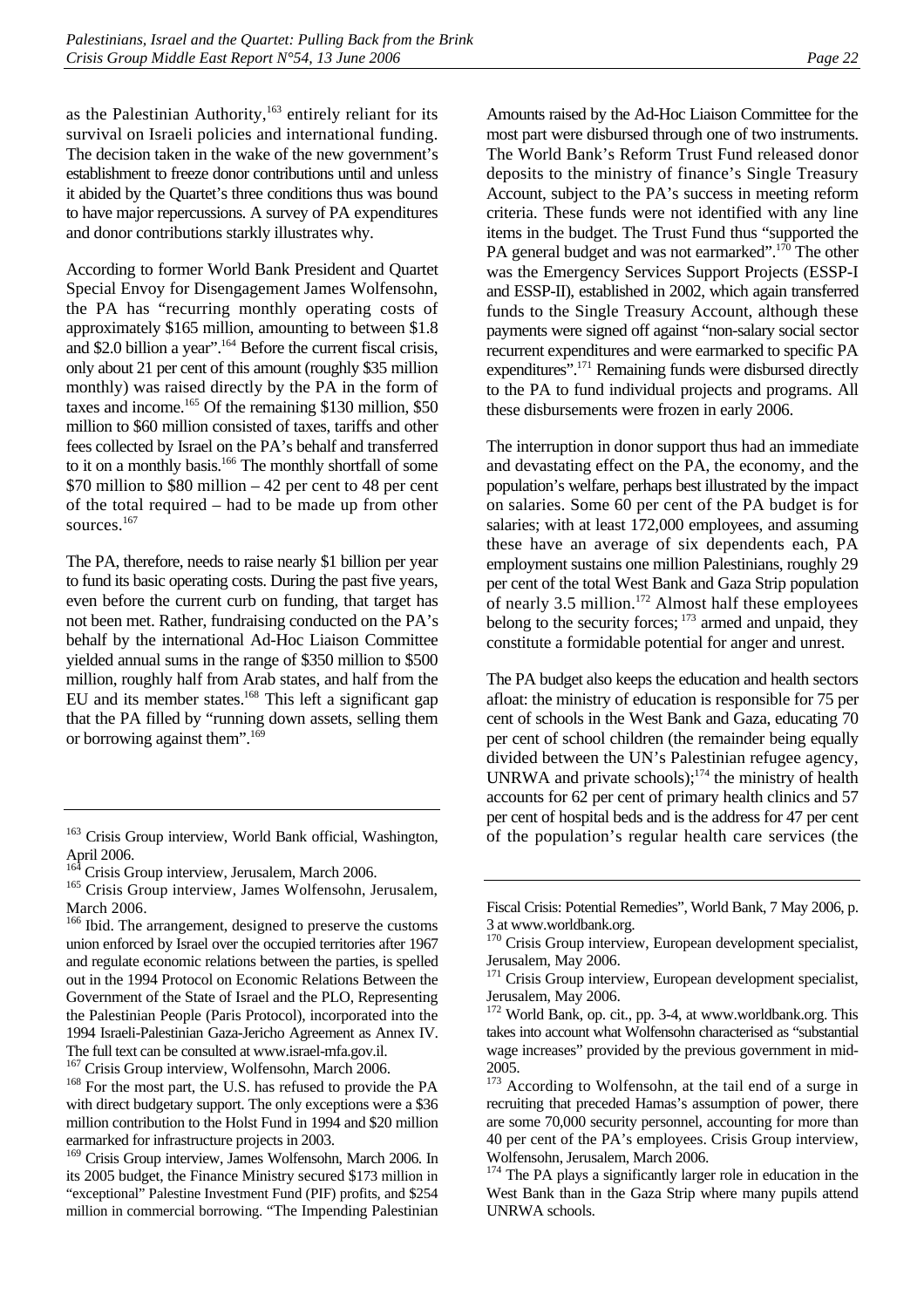as the Palestinian Authority,[163] entirely reliant for its survival on Israeli policies and international funding. The decision taken in the wake of the new government's establishment to freeze donor contributions until and unless it abided by the Quartet's three conditions thus was bound to have major repercussions. A survey of PA expenditures and donor contributions starkly illustrates why.

According to former World Bank President and Quartet Special Envoy for Disengagement James Wolfensohn, the PA has "recurring monthly operating costs of approximately $165 million, amounting to between $1.8 and $2.0 billion a year".[164] Before the current fiscal crisis, only about 21 per cent of this amount (roughly $35 million monthly) was raised directly by the PA in the form of taxes and income.[165] Of the remaining $130 million, $50 million to $60 million consisted of taxes, tariffs and other fees collected by Israel on the PA's behalf and transferred to it on a monthly basis.[166] The monthly shortfall of some $70 million to $80 million – 42 per cent to 48 per cent of the total required – had to be made up from other sources.[167]

The PA, therefore, needs to raise nearly $1 billion per year to fund its basic operating costs. During the past five years, even before the current curb on funding, that target has not been met. Rather, fundraising conducted on the PA's behalf by the international Ad-Hoc Liaison Committee yielded annual sums in the range of $350 million to $500 million, roughly half from Arab states, and half from the EU and its member states.[168] This left a significant gap that the PA filled by "running down assets, selling them or borrowing against them".[169]

Amounts raised by the Ad-Hoc Liaison Committee for the most part were disbursed through one of two instruments. The World Bank's Reform Trust Fund released donor deposits to the ministry of finance's Single Treasury Account, subject to the PA's success in meeting reform criteria. These funds were not identified with any line items in the budget. The Trust Fund thus "supported the PA general budget and was not earmarked".[170] The other was the Emergency Services Support Projects (ESSP-I and ESSP-II), established in 2002, which again transferred funds to the Single Treasury Account, although these payments were signed off against "non-salary social sector recurrent expenditures and were earmarked to specific PA expenditures".[171] Remaining funds were disbursed directly to the PA to fund individual projects and programs. All these disbursements were frozen in early 2006.

The interruption in donor support thus had an immediate and devastating effect on the PA, the economy, and the population's welfare, perhaps best illustrated by the impact on salaries. Some 60 per cent of the PA budget is for salaries; with at least 172,000 employees, and assuming these have an average of six dependents each, PA employment sustains one million Palestinians, roughly 29 per cent of the total West Bank and Gaza Strip population of nearly 3.5 million.[172] Almost half these employees belong to the security forces; [173] armed and unpaid, they constitute a formidable potential for anger and unrest.

The PA budget also keeps the education and health sectors afloat: the ministry of education is responsible for 75 per cent of schools in the West Bank and Gaza, educating 70 per cent of school children (the remainder being equally divided between the UN's Palestinian refugee agency, UNRWA and private schools);[174] the ministry of health accounts for 62 per cent of primary health clinics and 57 per cent of hospital beds and is the address for 47 per cent of the population's regular health care services (the

---

[163] Crisis Group interview, World Bank official, Washington, April 2006.

[164] Crisis Group interview, Jerusalem, March 2006.

[165] Crisis Group interview, James Wolfensohn, Jerusalem, March 2006.

[166] Ibid. The arrangement, designed to preserve the customs union enforced by Israel over the occupied territories after 1967 and regulate economic relations between the parties, is spelled out in the 1994 Protocol on Economic Relations Between the Government of the State of Israel and the PLO, Representing the Palestinian People (Paris Protocol), incorporated into the 1994 Israeli-Palestinian Gaza-Jericho Agreement as Annex IV. The full text can be consulted at www.israel-mfa.gov.il.

[167] Crisis Group interview, Wolfensohn, March 2006.

[168] For the most part, the U.S. has refused to provide the PA with direct budgetary support. The only exceptions were a $36 million contribution to the Holst Fund in 1994 and $20 million earmarked for infrastructure projects in 2003.

[169] Crisis Group interview, James Wolfensohn, March 2006. In its 2005 budget, the Finance Ministry secured $173 million in "exceptional" Palestine Investment Fund (PIF) profits, and $254 million in commercial borrowing. "The Impending Palestinian Fiscal Crisis: Potential Remedies", World Bank, 7 May 2006, p. 3 at www.worldbank.org.

[170] Crisis Group interview, European development specialist, Jerusalem, May 2006.

[171] Crisis Group interview, European development specialist, Jerusalem, May 2006.

[172] World Bank, op. cit., pp. 3-4, at www.worldbank.org. This takes into account what Wolfensohn characterised as "substantial wage increases" provided by the previous government in mid-2005.

[173] According to Wolfensohn, at the tail end of a surge in recruiting that preceded Hamas's assumption of power, there are some 70,000 security personnel, accounting for more than 40 per cent of the PA's employees. Crisis Group interview, Wolfensohn, Jerusalem, March 2006.

[174] The PA plays a significantly larger role in education in the West Bank than in the Gaza Strip where many pupils attend UNRWA schools.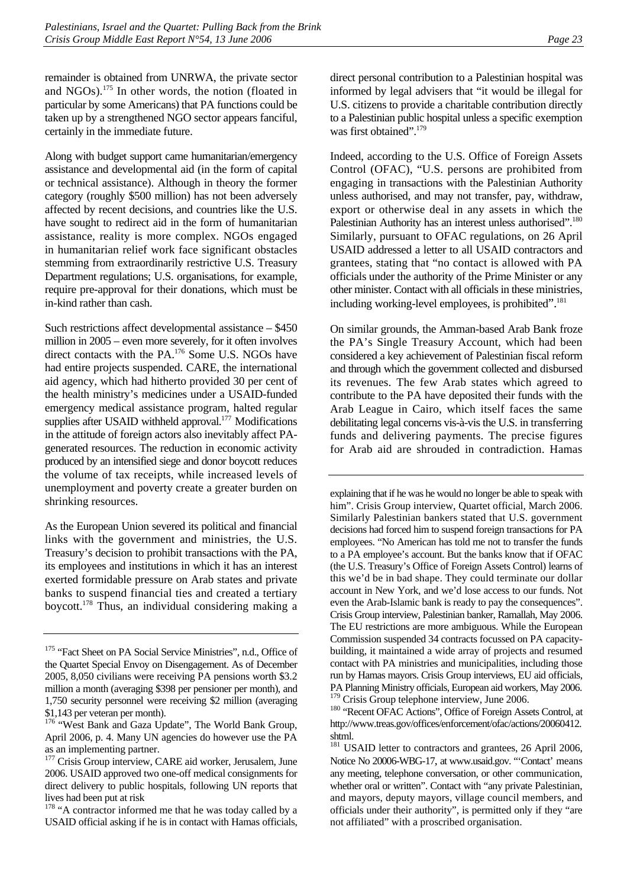remainder is obtained from UNRWA, the private sector and NGOs).[175] In other words, the notion (floated in particular by some Americans) that PA functions could be taken up by a strengthened NGO sector appears fanciful, certainly in the immediate future.

Along with budget support came humanitarian/emergency assistance and developmental aid (in the form of capital or technical assistance). Although in theory the former category (roughly $500 million) has not been adversely affected by recent decisions, and countries like the U.S. have sought to redirect aid in the form of humanitarian assistance, reality is more complex. NGOs engaged in humanitarian relief work face significant obstacles stemming from extraordinarily restrictive U.S. Treasury Department regulations; U.S. organisations, for example, require pre-approval for their donations, which must be in-kind rather than cash.

Such restrictions affect developmental assistance – $450 million in 2005 – even more severely, for it often involves direct contacts with the PA.[176] Some U.S. NGOs have had entire projects suspended. CARE, the international aid agency, which had hitherto provided 30 per cent of the health ministry's medicines under a USAID-funded emergency medical assistance program, halted regular supplies after USAID withheld approval.[177] Modifications in the attitude of foreign actors also inevitably affect PA-generated resources. The reduction in economic activity produced by an intensified siege and donor boycott reduces the volume of tax receipts, while increased levels of unemployment and poverty create a greater burden on shrinking resources.

As the European Union severed its political and financial links with the government and ministries, the U.S. Treasury's decision to prohibit transactions with the PA, its employees and institutions in which it has an interest exerted formidable pressure on Arab states and private banks to suspend financial ties and created a tertiary boycott.[178] Thus, an individual considering making a direct personal contribution to a Palestinian hospital was informed by legal advisers that "it would be illegal for U.S. citizens to provide a charitable contribution directly to a Palestinian public hospital unless a specific exemption was first obtained".[179]

Indeed, according to the U.S. Office of Foreign Assets Control (OFAC), "U.S. persons are prohibited from engaging in transactions with the Palestinian Authority unless authorised, and may not transfer, pay, withdraw, export or otherwise deal in any assets in which the Palestinian Authority has an interest unless authorised".[180] Similarly, pursuant to OFAC regulations, on 26 April USAID addressed a letter to all USAID contractors and grantees, stating that "no contact is allowed with PA officials under the authority of the Prime Minister or any other minister. Contact with all officials in these ministries, including working-level employees, is prohibited".[181]

On similar grounds, the Amman-based Arab Bank froze the PA's Single Treasury Account, which had been considered a key achievement of Palestinian fiscal reform and through which the government collected and disbursed its revenues. The few Arab states which agreed to contribute to the PA have deposited their funds with the Arab League in Cairo, which itself faces the same debilitating legal concerns vis-à-vis the U.S. in transferring funds and delivering payments. The precise figures for Arab aid are shrouded in contradiction. Hamas

---

[175] "Fact Sheet on PA Social Service Ministries", n.d., Office of the Quartet Special Envoy on Disengagement. As of December 2005, 8,050 civilians were receiving PA pensions worth $3.2 million a month (averaging $398 per pensioner per month), and 1,750 security personnel were receiving $2 million (averaging $1,143 per veteran per month).

[176] "West Bank and Gaza Update", The World Bank Group, April 2006, p. 4. Many UN agencies do however use the PA as an implementing partner.

[177] Crisis Group interview, CARE aid worker, Jerusalem, June 2006. USAID approved two one-off medical consignments for direct delivery to public hospitals, following UN reports that lives had been put at risk

[178] "A contractor informed me that he was today called by a USAID official asking if he is in contact with Hamas officials, explaining that if he was he would no longer be able to speak with him". Crisis Group interview, Quartet official, March 2006. Similarly Palestinian bankers stated that U.S. government decisions had forced him to suspend foreign transactions for PA employees. "No American has told me not to transfer the funds to a PA employee's account. But the banks know that if OFAC (the U.S. Treasury's Office of Foreign Assets Control) learns of this we'd be in bad shape. They could terminate our dollar account in New York, and we'd lose access to our funds. Not even the Arab-Islamic bank is ready to pay the consequences". Crisis Group interview, Palestinian banker, Ramallah, May 2006. The EU restrictions are more ambiguous. While the European Commission suspended 34 contracts focussed on PA capacity-building, it maintained a wide array of projects and resumed contact with PA ministries and municipalities, including those run by Hamas mayors. Crisis Group interviews, EU aid officials, PA Planning Ministry officials, European aid workers, May 2006.

[179] Crisis Group telephone interview, June 2006.

[180] "Recent OFAC Actions", Office of Foreign Assets Control, at http://www.treas.gov/offices/enforcement/ofac/actions/20060412.shtml.

[181] USAID letter to contractors and grantees, 26 April 2006, Notice No 20006-WBG-17, at www.usaid.gov. "'Contact' means any meeting, telephone conversation, or other communication, whether oral or written". Contact with "any private Palestinian, and mayors, deputy mayors, village council members, and officials under their authority", is permitted only if they "are not affiliated" with a proscribed organisation.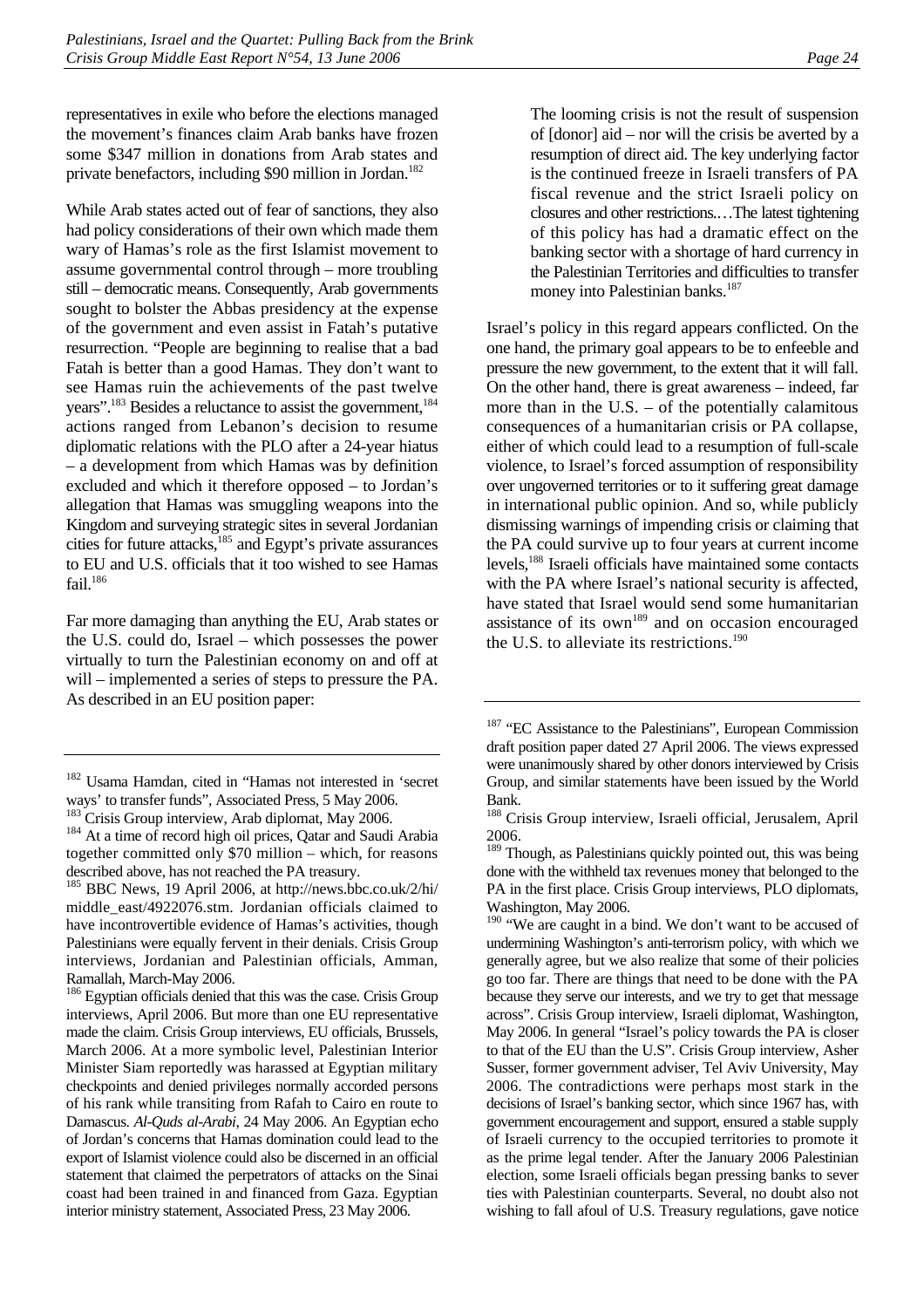representatives in exile who before the elections managed the movement's finances claim Arab banks have frozen some $347 million in donations from Arab states and private benefactors, including $90 million in Jordan.[182]

While Arab states acted out of fear of sanctions, they also had policy considerations of their own which made them wary of Hamas's role as the first Islamist movement to assume governmental control through – more troubling still – democratic means. Consequently, Arab governments sought to bolster the Abbas presidency at the expense of the government and even assist in Fatah's putative resurrection. "People are beginning to realise that a bad Fatah is better than a good Hamas. They don't want to see Hamas ruin the achievements of the past twelve years".[183] Besides a reluctance to assist the government,[184] actions ranged from Lebanon's decision to resume diplomatic relations with the PLO after a 24-year hiatus – a development from which Hamas was by definition excluded and which it therefore opposed – to Jordan's allegation that Hamas was smuggling weapons into the Kingdom and surveying strategic sites in several Jordanian cities for future attacks,[185] and Egypt's private assurances to EU and U.S. officials that it too wished to see Hamas fail.[186]

Far more damaging than anything the EU, Arab states or the U.S. could do, Israel – which possesses the power virtually to turn the Palestinian economy on and off at will – implemented a series of steps to pressure the PA. As described in an EU position paper:

> The looming crisis is not the result of suspension of [donor] aid – nor will the crisis be averted by a resumption of direct aid. The key underlying factor is the continued freeze in Israeli transfers of PA fiscal revenue and the strict Israeli policy on closures and other restrictions.…The latest tightening of this policy has had a dramatic effect on the banking sector with a shortage of hard currency in the Palestinian Territories and difficulties to transfer money into Palestinian banks.[187]

Israel's policy in this regard appears conflicted. On the one hand, the primary goal appears to be to enfeeble and pressure the new government, to the extent that it will fall. On the other hand, there is great awareness – indeed, far more than in the U.S. – of the potentially calamitous consequences of a humanitarian crisis or PA collapse, either of which could lead to a resumption of full-scale violence, to Israel's forced assumption of responsibility over ungoverned territories or to it suffering great damage in international public opinion. And so, while publicly dismissing warnings of impending crisis or claiming that the PA could survive up to four years at current income levels,[188] Israeli officials have maintained some contacts with the PA where Israel's national security is affected, have stated that Israel would send some humanitarian assistance of its own[189] and on occasion encouraged the U.S. to alleviate its restrictions.[190]

---

[182] Usama Hamdan, cited in "Hamas not interested in 'secret ways' to transfer funds", Associated Press, 5 May 2006.

[183] Crisis Group interview, Arab diplomat, May 2006.

[184] At a time of record high oil prices, Qatar and Saudi Arabia together committed only $70 million – which, for reasons described above, has not reached the PA treasury.

[185] BBC News, 19 April 2006, at http://news.bbc.co.uk/2/hi/middle_east/4922076.stm. Jordanian officials claimed to have incontrovertible evidence of Hamas's activities, though Palestinians were equally fervent in their denials. Crisis Group interviews, Jordanian and Palestinian officials, Amman, Ramallah, March-May 2006.

[186] Egyptian officials denied that this was the case. Crisis Group interviews, April 2006. But more than one EU representative made the claim. Crisis Group interviews, EU officials, Brussels, March 2006. At a more symbolic level, Palestinian Interior Minister Siam reportedly was harassed at Egyptian military checkpoints and denied privileges normally accorded persons of his rank while transiting from Rafah to Cairo en route to Damascus. *Al-Quds al-Arabi*, 24 May 2006. An Egyptian echo of Jordan's concerns that Hamas domination could lead to the export of Islamist violence could also be discerned in an official statement that claimed the perpetrators of attacks on the Sinai coast had been trained in and financed from Gaza. Egyptian interior ministry statement, Associated Press, 23 May 2006.

[187] "EC Assistance to the Palestinians", European Commission draft position paper dated 27 April 2006. The views expressed were unanimously shared by other donors interviewed by Crisis Group, and similar statements have been issued by the World Bank.

[188] Crisis Group interview, Israeli official, Jerusalem, April 2006.

[189] Though, as Palestinians quickly pointed out, this was being done with the withheld tax revenues money that belonged to the PA in the first place. Crisis Group interviews, PLO diplomats, Washington, May 2006.

[190] "We are caught in a bind. We don't want to be accused of undermining Washington's anti-terrorism policy, with which we generally agree, but we also realize that some of their policies go too far. There are things that need to be done with the PA because they serve our interests, and we try to get that message across". Crisis Group interview, Israeli diplomat, Washington, May 2006. In general "Israel's policy towards the PA is closer to that of the EU than the U.S". Crisis Group interview, Asher Susser, former government adviser, Tel Aviv University, May 2006. The contradictions were perhaps most stark in the decisions of Israel's banking sector, which since 1967 has, with government encouragement and support, ensured a stable supply of Israeli currency to the occupied territories to promote it as the prime legal tender. After the January 2006 Palestinian election, some Israeli officials began pressing banks to sever ties with Palestinian counterparts. Several, no doubt also not wishing to fall afoul of U.S. Treasury regulations, gave notice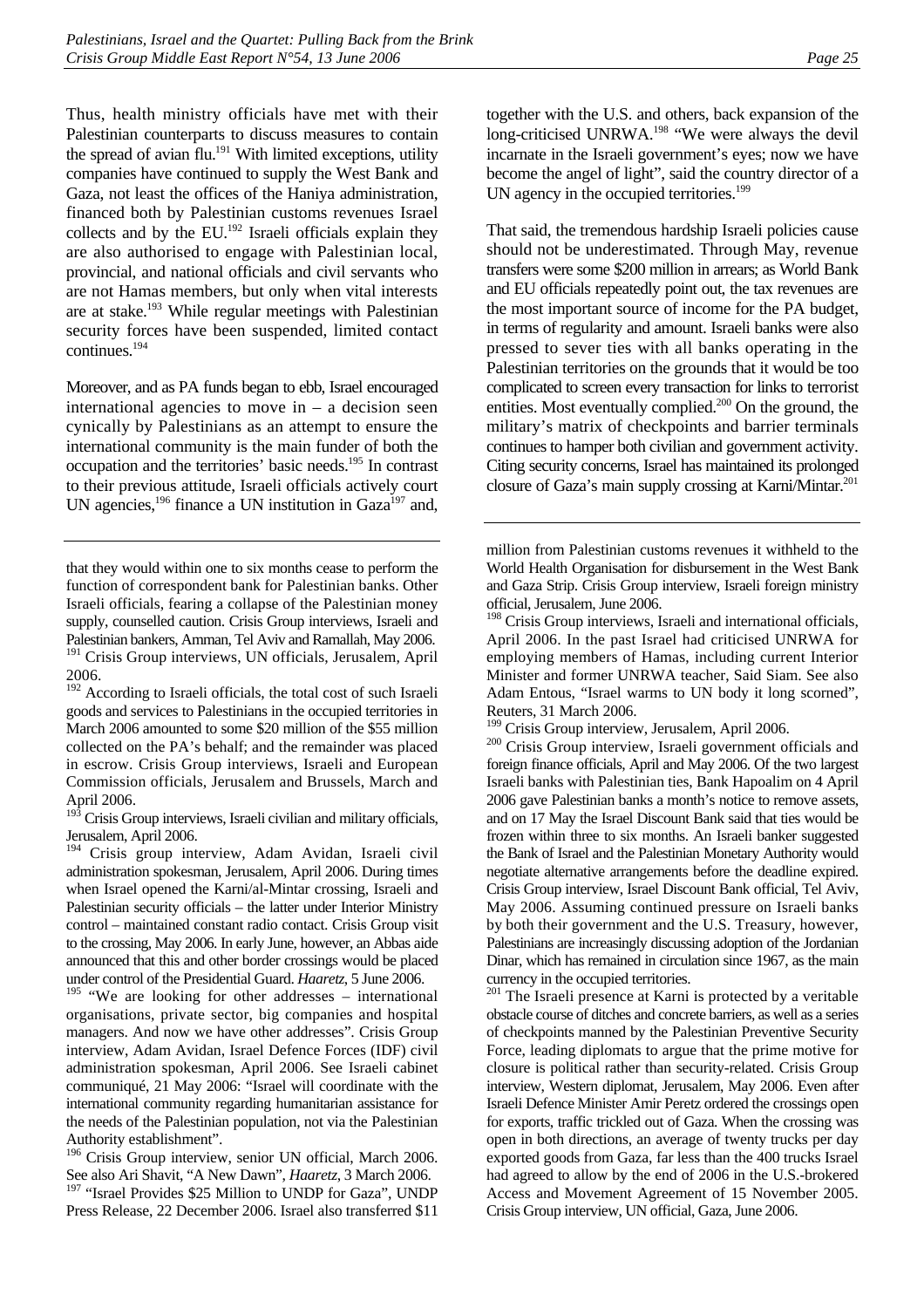Thus, health ministry officials have met with their Palestinian counterparts to discuss measures to contain the spread of avian flu.[191] With limited exceptions, utility companies have continued to supply the West Bank and Gaza, not least the offices of the Haniya administration, financed both by Palestinian customs revenues Israel collects and by the EU.[192] Israeli officials explain they are also authorised to engage with Palestinian local, provincial, and national officials and civil servants who are not Hamas members, but only when vital interests are at stake.[193] While regular meetings with Palestinian security forces have been suspended, limited contact continues.[194]

Moreover, and as PA funds began to ebb, Israel encouraged international agencies to move in – a decision seen cynically by Palestinians as an attempt to ensure the international community is the main funder of both the occupation and the territories' basic needs.[195] In contrast to their previous attitude, Israeli officials actively court UN agencies,[196] finance a UN institution in Gaza[197] and, together with the U.S. and others, back expansion of the long-criticised UNRWA.[198] "We were always the devil incarnate in the Israeli government's eyes; now we have become the angel of light", said the country director of a UN agency in the occupied territories.[199]

That said, the tremendous hardship Israeli policies cause should not be underestimated. Through May, revenue transfers were some \$200 million in arrears; as World Bank and EU officials repeatedly point out, the tax revenues are the most important source of income for the PA budget, in terms of regularity and amount. Israeli banks were also pressed to sever ties with all banks operating in the Palestinian territories on the grounds that it would be too complicated to screen every transaction for links to terrorist entities. Most eventually complied.[200] On the ground, the military's matrix of checkpoints and barrier terminals continues to hamper both civilian and government activity. Citing security concerns, Israel has maintained its prolonged closure of Gaza's main supply crossing at Karni/Mintar.[201]

---

that they would within one to six months cease to perform the function of correspondent bank for Palestinian banks. Other Israeli officials, fearing a collapse of the Palestinian money supply, counselled caution. Crisis Group interviews, Israeli and Palestinian bankers, Amman, Tel Aviv and Ramallah, May 2006.

[191] Crisis Group interviews, UN officials, Jerusalem, April 2006.

[192] According to Israeli officials, the total cost of such Israeli goods and services to Palestinians in the occupied territories in March 2006 amounted to some \$20 million of the \$55 million collected on the PA's behalf; and the remainder was placed in escrow. Crisis Group interviews, Israeli and European Commission officials, Jerusalem and Brussels, March and April 2006.

[193] Crisis Group interviews, Israeli civilian and military officials, Jerusalem, April 2006.

[194] Crisis group interview, Adam Avidan, Israeli civil administration spokesman, Jerusalem, April 2006. During times when Israel opened the Karni/al-Mintar crossing, Israeli and Palestinian security officials – the latter under Interior Ministry control – maintained constant radio contact. Crisis Group visit to the crossing, May 2006. In early June, however, an Abbas aide announced that this and other border crossings would be placed under control of the Presidential Guard. *Haaretz*, 5 June 2006.

[195] "We are looking for other addresses – international organisations, private sector, big companies and hospital managers. And now we have other addresses". Crisis Group interview, Adam Avidan, Israel Defence Forces (IDF) civil administration spokesman, April 2006. See Israeli cabinet communiqué, 21 May 2006: "Israel will coordinate with the international community regarding humanitarian assistance for the needs of the Palestinian population, not via the Palestinian Authority establishment".

[196] Crisis Group interview, senior UN official, March 2006. See also Ari Shavit, "A New Dawn", *Haaretz*, 3 March 2006.

[197] "Israel Provides \$25 Million to UNDP for Gaza", UNDP Press Release, 22 December 2006. Israel also transferred \$11 million from Palestinian customs revenues it withheld to the World Health Organisation for disbursement in the West Bank and Gaza Strip. Crisis Group interview, Israeli foreign ministry official, Jerusalem, June 2006.

[198] Crisis Group interviews, Israeli and international officials, April 2006. In the past Israel had criticised UNRWA for employing members of Hamas, including current Interior Minister and former UNRWA teacher, Said Siam. See also Adam Entous, "Israel warms to UN body it long scorned", Reuters, 31 March 2006.

[199] Crisis Group interview, Jerusalem, April 2006.

[200] Crisis Group interview, Israeli government officials and foreign finance officials, April and May 2006. Of the two largest Israeli banks with Palestinian ties, Bank Hapoalim on 4 April 2006 gave Palestinian banks a month's notice to remove assets, and on 17 May the Israel Discount Bank said that ties would be frozen within three to six months. An Israeli banker suggested the Bank of Israel and the Palestinian Monetary Authority would negotiate alternative arrangements before the deadline expired. Crisis Group interview, Israel Discount Bank official, Tel Aviv, May 2006. Assuming continued pressure on Israeli banks by both their government and the U.S. Treasury, however, Palestinians are increasingly discussing adoption of the Jordanian Dinar, which has remained in circulation since 1967, as the main currency in the occupied territories.

[201] The Israeli presence at Karni is protected by a veritable obstacle course of ditches and concrete barriers, as well as a series of checkpoints manned by the Palestinian Preventive Security Force, leading diplomats to argue that the prime motive for closure is political rather than security-related. Crisis Group interview, Western diplomat, Jerusalem, May 2006. Even after Israeli Defence Minister Amir Peretz ordered the crossings open for exports, traffic trickled out of Gaza. When the crossing was open in both directions, an average of twenty trucks per day exported goods from Gaza, far less than the 400 trucks Israel had agreed to allow by the end of 2006 in the U.S.-brokered Access and Movement Agreement of 15 November 2005. Crisis Group interview, UN official, Gaza, June 2006.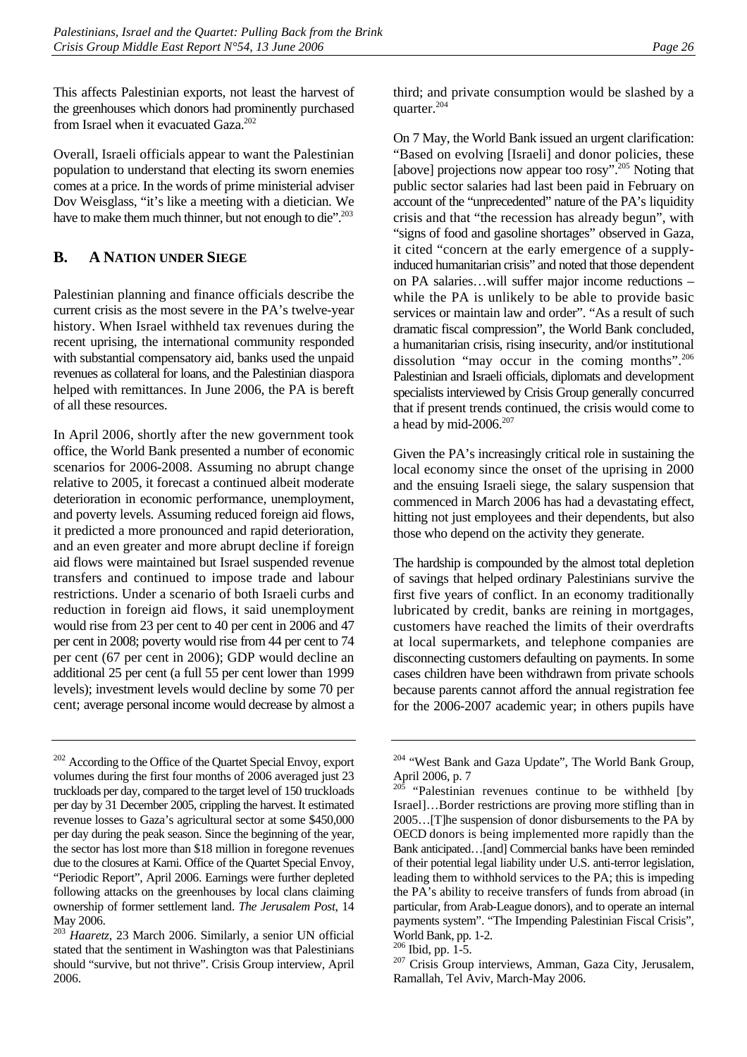This affects Palestinian exports, not least the harvest of the greenhouses which donors had prominently purchased from Israel when it evacuated Gaza.[202]

Overall, Israeli officials appear to want the Palestinian population to understand that electing its sworn enemies comes at a price. In the words of prime ministerial adviser Dov Weisglass, "it's like a meeting with a dietician. We have to make them much thinner, but not enough to die".[203]

## B. A NATION UNDER SIEGE

Palestinian planning and finance officials describe the current crisis as the most severe in the PA's twelve-year history. When Israel withheld tax revenues during the recent uprising, the international community responded with substantial compensatory aid, banks used the unpaid revenues as collateral for loans, and the Palestinian diaspora helped with remittances. In June 2006, the PA is bereft of all these resources.

In April 2006, shortly after the new government took office, the World Bank presented a number of economic scenarios for 2006-2008. Assuming no abrupt change relative to 2005, it forecast a continued albeit moderate deterioration in economic performance, unemployment, and poverty levels. Assuming reduced foreign aid flows, it predicted a more pronounced and rapid deterioration, and an even greater and more abrupt decline if foreign aid flows were maintained but Israel suspended revenue transfers and continued to impose trade and labour restrictions. Under a scenario of both Israeli curbs and reduction in foreign aid flows, it said unemployment would rise from 23 per cent to 40 per cent in 2006 and 47 per cent in 2008; poverty would rise from 44 per cent to 74 per cent (67 per cent in 2006); GDP would decline an additional 25 per cent (a full 55 per cent lower than 1999 levels); investment levels would decline by some 70 per cent; average personal income would decrease by almost a third; and private consumption would be slashed by a quarter.[204]

On 7 May, the World Bank issued an urgent clarification: "Based on evolving [Israeli] and donor policies, these [above] projections now appear too rosy".[205] Noting that public sector salaries had last been paid in February on account of the "unprecedented" nature of the PA's liquidity crisis and that "the recession has already begun", with "signs of food and gasoline shortages" observed in Gaza, it cited "concern at the early emergence of a supply-induced humanitarian crisis" and noted that those dependent on PA salaries…will suffer major income reductions – while the PA is unlikely to be able to provide basic services or maintain law and order". "As a result of such dramatic fiscal compression", the World Bank concluded, a humanitarian crisis, rising insecurity, and/or institutional dissolution "may occur in the coming months".[206] Palestinian and Israeli officials, diplomats and development specialists interviewed by Crisis Group generally concurred that if present trends continued, the crisis would come to a head by mid-2006.[207]

Given the PA's increasingly critical role in sustaining the local economy since the onset of the uprising in 2000 and the ensuing Israeli siege, the salary suspension that commenced in March 2006 has had a devastating effect, hitting not just employees and their dependents, but also those who depend on the activity they generate.

The hardship is compounded by the almost total depletion of savings that helped ordinary Palestinians survive the first five years of conflict. In an economy traditionally lubricated by credit, banks are reining in mortgages, customers have reached the limits of their overdrafts at local supermarkets, and telephone companies are disconnecting customers defaulting on payments. In some cases children have been withdrawn from private schools because parents cannot afford the annual registration fee for the 2006-2007 academic year; in others pupils have

---

[202] According to the Office of the Quartet Special Envoy, export volumes during the first four months of 2006 averaged just 23 truckloads per day, compared to the target level of 150 truckloads per day by 31 December 2005, crippling the harvest. It estimated revenue losses to Gaza's agricultural sector at some $450,000 per day during the peak season. Since the beginning of the year, the sector has lost more than $18 million in foregone revenues due to the closures at Karni. Office of the Quartet Special Envoy, "Periodic Report", April 2006. Earnings were further depleted following attacks on the greenhouses by local clans claiming ownership of former settlement land. *The Jerusalem Post*, 14 May 2006.

[203] *Haaretz*, 23 March 2006. Similarly, a senior UN official stated that the sentiment in Washington was that Palestinians should "survive, but not thrive". Crisis Group interview, April 2006.

[204] "West Bank and Gaza Update", The World Bank Group, April 2006, p. 7

[205] "Palestinian revenues continue to be withheld [by Israel]…Border restrictions are proving more stifling than in 2005…[T]he suspension of donor disbursements to the PA by OECD donors is being implemented more rapidly than the Bank anticipated…[and] Commercial banks have been reminded of their potential legal liability under U.S. anti-terror legislation, leading them to withhold services to the PA; this is impeding the PA's ability to receive transfers of funds from abroad (in particular, from Arab-League donors), and to operate an internal payments system". "The Impending Palestinian Fiscal Crisis", World Bank, pp. 1-2.

[206] Ibid, pp. 1-5.

[207] Crisis Group interviews, Amman, Gaza City, Jerusalem, Ramallah, Tel Aviv, March-May 2006.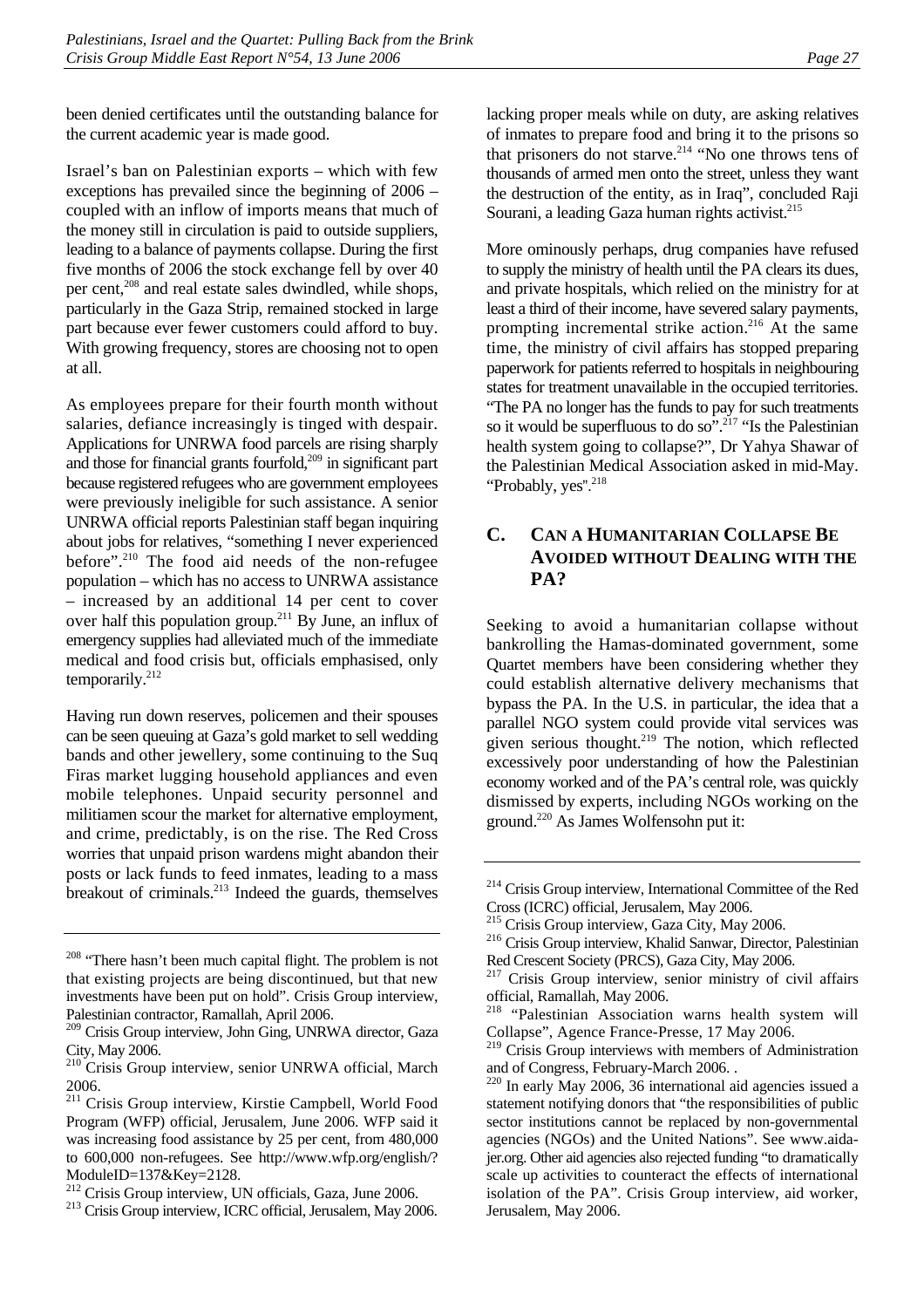been denied certificates until the outstanding balance for the current academic year is made good.

Israel's ban on Palestinian exports – which with few exceptions has prevailed since the beginning of 2006 – coupled with an inflow of imports means that much of the money still in circulation is paid to outside suppliers, leading to a balance of payments collapse. During the first five months of 2006 the stock exchange fell by over 40 per cent,[208] and real estate sales dwindled, while shops, particularly in the Gaza Strip, remained stocked in large part because ever fewer customers could afford to buy. With growing frequency, stores are choosing not to open at all.

As employees prepare for their fourth month without salaries, defiance increasingly is tinged with despair. Applications for UNRWA food parcels are rising sharply and those for financial grants fourfold,[209] in significant part because registered refugees who are government employees were previously ineligible for such assistance. A senior UNRWA official reports Palestinian staff began inquiring about jobs for relatives, "something I never experienced before".[210] The food aid needs of the non-refugee population – which has no access to UNRWA assistance – increased by an additional 14 per cent to cover over half this population group.[211] By June, an influx of emergency supplies had alleviated much of the immediate medical and food crisis but, officials emphasised, only temporarily.[212]

Having run down reserves, policemen and their spouses can be seen queuing at Gaza's gold market to sell wedding bands and other jewellery, some continuing to the Suq Firas market lugging household appliances and even mobile telephones. Unpaid security personnel and militiamen scour the market for alternative employment, and crime, predictably, is on the rise. The Red Cross worries that unpaid prison wardens might abandon their posts or lack funds to feed inmates, leading to a mass breakout of criminals.[213] Indeed the guards, themselves lacking proper meals while on duty, are asking relatives of inmates to prepare food and bring it to the prisons so that prisoners do not starve.[214] "No one throws tens of thousands of armed men onto the street, unless they want the destruction of the entity, as in Iraq", concluded Raji Sourani, a leading Gaza human rights activist.[215]

More ominously perhaps, drug companies have refused to supply the ministry of health until the PA clears its dues, and private hospitals, which relied on the ministry for at least a third of their income, have severed salary payments, prompting incremental strike action.[216] At the same time, the ministry of civil affairs has stopped preparing paperwork for patients referred to hospitals in neighbouring states for treatment unavailable in the occupied territories. "The PA no longer has the funds to pay for such treatments so it would be superfluous to do so".[217] "Is the Palestinian health system going to collapse?", Dr Yahya Shawar of the Palestinian Medical Association asked in mid-May. "Probably, yes".[218]

## C. Can a Humanitarian Collapse Be Avoided without Dealing with the PA?

Seeking to avoid a humanitarian collapse without bankrolling the Hamas-dominated government, some Quartet members have been considering whether they could establish alternative delivery mechanisms that bypass the PA. In the U.S. in particular, the idea that a parallel NGO system could provide vital services was given serious thought.[219] The notion, which reflected excessively poor understanding of how the Palestinian economy worked and of the PA's central role, was quickly dismissed by experts, including NGOs working on the ground.[220] As James Wolfensohn put it:

---

[208] "There hasn't been much capital flight. The problem is not that existing projects are being discontinued, but that new investments have been put on hold". Crisis Group interview, Palestinian contractor, Ramallah, April 2006.

[209] Crisis Group interview, John Ging, UNRWA director, Gaza City, May 2006.

[210] Crisis Group interview, senior UNRWA official, March 2006.

[211] Crisis Group interview, Kirstie Campbell, World Food Program (WFP) official, Jerusalem, June 2006. WFP said it was increasing food assistance by 25 per cent, from 480,000 to 600,000 non-refugees. See http://www.wfp.org/english/?ModuleID=137&Key=2128.

[212] Crisis Group interview, UN officials, Gaza, June 2006.

[213] Crisis Group interview, ICRC official, Jerusalem, May 2006.

[214] Crisis Group interview, International Committee of the Red Cross (ICRC) official, Jerusalem, May 2006.

[215] Crisis Group interview, Gaza City, May 2006.

[216] Crisis Group interview, Khalid Sanwar, Director, Palestinian Red Crescent Society (PRCS), Gaza City, May 2006.

[217] Crisis Group interview, senior ministry of civil affairs official, Ramallah, May 2006.

[218] "Palestinian Association warns health system will Collapse", Agence France-Presse, 17 May 2006.

[219] Crisis Group interviews with members of Administration and of Congress, February-March 2006. .

[220] In early May 2006, 36 international aid agencies issued a statement notifying donors that "the responsibilities of public sector institutions cannot be replaced by non-governmental agencies (NGOs) and the United Nations". See www.aidajer.org. Other aid agencies also rejected funding "to dramatically scale up activities to counteract the effects of international isolation of the PA". Crisis Group interview, aid worker, Jerusalem, May 2006.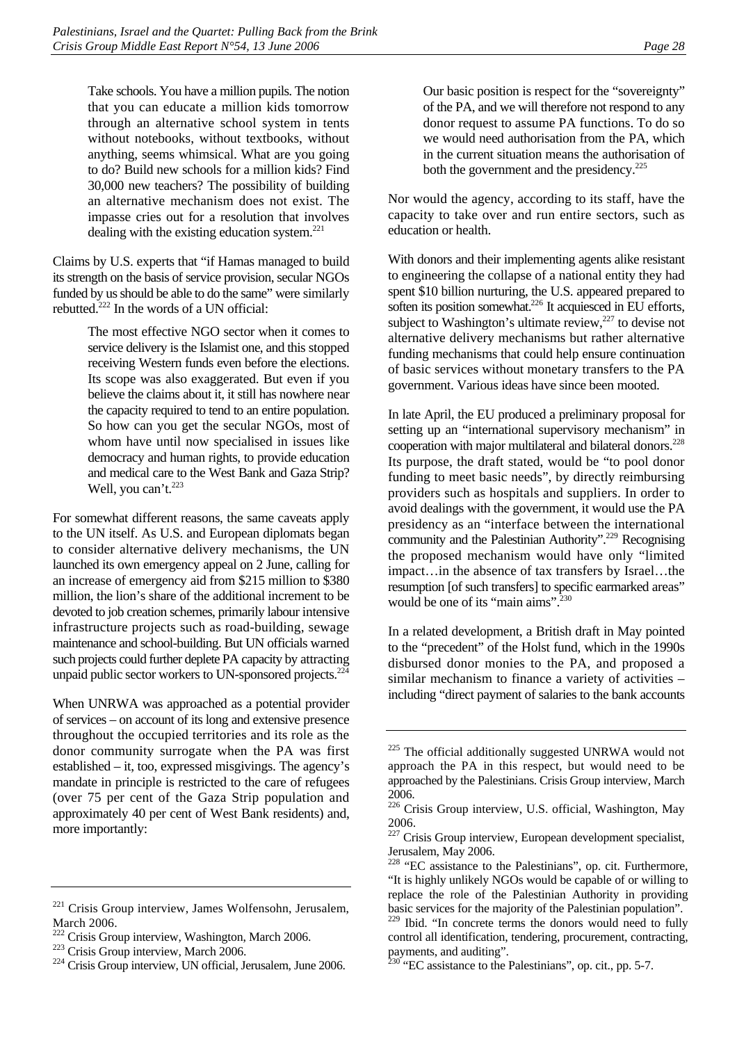> Take schools. You have a million pupils. The notion that you can educate a million kids tomorrow through an alternative school system in tents without notebooks, without textbooks, without anything, seems whimsical. What are you going to do? Build new schools for a million kids? Find 30,000 new teachers? The possibility of building an alternative mechanism does not exist. The impasse cries out for a resolution that involves dealing with the existing education system.[221]

Claims by U.S. experts that "if Hamas managed to build its strength on the basis of service provision, secular NGOs funded by us should be able to do the same" were similarly rebutted.[222] In the words of a UN official:

> The most effective NGO sector when it comes to service delivery is the Islamist one, and this stopped receiving Western funds even before the elections. Its scope was also exaggerated. But even if you believe the claims about it, it still has nowhere near the capacity required to tend to an entire population. So how can you get the secular NGOs, most of whom have until now specialised in issues like democracy and human rights, to provide education and medical care to the West Bank and Gaza Strip? Well, you can't.[223]

For somewhat different reasons, the same caveats apply to the UN itself. As U.S. and European diplomats began to consider alternative delivery mechanisms, the UN launched its own emergency appeal on 2 June, calling for an increase of emergency aid from $215 million to $380 million, the lion's share of the additional increment to be devoted to job creation schemes, primarily labour intensive infrastructure projects such as road-building, sewage maintenance and school-building. But UN officials warned such projects could further deplete PA capacity by attracting unpaid public sector workers to UN-sponsored projects.[224]

When UNRWA was approached as a potential provider of services – on account of its long and extensive presence throughout the occupied territories and its role as the donor community surrogate when the PA was first established – it, too, expressed misgivings. The agency's mandate in principle is restricted to the care of refugees (over 75 per cent of the Gaza Strip population and approximately 40 per cent of West Bank residents) and, more importantly:

> Our basic position is respect for the "sovereignty" of the PA, and we will therefore not respond to any donor request to assume PA functions. To do so we would need authorisation from the PA, which in the current situation means the authorisation of both the government and the presidency.[225]

Nor would the agency, according to its staff, have the capacity to take over and run entire sectors, such as education or health.

With donors and their implementing agents alike resistant to engineering the collapse of a national entity they had spent $10 billion nurturing, the U.S. appeared prepared to soften its position somewhat.[226] It acquiesced in EU efforts, subject to Washington's ultimate review,[227] to devise not alternative delivery mechanisms but rather alternative funding mechanisms that could help ensure continuation of basic services without monetary transfers to the PA government. Various ideas have since been mooted.

In late April, the EU produced a preliminary proposal for setting up an "international supervisory mechanism" in cooperation with major multilateral and bilateral donors.[228] Its purpose, the draft stated, would be "to pool donor funding to meet basic needs", by directly reimbursing providers such as hospitals and suppliers. In order to avoid dealings with the government, it would use the PA presidency as an "interface between the international community and the Palestinian Authority".[229] Recognising the proposed mechanism would have only "limited impact…in the absence of tax transfers by Israel…the resumption [of such transfers] to specific earmarked areas" would be one of its "main aims".[230]

In a related development, a British draft in May pointed to the "precedent" of the Holst fund, which in the 1990s disbursed donor monies to the PA, and proposed a similar mechanism to finance a variety of activities – including "direct payment of salaries to the bank accounts

---

[221] Crisis Group interview, James Wolfensohn, Jerusalem, March 2006.

[222] Crisis Group interview, Washington, March 2006.

[223] Crisis Group interview, March 2006.

[224] Crisis Group interview, UN official, Jerusalem, June 2006.

[225] The official additionally suggested UNRWA would not approach the PA in this respect, but would need to be approached by the Palestinians. Crisis Group interview, March 2006.

[226] Crisis Group interview, U.S. official, Washington, May 2006.

[227] Crisis Group interview, European development specialist, Jerusalem, May 2006.

[228] "EC assistance to the Palestinians", op. cit. Furthermore, "It is highly unlikely NGOs would be capable of or willing to replace the role of the Palestinian Authority in providing basic services for the majority of the Palestinian population".

[229] Ibid. "In concrete terms the donors would need to fully control all identification, tendering, procurement, contracting, payments, and auditing".

[230] "EC assistance to the Palestinians", op. cit., pp. 5-7.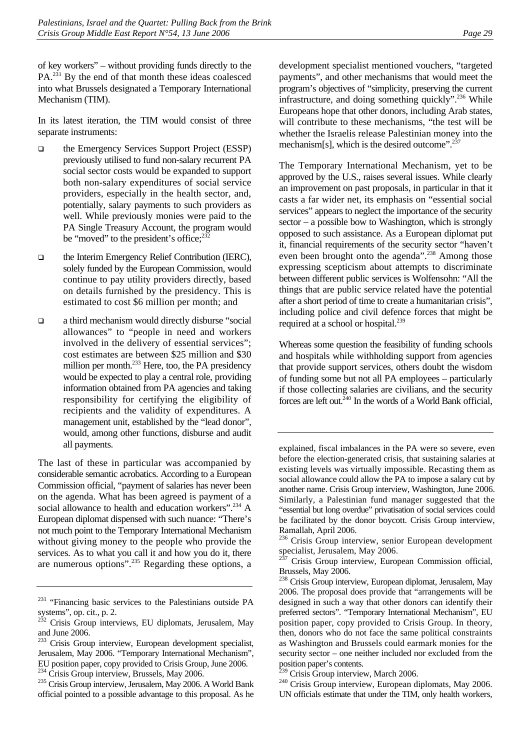of key workers" – without providing funds directly to the PA.[231] By the end of that month these ideas coalesced into what Brussels designated a Temporary International Mechanism (TIM).

In its latest iteration, the TIM would consist of three separate instruments:

- the Emergency Services Support Project (ESSP) previously utilised to fund non-salary recurrent PA social sector costs would be expanded to support both non-salary expenditures of social service providers, especially in the health sector, and, potentially, salary payments to such providers as well. While previously monies were paid to the PA Single Treasury Account, the program would be "moved" to the president's office;[232]
- the Interim Emergency Relief Contribution (IERC), solely funded by the European Commission, would continue to pay utility providers directly, based on details furnished by the presidency. This is estimated to cost $6 million per month; and
- a third mechanism would directly disburse "social allowances" to "people in need and workers involved in the delivery of essential services"; cost estimates are between $25 million and $30 million per month.[233] Here, too, the PA presidency would be expected to play a central role, providing information obtained from PA agencies and taking responsibility for certifying the eligibility of recipients and the validity of expenditures. A management unit, established by the "lead donor", would, among other functions, disburse and audit all payments.

The last of these in particular was accompanied by considerable semantic acrobatics. According to a European Commission official, "payment of salaries has never been on the agenda. What has been agreed is payment of a social allowance to health and education workers".[234] A European diplomat dispensed with such nuance: "There's not much point to the Temporary International Mechanism without giving money to the people who provide the services. As to what you call it and how you do it, there are numerous options".[235] Regarding these options, a development specialist mentioned vouchers, "targeted payments", and other mechanisms that would meet the program's objectives of "simplicity, preserving the current infrastructure, and doing something quickly".[236] While Europeans hope that other donors, including Arab states, will contribute to these mechanisms, "the test will be whether the Israelis release Palestinian money into the mechanism[s], which is the desired outcome".[237]

The Temporary International Mechanism, yet to be approved by the U.S., raises several issues. While clearly an improvement on past proposals, in particular in that it casts a far wider net, its emphasis on "essential social services" appears to neglect the importance of the security sector – a possible bow to Washington, which is strongly opposed to such assistance. As a European diplomat put it, financial requirements of the security sector "haven't even been brought onto the agenda".[238] Among those expressing scepticism about attempts to discriminate between different public services is Wolfensohn: "All the things that are public service related have the potential after a short period of time to create a humanitarian crisis", including police and civil defence forces that might be required at a school or hospital.[239]

Whereas some question the feasibility of funding schools and hospitals while withholding support from agencies that provide support services, others doubt the wisdom of funding some but not all PA employees – particularly if those collecting salaries are civilians, and the security forces are left out.[240] In the words of a World Bank official,

---

[231] "Financing basic services to the Palestinians outside PA systems", op. cit., p. 2.

[232] Crisis Group interviews, EU diplomats, Jerusalem, May and June 2006.

[233] Crisis Group interview, European development specialist, Jerusalem, May 2006. "Temporary International Mechanism", EU position paper, copy provided to Crisis Group, June 2006.

[234] Crisis Group interview, Brussels, May 2006.

[235] Crisis Group interview, Jerusalem, May 2006. A World Bank official pointed to a possible advantage to this proposal. As he explained, fiscal imbalances in the PA were so severe, even before the election-generated crisis, that sustaining salaries at existing levels was virtually impossible. Recasting them as social allowance could allow the PA to impose a salary cut by another name. Crisis Group interview, Washington, June 2006. Similarly, a Palestinian fund manager suggested that the "essential but long overdue" privatisation of social services could be facilitated by the donor boycott. Crisis Group interview, Ramallah, April 2006.

[236] Crisis Group interview, senior European development specialist, Jerusalem, May 2006.

[237] Crisis Group interview, European Commission official, Brussels, May 2006.

[238] Crisis Group interview, European diplomat, Jerusalem, May 2006. The proposal does provide that "arrangements will be designed in such a way that other donors can identify their preferred sectors". "Temporary International Mechanism", EU position paper, copy provided to Crisis Group. In theory, then, donors who do not face the same political constraints as Washington and Brussels could earmark monies for the security sector – one neither included nor excluded from the position paper's contents.

[239] Crisis Group interview, March 2006.

[240] Crisis Group interview, European diplomats, May 2006. UN officials estimate that under the TIM, only health workers,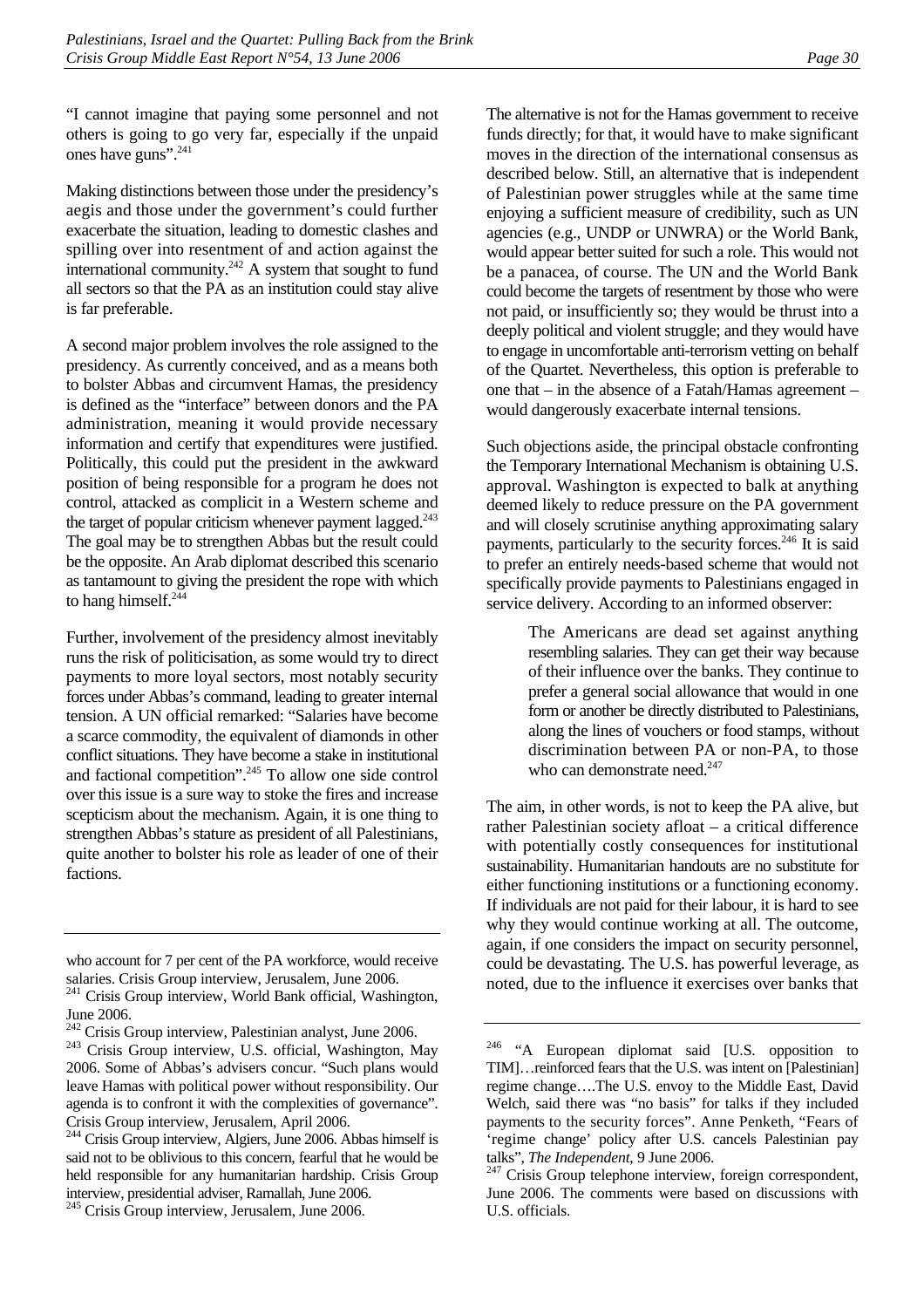"I cannot imagine that paying some personnel and not others is going to go very far, especially if the unpaid ones have guns".[241]

Making distinctions between those under the presidency's aegis and those under the government's could further exacerbate the situation, leading to domestic clashes and spilling over into resentment of and action against the international community.[242] A system that sought to fund all sectors so that the PA as an institution could stay alive is far preferable.

A second major problem involves the role assigned to the presidency. As currently conceived, and as a means both to bolster Abbas and circumvent Hamas, the presidency is defined as the "interface" between donors and the PA administration, meaning it would provide necessary information and certify that expenditures were justified. Politically, this could put the president in the awkward position of being responsible for a program he does not control, attacked as complicit in a Western scheme and the target of popular criticism whenever payment lagged.[243] The goal may be to strengthen Abbas but the result could be the opposite. An Arab diplomat described this scenario as tantamount to giving the president the rope with which to hang himself.[244]

Further, involvement of the presidency almost inevitably runs the risk of politicisation, as some would try to direct payments to more loyal sectors, most notably security forces under Abbas's command, leading to greater internal tension. A UN official remarked: "Salaries have become a scarce commodity, the equivalent of diamonds in other conflict situations. They have become a stake in institutional and factional competition".[245] To allow one side control over this issue is a sure way to stoke the fires and increase scepticism about the mechanism. Again, it is one thing to strengthen Abbas's stature as president of all Palestinians, quite another to bolster his role as leader of one of their factions.

The alternative is not for the Hamas government to receive funds directly; for that, it would have to make significant moves in the direction of the international consensus as described below. Still, an alternative that is independent of Palestinian power struggles while at the same time enjoying a sufficient measure of credibility, such as UN agencies (e.g., UNDP or UNWRA) or the World Bank, would appear better suited for such a role. This would not be a panacea, of course. The UN and the World Bank could become the targets of resentment by those who were not paid, or insufficiently so; they would be thrust into a deeply political and violent struggle; and they would have to engage in uncomfortable anti-terrorism vetting on behalf of the Quartet. Nevertheless, this option is preferable to one that – in the absence of a Fatah/Hamas agreement – would dangerously exacerbate internal tensions.

Such objections aside, the principal obstacle confronting the Temporary International Mechanism is obtaining U.S. approval. Washington is expected to balk at anything deemed likely to reduce pressure on the PA government and will closely scrutinise anything approximating salary payments, particularly to the security forces.[246] It is said to prefer an entirely needs-based scheme that would not specifically provide payments to Palestinians engaged in service delivery. According to an informed observer:

> The Americans are dead set against anything resembling salaries. They can get their way because of their influence over the banks. They continue to prefer a general social allowance that would in one form or another be directly distributed to Palestinians, along the lines of vouchers or food stamps, without discrimination between PA or non-PA, to those who can demonstrate need.[247]

The aim, in other words, is not to keep the PA alive, but rather Palestinian society afloat – a critical difference with potentially costly consequences for institutional sustainability. Humanitarian handouts are no substitute for either functioning institutions or a functioning economy. If individuals are not paid for their labour, it is hard to see why they would continue working at all. The outcome, again, if one considers the impact on security personnel, could be devastating. The U.S. has powerful leverage, as noted, due to the influence it exercises over banks that

---

who account for 7 per cent of the PA workforce, would receive salaries. Crisis Group interview, Jerusalem, June 2006.

[241] Crisis Group interview, World Bank official, Washington, June 2006.

[242] Crisis Group interview, Palestinian analyst, June 2006.

[243] Crisis Group interview, U.S. official, Washington, May 2006. Some of Abbas's advisers concur. "Such plans would leave Hamas with political power without responsibility. Our agenda is to confront it with the complexities of governance". Crisis Group interview, Jerusalem, April 2006.

[244] Crisis Group interview, Algiers, June 2006. Abbas himself is said not to be oblivious to this concern, fearful that he would be held responsible for any humanitarian hardship. Crisis Group interview, presidential adviser, Ramallah, June 2006.

[245] Crisis Group interview, Jerusalem, June 2006.

[246] "A European diplomat said [U.S. opposition to TIM]…reinforced fears that the U.S. was intent on [Palestinian] regime change….The U.S. envoy to the Middle East, David Welch, said there was "no basis" for talks if they included payments to the security forces". Anne Penketh, "Fears of 'regime change' policy after U.S. cancels Palestinian pay talks", *The Independent*, 9 June 2006.

[247] Crisis Group telephone interview, foreign correspondent, June 2006. The comments were based on discussions with U.S. officials.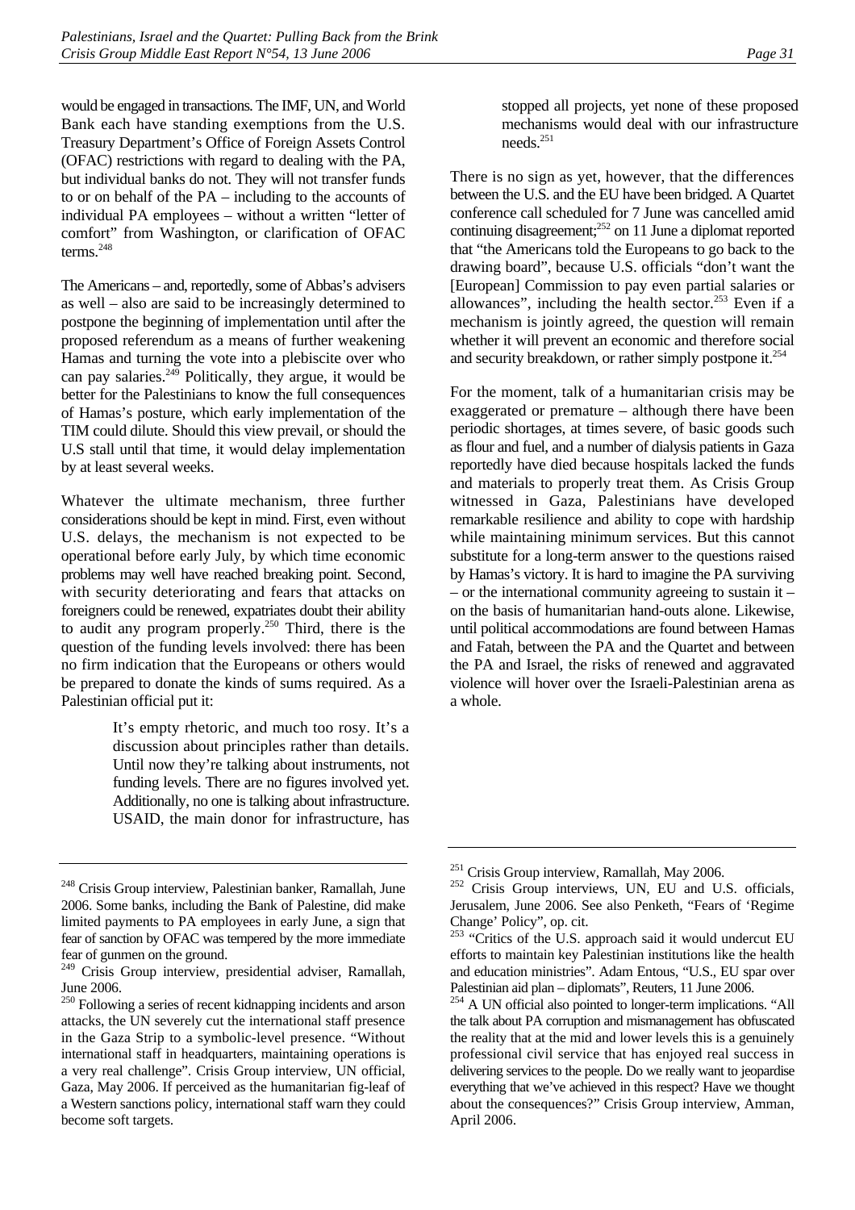would be engaged in transactions. The IMF, UN, and World Bank each have standing exemptions from the U.S. Treasury Department's Office of Foreign Assets Control (OFAC) restrictions with regard to dealing with the PA, but individual banks do not. They will not transfer funds to or on behalf of the PA – including to the accounts of individual PA employees – without a written "letter of comfort" from Washington, or clarification of OFAC terms.[248]

The Americans – and, reportedly, some of Abbas's advisers as well – also are said to be increasingly determined to postpone the beginning of implementation until after the proposed referendum as a means of further weakening Hamas and turning the vote into a plebiscite over who can pay salaries.[249] Politically, they argue, it would be better for the Palestinians to know the full consequences of Hamas's posture, which early implementation of the TIM could dilute. Should this view prevail, or should the U.S stall until that time, it would delay implementation by at least several weeks.

Whatever the ultimate mechanism, three further considerations should be kept in mind. First, even without U.S. delays, the mechanism is not expected to be operational before early July, by which time economic problems may well have reached breaking point. Second, with security deteriorating and fears that attacks on foreigners could be renewed, expatriates doubt their ability to audit any program properly.[250] Third, there is the question of the funding levels involved: there has been no firm indication that the Europeans or others would be prepared to donate the kinds of sums required. As a Palestinian official put it:

> It's empty rhetoric, and much too rosy. It's a discussion about principles rather than details. Until now they're talking about instruments, not funding levels. There are no figures involved yet. Additionally, no one is talking about infrastructure. USAID, the main donor for infrastructure, has stopped all projects, yet none of these proposed mechanisms would deal with our infrastructure needs.[251]

There is no sign as yet, however, that the differences between the U.S. and the EU have been bridged. A Quartet conference call scheduled for 7 June was cancelled amid continuing disagreement;[252] on 11 June a diplomat reported that "the Americans told the Europeans to go back to the drawing board", because U.S. officials "don't want the [European] Commission to pay even partial salaries or allowances", including the health sector.[253] Even if a mechanism is jointly agreed, the question will remain whether it will prevent an economic and therefore social and security breakdown, or rather simply postpone it.[254]

For the moment, talk of a humanitarian crisis may be exaggerated or premature – although there have been periodic shortages, at times severe, of basic goods such as flour and fuel, and a number of dialysis patients in Gaza reportedly have died because hospitals lacked the funds and materials to properly treat them. As Crisis Group witnessed in Gaza, Palestinians have developed remarkable resilience and ability to cope with hardship while maintaining minimum services. But this cannot substitute for a long-term answer to the questions raised by Hamas's victory. It is hard to imagine the PA surviving – or the international community agreeing to sustain it – on the basis of humanitarian hand-outs alone. Likewise, until political accommodations are found between Hamas and Fatah, between the PA and the Quartet and between the PA and Israel, the risks of renewed and aggravated violence will hover over the Israeli-Palestinian arena as a whole.

---

[248] Crisis Group interview, Palestinian banker, Ramallah, June 2006. Some banks, including the Bank of Palestine, did make limited payments to PA employees in early June, a sign that fear of sanction by OFAC was tempered by the more immediate fear of gunmen on the ground.

[249] Crisis Group interview, presidential adviser, Ramallah, June 2006.

[250] Following a series of recent kidnapping incidents and arson attacks, the UN severely cut the international staff presence in the Gaza Strip to a symbolic-level presence. "Without international staff in headquarters, maintaining operations is a very real challenge". Crisis Group interview, UN official, Gaza, May 2006. If perceived as the humanitarian fig-leaf of a Western sanctions policy, international staff warn they could become soft targets.

[251] Crisis Group interview, Ramallah, May 2006.

[252] Crisis Group interviews, UN, EU and U.S. officials, Jerusalem, June 2006. See also Penketh, "Fears of 'Regime Change' Policy", op. cit.

[253] "Critics of the U.S. approach said it would undercut EU efforts to maintain key Palestinian institutions like the health and education ministries". Adam Entous, "U.S., EU spar over Palestinian aid plan – diplomats", Reuters, 11 June 2006.

[254] A UN official also pointed to longer-term implications. "All the talk about PA corruption and mismanagement has obfuscated the reality that at the mid and lower levels this is a genuinely professional civil service that has enjoyed real success in delivering services to the people. Do we really want to jeopardise everything that we've achieved in this respect? Have we thought about the consequences?" Crisis Group interview, Amman, April 2006.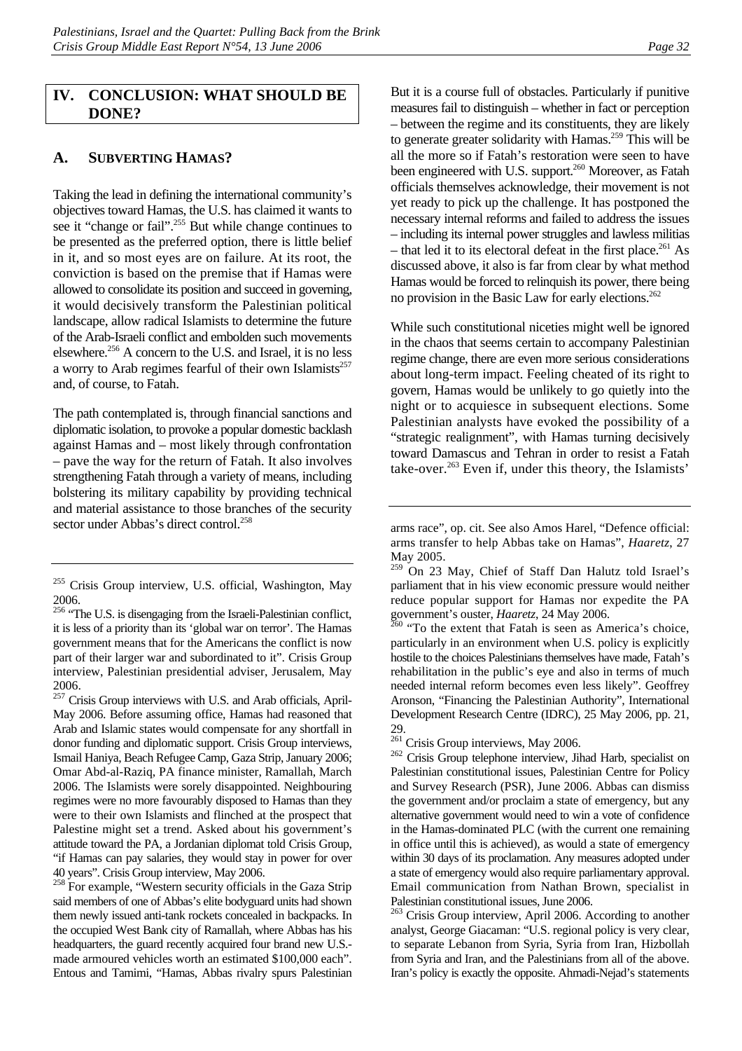## IV. CONCLUSION: WHAT SHOULD BE DONE?

### A. SUBVERTING HAMAS?

Taking the lead in defining the international community's objectives toward Hamas, the U.S. has claimed it wants to see it "change or fail".[255] But while change continues to be presented as the preferred option, there is little belief in it, and so most eyes are on failure. At its root, the conviction is based on the premise that if Hamas were allowed to consolidate its position and succeed in governing, it would decisively transform the Palestinian political landscape, allow radical Islamists to determine the future of the Arab-Israeli conflict and embolden such movements elsewhere.[256] A concern to the U.S. and Israel, it is no less a worry to Arab regimes fearful of their own Islamists[257] and, of course, to Fatah.

The path contemplated is, through financial sanctions and diplomatic isolation, to provoke a popular domestic backlash against Hamas and – most likely through confrontation – pave the way for the return of Fatah. It also involves strengthening Fatah through a variety of means, including bolstering its military capability by providing technical and material assistance to those branches of the security sector under Abbas's direct control.[258]

But it is a course full of obstacles. Particularly if punitive measures fail to distinguish – whether in fact or perception – between the regime and its constituents, they are likely to generate greater solidarity with Hamas.[259] This will be all the more so if Fatah's restoration were seen to have been engineered with U.S. support.[260] Moreover, as Fatah officials themselves acknowledge, their movement is not yet ready to pick up the challenge. It has postponed the necessary internal reforms and failed to address the issues – including its internal power struggles and lawless militias – that led it to its electoral defeat in the first place.[261] As discussed above, it also is far from clear by what method Hamas would be forced to relinquish its power, there being no provision in the Basic Law for early elections.[262]

While such constitutional niceties might well be ignored in the chaos that seems certain to accompany Palestinian regime change, there are even more serious considerations about long-term impact. Feeling cheated of its right to govern, Hamas would be unlikely to go quietly into the night or to acquiesce in subsequent elections. Some Palestinian analysts have evoked the possibility of a "strategic realignment", with Hamas turning decisively toward Damascus and Tehran in order to resist a Fatah take-over.[263] Even if, under this theory, the Islamists'

---

[255] Crisis Group interview, U.S. official, Washington, May 2006.

[256] "The U.S. is disengaging from the Israeli-Palestinian conflict, it is less of a priority than its 'global war on terror'. The Hamas government means that for the Americans the conflict is now part of their larger war and subordinated to it". Crisis Group interview, Palestinian presidential adviser, Jerusalem, May 2006.

[257] Crisis Group interviews with U.S. and Arab officials, April-May 2006. Before assuming office, Hamas had reasoned that Arab and Islamic states would compensate for any shortfall in donor funding and diplomatic support. Crisis Group interviews, Ismail Haniya, Beach Refugee Camp, Gaza Strip, January 2006; Omar Abd-al-Raziq, PA finance minister, Ramallah, March 2006. The Islamists were sorely disappointed. Neighbouring regimes were no more favourably disposed to Hamas than they were to their own Islamists and flinched at the prospect that Palestine might set a trend. Asked about his government's attitude toward the PA, a Jordanian diplomat told Crisis Group, "if Hamas can pay salaries, they would stay in power for over 40 years". Crisis Group interview, May 2006.

[258] For example, "Western security officials in the Gaza Strip said members of one of Abbas's elite bodyguard units had shown them newly issued anti-tank rockets concealed in backpacks. In the occupied West Bank city of Ramallah, where Abbas has his headquarters, the guard recently acquired four brand new U.S.-made armoured vehicles worth an estimated $100,000 each". Entous and Tamimi, "Hamas, Abbas rivalry spurs Palestinian arms race", op. cit. See also Amos Harel, "Defence official: arms transfer to help Abbas take on Hamas", *Haaretz*, 27 May 2005.

[259] On 23 May, Chief of Staff Dan Halutz told Israel's parliament that in his view economic pressure would neither reduce popular support for Hamas nor expedite the PA government's ouster, *Haaretz*, 24 May 2006.

[260] "To the extent that Fatah is seen as America's choice, particularly in an environment when U.S. policy is explicitly hostile to the choices Palestinians themselves have made, Fatah's rehabilitation in the public's eye and also in terms of much needed internal reform becomes even less likely". Geoffrey Aronson, "Financing the Palestinian Authority", International Development Research Centre (IDRC), 25 May 2006, pp. 21, 29.

[261] Crisis Group interviews, May 2006.

[262] Crisis Group telephone interview, Jihad Harb, specialist on Palestinian constitutional issues, Palestinian Centre for Policy and Survey Research (PSR), June 2006. Abbas can dismiss the government and/or proclaim a state of emergency, but any alternative government would need to win a vote of confidence in the Hamas-dominated PLC (with the current one remaining in office until this is achieved), as would a state of emergency within 30 days of its proclamation. Any measures adopted under a state of emergency would also require parliamentary approval. Email communication from Nathan Brown, specialist in Palestinian constitutional issues, June 2006.

[263] Crisis Group interview, April 2006. According to another analyst, George Giacaman: "U.S. regional policy is very clear, to separate Lebanon from Syria, Syria from Iran, Hizbollah from Syria and Iran, and the Palestinians from all of the above. Iran's policy is exactly the opposite. Ahmadi-Nejad's statements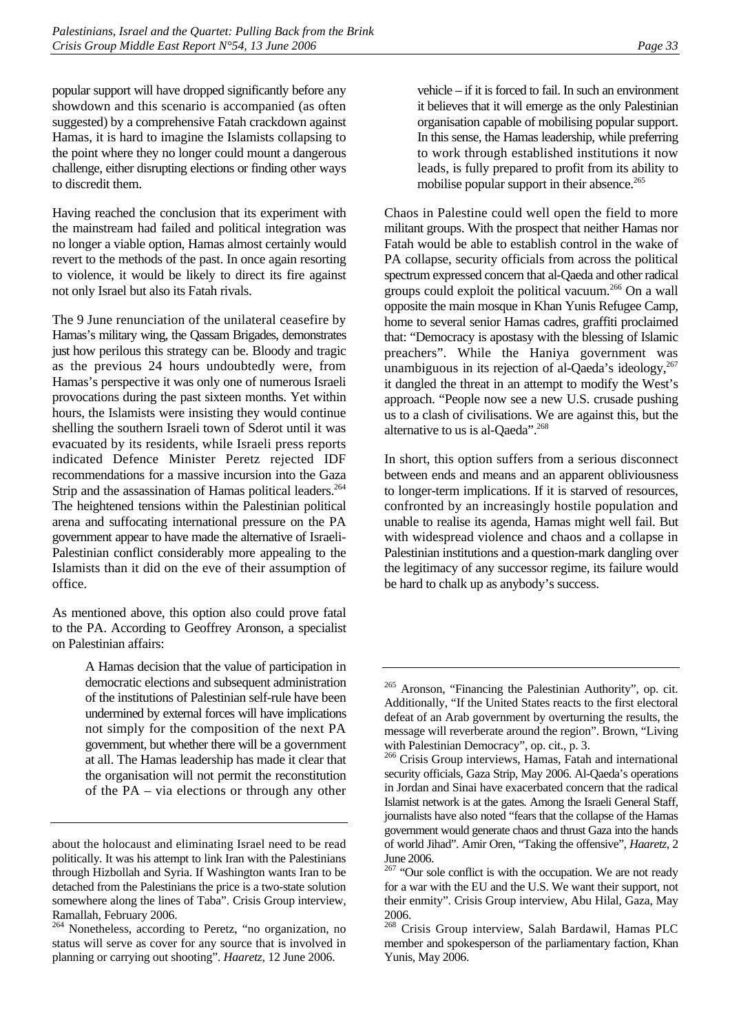popular support will have dropped significantly before any showdown and this scenario is accompanied (as often suggested) by a comprehensive Fatah crackdown against Hamas, it is hard to imagine the Islamists collapsing to the point where they no longer could mount a dangerous challenge, either disrupting elections or finding other ways to discredit them.

Having reached the conclusion that its experiment with the mainstream had failed and political integration was no longer a viable option, Hamas almost certainly would revert to the methods of the past. In once again resorting to violence, it would be likely to direct its fire against not only Israel but also its Fatah rivals.

The 9 June renunciation of the unilateral ceasefire by Hamas's military wing, the Qassam Brigades, demonstrates just how perilous this strategy can be. Bloody and tragic as the previous 24 hours undoubtedly were, from Hamas's perspective it was only one of numerous Israeli provocations during the past sixteen months. Yet within hours, the Islamists were insisting they would continue shelling the southern Israeli town of Sderot until it was evacuated by its residents, while Israeli press reports indicated Defence Minister Peretz rejected IDF recommendations for a massive incursion into the Gaza Strip and the assassination of Hamas political leaders.[264] The heightened tensions within the Palestinian political arena and suffocating international pressure on the PA government appear to have made the alternative of Israeli-Palestinian conflict considerably more appealing to the Islamists than it did on the eve of their assumption of office.

As mentioned above, this option also could prove fatal to the PA. According to Geoffrey Aronson, a specialist on Palestinian affairs:

> A Hamas decision that the value of participation in democratic elections and subsequent administration of the institutions of Palestinian self-rule have been undermined by external forces will have implications not simply for the composition of the next PA government, but whether there will be a government at all. The Hamas leadership has made it clear that the organisation will not permit the reconstitution of the PA – via elections or through any other vehicle – if it is forced to fail. In such an environment it believes that it will emerge as the only Palestinian organisation capable of mobilising popular support. In this sense, the Hamas leadership, while preferring to work through established institutions it now leads, is fully prepared to profit from its ability to mobilise popular support in their absence.[265]

Chaos in Palestine could well open the field to more militant groups. With the prospect that neither Hamas nor Fatah would be able to establish control in the wake of PA collapse, security officials from across the political spectrum expressed concern that al-Qaeda and other radical groups could exploit the political vacuum.[266] On a wall opposite the main mosque in Khan Yunis Refugee Camp, home to several senior Hamas cadres, graffiti proclaimed that: "Democracy is apostasy with the blessing of Islamic preachers". While the Haniya government was unambiguous in its rejection of al-Qaeda's ideology,[267] it dangled the threat in an attempt to modify the West's approach. "People now see a new U.S. crusade pushing us to a clash of civilisations. We are against this, but the alternative to us is al-Qaeda".[268]

In short, this option suffers from a serious disconnect between ends and means and an apparent obliviousness to longer-term implications. If it is starved of resources, confronted by an increasingly hostile population and unable to realise its agenda, Hamas might well fail. But with widespread violence and chaos and a collapse in Palestinian institutions and a question-mark dangling over the legitimacy of any successor regime, its failure would be hard to chalk up as anybody's success.

---

about the holocaust and eliminating Israel need to be read politically. It was his attempt to link Iran with the Palestinians through Hizbollah and Syria. If Washington wants Iran to be detached from the Palestinians the price is a two-state solution somewhere along the lines of Taba". Crisis Group interview, Ramallah, February 2006.

[264] Nonetheless, according to Peretz, "no organization, no status will serve as cover for any source that is involved in planning or carrying out shooting". *Haaretz*, 12 June 2006.

[265] Aronson, "Financing the Palestinian Authority", op. cit. Additionally, "If the United States reacts to the first electoral defeat of an Arab government by overturning the results, the message will reverberate around the region". Brown, "Living with Palestinian Democracy", op. cit., p. 3.

[266] Crisis Group interviews, Hamas, Fatah and international security officials, Gaza Strip, May 2006. Al-Qaeda's operations in Jordan and Sinai have exacerbated concern that the radical Islamist network is at the gates. Among the Israeli General Staff, journalists have also noted "fears that the collapse of the Hamas government would generate chaos and thrust Gaza into the hands of world Jihad". Amir Oren, "Taking the offensive", *Haaretz*, 2 June 2006.

[267] "Our sole conflict is with the occupation. We are not ready for a war with the EU and the U.S. We want their support, not their enmity". Crisis Group interview, Abu Hilal, Gaza, May 2006.

[268] Crisis Group interview, Salah Bardawil, Hamas PLC member and spokesperson of the parliamentary faction, Khan Yunis, May 2006.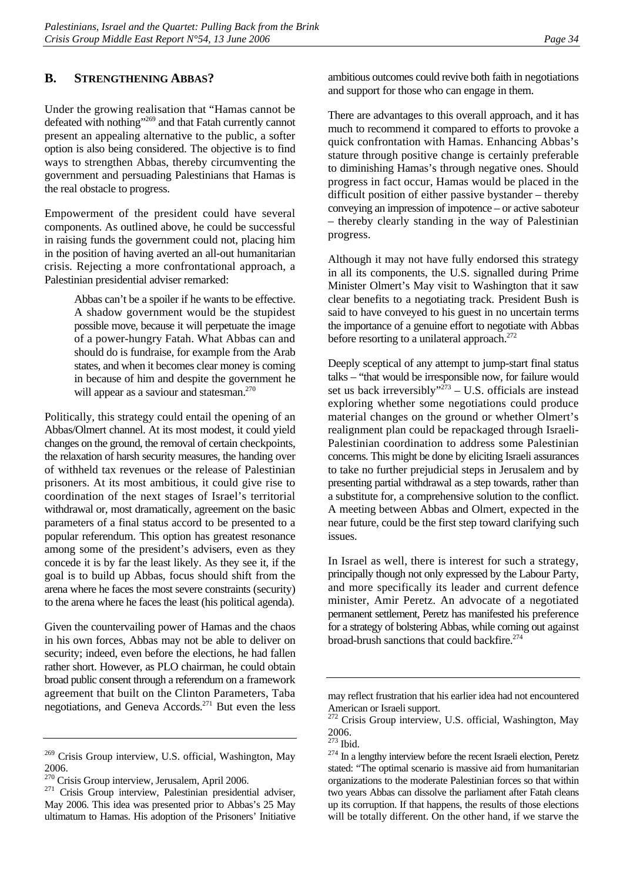## B. STRENGTHENING ABBAS?

Under the growing realisation that "Hamas cannot be defeated with nothing"[269] and that Fatah currently cannot present an appealing alternative to the public, a softer option is also being considered. The objective is to find ways to strengthen Abbas, thereby circumventing the government and persuading Palestinians that Hamas is the real obstacle to progress.

Empowerment of the president could have several components. As outlined above, he could be successful in raising funds the government could not, placing him in the position of having averted an all-out humanitarian crisis. Rejecting a more confrontational approach, a Palestinian presidential adviser remarked:

> Abbas can't be a spoiler if he wants to be effective. A shadow government would be the stupidest possible move, because it will perpetuate the image of a power-hungry Fatah. What Abbas can and should do is fundraise, for example from the Arab states, and when it becomes clear money is coming in because of him and despite the government he will appear as a saviour and statesman.[270]

Politically, this strategy could entail the opening of an Abbas/Olmert channel. At its most modest, it could yield changes on the ground, the removal of certain checkpoints, the relaxation of harsh security measures, the handing over of withheld tax revenues or the release of Palestinian prisoners. At its most ambitious, it could give rise to coordination of the next stages of Israel's territorial withdrawal or, most dramatically, agreement on the basic parameters of a final status accord to be presented to a popular referendum. This option has greatest resonance among some of the president's advisers, even as they concede it is by far the least likely. As they see it, if the goal is to build up Abbas, focus should shift from the arena where he faces the most severe constraints (security) to the arena where he faces the least (his political agenda).

Given the countervailing power of Hamas and the chaos in his own forces, Abbas may not be able to deliver on security; indeed, even before the elections, he had fallen rather short. However, as PLO chairman, he could obtain broad public consent through a referendum on a framework agreement that built on the Clinton Parameters, Taba negotiations, and Geneva Accords.[271] But even the less ambitious outcomes could revive both faith in negotiations and support for those who can engage in them.

There are advantages to this overall approach, and it has much to recommend it compared to efforts to provoke a quick confrontation with Hamas. Enhancing Abbas's stature through positive change is certainly preferable to diminishing Hamas's through negative ones. Should progress in fact occur, Hamas would be placed in the difficult position of either passive bystander – thereby conveying an impression of impotence – or active saboteur – thereby clearly standing in the way of Palestinian progress.

Although it may not have fully endorsed this strategy in all its components, the U.S. signalled during Prime Minister Olmert's May visit to Washington that it saw clear benefits to a negotiating track. President Bush is said to have conveyed to his guest in no uncertain terms the importance of a genuine effort to negotiate with Abbas before resorting to a unilateral approach.[272]

Deeply sceptical of any attempt to jump-start final status talks – "that would be irresponsible now, for failure would set us back irreversibly"[273] – U.S. officials are instead exploring whether some negotiations could produce material changes on the ground or whether Olmert's realignment plan could be repackaged through Israeli-Palestinian coordination to address some Palestinian concerns. This might be done by eliciting Israeli assurances to take no further prejudicial steps in Jerusalem and by presenting partial withdrawal as a step towards, rather than a substitute for, a comprehensive solution to the conflict. A meeting between Abbas and Olmert, expected in the near future, could be the first step toward clarifying such issues.

In Israel as well, there is interest for such a strategy, principally though not only expressed by the Labour Party, and more specifically its leader and current defence minister, Amir Peretz. An advocate of a negotiated permanent settlement, Peretz has manifested his preference for a strategy of bolstering Abbas, while coming out against broad-brush sanctions that could backfire.[274]

---

[269] Crisis Group interview, U.S. official, Washington, May 2006.

[270] Crisis Group interview, Jerusalem, April 2006.

[271] Crisis Group interview, Palestinian presidential adviser, May 2006. This idea was presented prior to Abbas's 25 May ultimatum to Hamas. His adoption of the Prisoners' Initiative may reflect frustration that his earlier idea had not encountered American or Israeli support.

[272] Crisis Group interview, U.S. official, Washington, May 2006.

[273] Ibid.

[274] In a lengthy interview before the recent Israeli election, Peretz stated: "The optimal scenario is massive aid from humanitarian organizations to the moderate Palestinian forces so that within two years Abbas can dissolve the parliament after Fatah cleans up its corruption. If that happens, the results of those elections will be totally different. On the other hand, if we starve the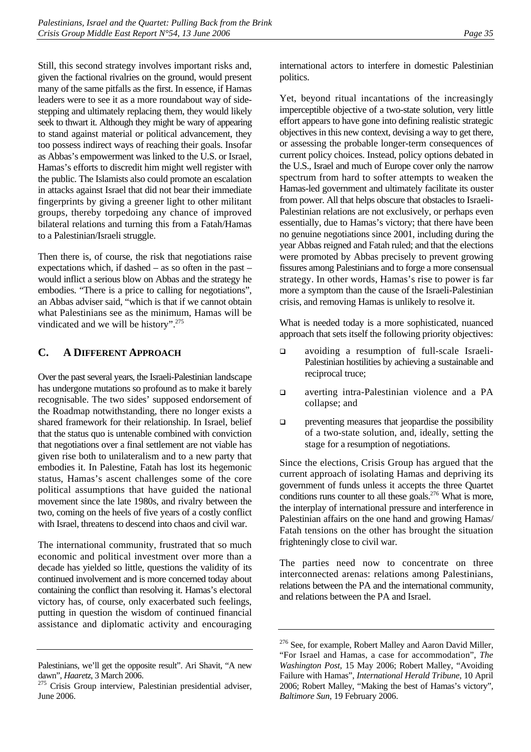Still, this second strategy involves important risks and, given the factional rivalries on the ground, would present many of the same pitfalls as the first. In essence, if Hamas leaders were to see it as a more roundabout way of side-stepping and ultimately replacing them, they would likely seek to thwart it. Although they might be wary of appearing to stand against material or political advancement, they too possess indirect ways of reaching their goals. Insofar as Abbas's empowerment was linked to the U.S. or Israel, Hamas's efforts to discredit him might well register with the public. The Islamists also could promote an escalation in attacks against Israel that did not bear their immediate fingerprints by giving a greener light to other militant groups, thereby torpedoing any chance of improved bilateral relations and turning this from a Fatah/Hamas to a Palestinian/Israeli struggle.

Then there is, of course, the risk that negotiations raise expectations which, if dashed – as so often in the past – would inflict a serious blow on Abbas and the strategy he embodies. "There is a price to calling for negotiations", an Abbas adviser said, "which is that if we cannot obtain what Palestinians see as the minimum, Hamas will be vindicated and we will be history".[275]

## C. A Different Approach

Over the past several years, the Israeli-Palestinian landscape has undergone mutations so profound as to make it barely recognisable. The two sides' supposed endorsement of the Roadmap notwithstanding, there no longer exists a shared framework for their relationship. In Israel, belief that the status quo is untenable combined with conviction that negotiations over a final settlement are not viable has given rise both to unilateralism and to a new party that embodies it. In Palestine, Fatah has lost its hegemonic status, Hamas's ascent challenges some of the core political assumptions that have guided the national movement since the late 1980s, and rivalry between the two, coming on the heels of five years of a costly conflict with Israel, threatens to descend into chaos and civil war.

The international community, frustrated that so much economic and political investment over more than a decade has yielded so little, questions the validity of its continued involvement and is more concerned today about containing the conflict than resolving it. Hamas's electoral victory has, of course, only exacerbated such feelings, putting in question the wisdom of continued financial assistance and diplomatic activity and encouraging international actors to interfere in domestic Palestinian politics.

Yet, beyond ritual incantations of the increasingly imperceptible objective of a two-state solution, very little effort appears to have gone into defining realistic strategic objectives in this new context, devising a way to get there, or assessing the probable longer-term consequences of current policy choices. Instead, policy options debated in the U.S., Israel and much of Europe cover only the narrow spectrum from hard to softer attempts to weaken the Hamas-led government and ultimately facilitate its ouster from power. All that helps obscure that obstacles to Israeli-Palestinian relations are not exclusively, or perhaps even essentially, due to Hamas's victory; that there have been no genuine negotiations since 2001, including during the year Abbas reigned and Fatah ruled; and that the elections were promoted by Abbas precisely to prevent growing fissures among Palestinians and to forge a more consensual strategy. In other words, Hamas's rise to power is far more a symptom than the cause of the Israeli-Palestinian crisis, and removing Hamas is unlikely to resolve it.

What is needed today is a more sophisticated, nuanced approach that sets itself the following priority objectives:

- avoiding a resumption of full-scale Israeli-Palestinian hostilities by achieving a sustainable and reciprocal truce;
- averting intra-Palestinian violence and a PA collapse; and
- preventing measures that jeopardise the possibility of a two-state solution, and, ideally, setting the stage for a resumption of negotiations.

Since the elections, Crisis Group has argued that the current approach of isolating Hamas and depriving its government of funds unless it accepts the three Quartet conditions runs counter to all these goals.[276] What is more, the interplay of international pressure and interference in Palestinian affairs on the one hand and growing Hamas/Fatah tensions on the other has brought the situation frighteningly close to civil war.

The parties need now to concentrate on three interconnected arenas: relations among Palestinians, relations between the PA and the international community, and relations between the PA and Israel.

---

Palestinians, we'll get the opposite result". Ari Shavit, "A new dawn", *Haaretz*, 3 March 2006.

[275] Crisis Group interview, Palestinian presidential adviser, June 2006.

[276] See, for example, Robert Malley and Aaron David Miller, "For Israel and Hamas, a case for accommodation", *The Washington Post*, 15 May 2006; Robert Malley, "Avoiding Failure with Hamas", *International Herald Tribune*, 10 April 2006; Robert Malley, "Making the best of Hamas's victory", *Baltimore Sun*, 19 February 2006.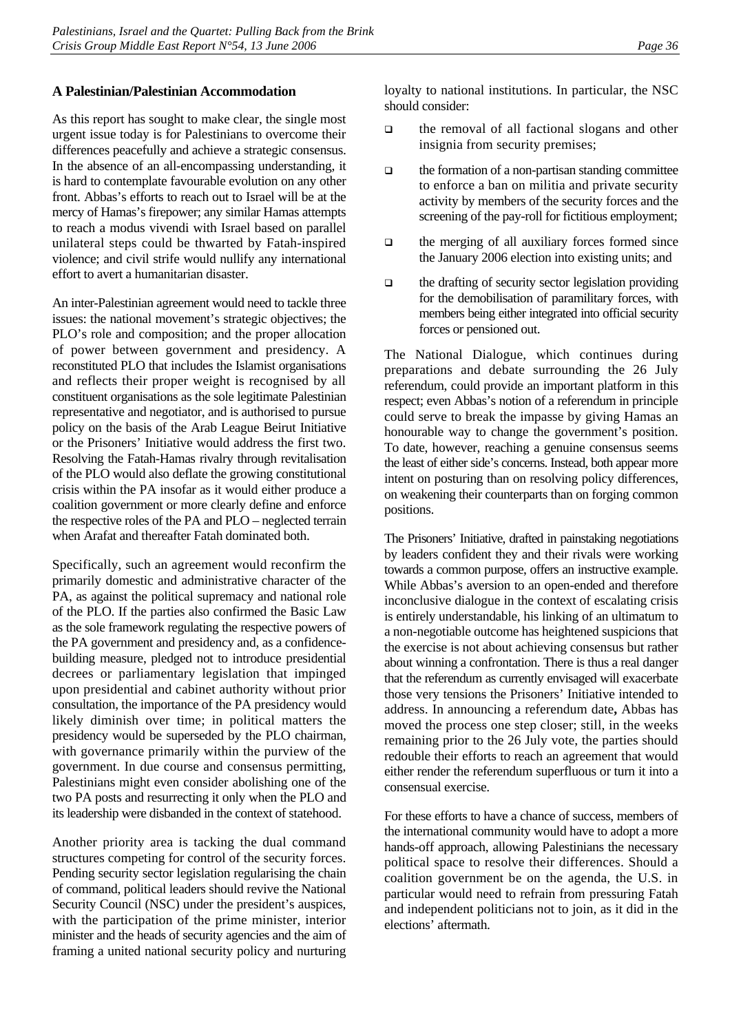### A Palestinian/Palestinian Accommodation

As this report has sought to make clear, the single most urgent issue today is for Palestinians to overcome their differences peacefully and achieve a strategic consensus. In the absence of an all-encompassing understanding, it is hard to contemplate favourable evolution on any other front. Abbas's efforts to reach out to Israel will be at the mercy of Hamas's firepower; any similar Hamas attempts to reach a modus vivendi with Israel based on parallel unilateral steps could be thwarted by Fatah-inspired violence; and civil strife would nullify any international effort to avert a humanitarian disaster.

An inter-Palestinian agreement would need to tackle three issues: the national movement's strategic objectives; the PLO's role and composition; and the proper allocation of power between government and presidency. A reconstituted PLO that includes the Islamist organisations and reflects their proper weight is recognised by all constituent organisations as the sole legitimate Palestinian representative and negotiator, and is authorised to pursue policy on the basis of the Arab League Beirut Initiative or the Prisoners' Initiative would address the first two. Resolving the Fatah-Hamas rivalry through revitalisation of the PLO would also deflate the growing constitutional crisis within the PA insofar as it would either produce a coalition government or more clearly define and enforce the respective roles of the PA and PLO – neglected terrain when Arafat and thereafter Fatah dominated both.

Specifically, such an agreement would reconfirm the primarily domestic and administrative character of the PA, as against the political supremacy and national role of the PLO. If the parties also confirmed the Basic Law as the sole framework regulating the respective powers of the PA government and presidency and, as a confidence-building measure, pledged not to introduce presidential decrees or parliamentary legislation that impinged upon presidential and cabinet authority without prior consultation, the importance of the PA presidency would likely diminish over time; in political matters the presidency would be superseded by the PLO chairman, with governance primarily within the purview of the government. In due course and consensus permitting, Palestinians might even consider abolishing one of the two PA posts and resurrecting it only when the PLO and its leadership were disbanded in the context of statehood.

Another priority area is tacking the dual command structures competing for control of the security forces. Pending security sector legislation regularising the chain of command, political leaders should revive the National Security Council (NSC) under the president's auspices, with the participation of the prime minister, interior minister and the heads of security agencies and the aim of framing a united national security policy and nurturing loyalty to national institutions. In particular, the NSC should consider:

- the removal of all factional slogans and other insignia from security premises;
- the formation of a non-partisan standing committee to enforce a ban on militia and private security activity by members of the security forces and the screening of the pay-roll for fictitious employment;
- the merging of all auxiliary forces formed since the January 2006 election into existing units; and
- the drafting of security sector legislation providing for the demobilisation of paramilitary forces, with members being either integrated into official security forces or pensioned out.

The National Dialogue, which continues during preparations and debate surrounding the 26 July referendum, could provide an important platform in this respect; even Abbas's notion of a referendum in principle could serve to break the impasse by giving Hamas an honourable way to change the government's position. To date, however, reaching a genuine consensus seems the least of either side's concerns. Instead, both appear more intent on posturing than on resolving policy differences, on weakening their counterparts than on forging common positions.

The Prisoners' Initiative, drafted in painstaking negotiations by leaders confident they and their rivals were working towards a common purpose, offers an instructive example. While Abbas's aversion to an open-ended and therefore inconclusive dialogue in the context of escalating crisis is entirely understandable, his linking of an ultimatum to a non-negotiable outcome has heightened suspicions that the exercise is not about achieving consensus but rather about winning a confrontation. There is thus a real danger that the referendum as currently envisaged will exacerbate those very tensions the Prisoners' Initiative intended to address. In announcing a referendum date**,** Abbas has moved the process one step closer; still, in the weeks remaining prior to the 26 July vote, the parties should redouble their efforts to reach an agreement that would either render the referendum superfluous or turn it into a consensual exercise.

For these efforts to have a chance of success, members of the international community would have to adopt a more hands-off approach, allowing Palestinians the necessary political space to resolve their differences. Should a coalition government be on the agenda, the U.S. in particular would need to refrain from pressuring Fatah and independent politicians not to join, as it did in the elections' aftermath.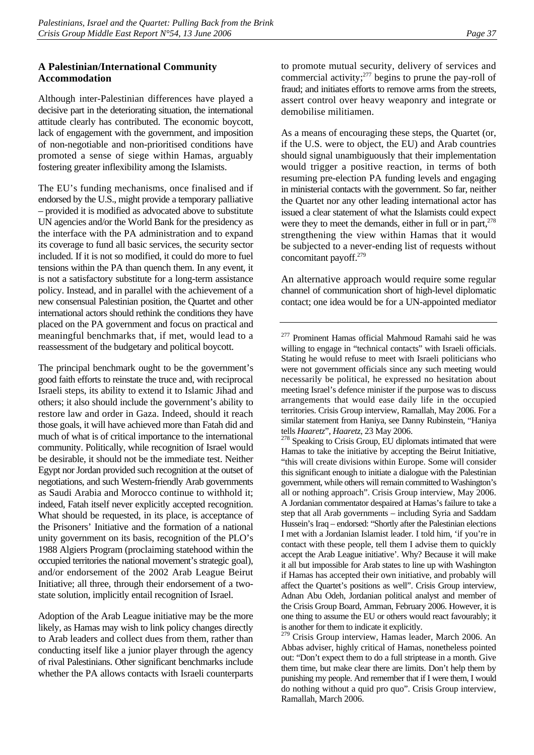**A Palestinian/International Community Accommodation**

Although inter-Palestinian differences have played a decisive part in the deteriorating situation, the international attitude clearly has contributed. The economic boycott, lack of engagement with the government, and imposition of non-negotiable and non-prioritised conditions have promoted a sense of siege within Hamas, arguably fostering greater inflexibility among the Islamists.

The EU's funding mechanisms, once finalised and if endorsed by the U.S., might provide a temporary palliative – provided it is modified as advocated above to substitute UN agencies and/or the World Bank for the presidency as the interface with the PA administration and to expand its coverage to fund all basic services, the security sector included. If it is not so modified, it could do more to fuel tensions within the PA than quench them. In any event, it is not a satisfactory substitute for a long-term assistance policy. Instead, and in parallel with the achievement of a new consensual Palestinian position, the Quartet and other international actors should rethink the conditions they have placed on the PA government and focus on practical and meaningful benchmarks that, if met, would lead to a reassessment of the budgetary and political boycott.

The principal benchmark ought to be the government's good faith efforts to reinstate the truce and, with reciprocal Israeli steps, its ability to extend it to Islamic Jihad and others; it also should include the government's ability to restore law and order in Gaza. Indeed, should it reach those goals, it will have achieved more than Fatah did and much of what is of critical importance to the international community. Politically, while recognition of Israel would be desirable, it should not be the immediate test. Neither Egypt nor Jordan provided such recognition at the outset of negotiations, and such Western-friendly Arab governments as Saudi Arabia and Morocco continue to withhold it; indeed, Fatah itself never explicitly accepted recognition. What should be requested, in its place, is acceptance of the Prisoners' Initiative and the formation of a national unity government on its basis, recognition of the PLO's 1988 Algiers Program (proclaiming statehood within the occupied territories the national movement's strategic goal), and/or endorsement of the 2002 Arab League Beirut Initiative; all three, through their endorsement of a two-state solution, implicitly entail recognition of Israel.

Adoption of the Arab League initiative may be the more likely, as Hamas may wish to link policy changes directly to Arab leaders and collect dues from them, rather than conducting itself like a junior player through the agency of rival Palestinians. Other significant benchmarks include whether the PA allows contacts with Israeli counterparts to promote mutual security, delivery of services and commercial activity;[277] begins to prune the pay-roll of fraud; and initiates efforts to remove arms from the streets, assert control over heavy weaponry and integrate or demobilise militiamen.

As a means of encouraging these steps, the Quartet (or, if the U.S. were to object, the EU) and Arab countries should signal unambiguously that their implementation would trigger a positive reaction, in terms of both resuming pre-election PA funding levels and engaging in ministerial contacts with the government. So far, neither the Quartet nor any other leading international actor has issued a clear statement of what the Islamists could expect were they to meet the demands, either in full or in part,[278] strengthening the view within Hamas that it would be subjected to a never-ending list of requests without concomitant payoff.[279]

An alternative approach would require some regular channel of communication short of high-level diplomatic contact; one idea would be for a UN-appointed mediator

---

[277] Prominent Hamas official Mahmoud Ramahi said he was willing to engage in "technical contacts" with Israeli officials. Stating he would refuse to meet with Israeli politicians who were not government officials since any such meeting would necessarily be political, he expressed no hesitation about meeting Israel's defence minister if the purpose was to discuss arrangements that would ease daily life in the occupied territories. Crisis Group interview, Ramallah, May 2006. For a similar statement from Haniya, see Danny Rubinstein, "Haniya tells *Haaretz*", *Haaretz*, 23 May 2006.

[278] Speaking to Crisis Group, EU diplomats intimated that were Hamas to take the initiative by accepting the Beirut Initiative, "this will create divisions within Europe. Some will consider this significant enough to initiate a dialogue with the Palestinian government, while others will remain committed to Washington's all or nothing approach". Crisis Group interview, May 2006. A Jordanian commentator despaired at Hamas's failure to take a step that all Arab governments – including Syria and Saddam Hussein's Iraq – endorsed: "Shortly after the Palestinian elections I met with a Jordanian Islamist leader. I told him, 'if you're in contact with these people, tell them I advise them to quickly accept the Arab League initiative'. Why? Because it will make it all but impossible for Arab states to line up with Washington if Hamas has accepted their own initiative, and probably will affect the Quartet's positions as well". Crisis Group interview, Adnan Abu Odeh, Jordanian political analyst and member of the Crisis Group Board, Amman, February 2006. However, it is one thing to assume the EU or others would react favourably; it is another for them to indicate it explicitly.

[279] Crisis Group interview, Hamas leader, March 2006. An Abbas adviser, highly critical of Hamas, nonetheless pointed out: "Don't expect them to do a full striptease in a month. Give them time, but make clear there are limits. Don't help them by punishing my people. And remember that if I were them, I would do nothing without a quid pro quo". Crisis Group interview, Ramallah, March 2006.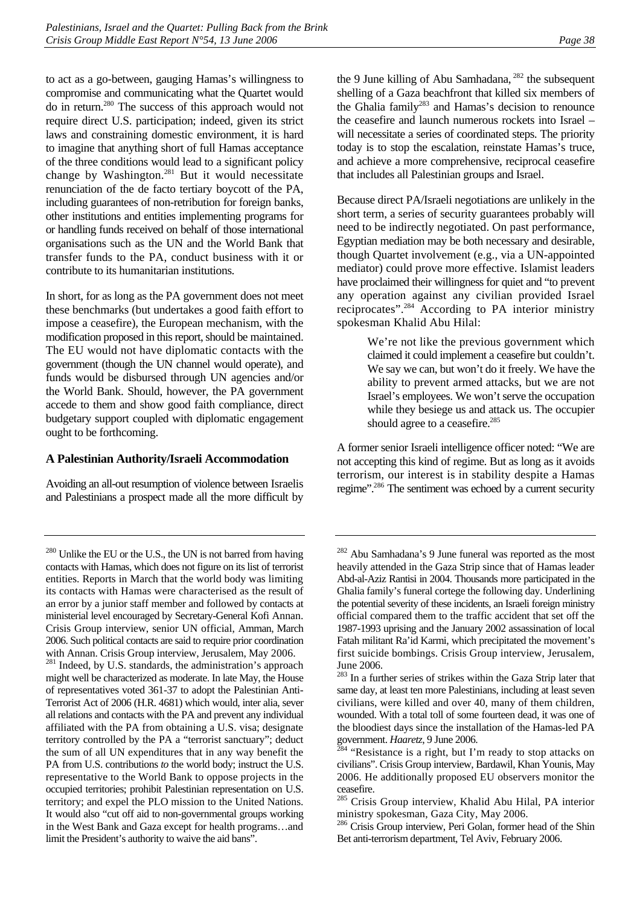to act as a go-between, gauging Hamas's willingness to compromise and communicating what the Quartet would do in return.[280] The success of this approach would not require direct U.S. participation; indeed, given its strict laws and constraining domestic environment, it is hard to imagine that anything short of full Hamas acceptance of the three conditions would lead to a significant policy change by Washington.[281] But it would necessitate renunciation of the de facto tertiary boycott of the PA, including guarantees of non-retribution for foreign banks, other institutions and entities implementing programs for or handling funds received on behalf of those international organisations such as the UN and the World Bank that transfer funds to the PA, conduct business with it or contribute to its humanitarian institutions.

In short, for as long as the PA government does not meet these benchmarks (but undertakes a good faith effort to impose a ceasefire), the European mechanism, with the modification proposed in this report, should be maintained. The EU would not have diplomatic contacts with the government (though the UN channel would operate), and funds would be disbursed through UN agencies and/or the World Bank. Should, however, the PA government accede to them and show good faith compliance, direct budgetary support coupled with diplomatic engagement ought to be forthcoming.

### A Palestinian Authority/Israeli Accommodation

Avoiding an all-out resumption of violence between Israelis and Palestinians a prospect made all the more difficult by the 9 June killing of Abu Samhadana,[282] the subsequent shelling of a Gaza beachfront that killed six members of the Ghalia family[283] and Hamas's decision to renounce the ceasefire and launch numerous rockets into Israel – will necessitate a series of coordinated steps. The priority today is to stop the escalation, reinstate Hamas's truce, and achieve a more comprehensive, reciprocal ceasefire that includes all Palestinian groups and Israel.

Because direct PA/Israeli negotiations are unlikely in the short term, a series of security guarantees probably will need to be indirectly negotiated. On past performance, Egyptian mediation may be both necessary and desirable, though Quartet involvement (e.g., via a UN-appointed mediator) could prove more effective. Islamist leaders have proclaimed their willingness for quiet and "to prevent any operation against any civilian provided Israel reciprocates".[284] According to PA interior ministry spokesman Khalid Abu Hilal:

> We're not like the previous government which claimed it could implement a ceasefire but couldn't. We say we can, but won't do it freely. We have the ability to prevent armed attacks, but we are not Israel's employees. We won't serve the occupation while they besiege us and attack us. The occupier should agree to a ceasefire.[285]

A former senior Israeli intelligence officer noted: "We are not accepting this kind of regime. But as long as it avoids terrorism, our interest is in stability despite a Hamas regime".[286] The sentiment was echoed by a current security

---

[280] Unlike the EU or the U.S., the UN is not barred from having contacts with Hamas, which does not figure on its list of terrorist entities. Reports in March that the world body was limiting its contacts with Hamas were characterised as the result of an error by a junior staff member and followed by contacts at ministerial level encouraged by Secretary-General Kofi Annan. Crisis Group interview, senior UN official, Amman, March 2006. Such political contacts are said to require prior coordination with Annan. Crisis Group interview, Jerusalem, May 2006.

[281] Indeed, by U.S. standards, the administration's approach might well be characterized as moderate. In late May, the House of representatives voted 361-37 to adopt the Palestinian Anti-Terrorist Act of 2006 (H.R. 4681) which would, inter alia, sever all relations and contacts with the PA and prevent any individual affiliated with the PA from obtaining a U.S. visa; designate territory controlled by the PA a "terrorist sanctuary"; deduct the sum of all UN expenditures that in any way benefit the PA from U.S. contributions *to* the world body; instruct the U.S. representative to the World Bank to oppose projects in the occupied territories; prohibit Palestinian representation on U.S. territory; and expel the PLO mission to the United Nations. It would also "cut off aid to non-governmental groups working in the West Bank and Gaza except for health programs…and limit the President's authority to waive the aid bans".

[282] Abu Samhadana's 9 June funeral was reported as the most heavily attended in the Gaza Strip since that of Hamas leader Abd-al-Aziz Rantisi in 2004. Thousands more participated in the Ghalia family's funeral cortege the following day. Underlining the potential severity of these incidents, an Israeli foreign ministry official compared them to the traffic accident that set off the 1987-1993 uprising and the January 2002 assassination of local Fatah militant Ra'id Karmi, which precipitated the movement's first suicide bombings. Crisis Group interview, Jerusalem, June 2006.

[283] In a further series of strikes within the Gaza Strip later that same day, at least ten more Palestinians, including at least seven civilians, were killed and over 40, many of them children, wounded. With a total toll of some fourteen dead, it was one of the bloodiest days since the installation of the Hamas-led PA government. *Haaretz*, 9 June 2006.

[284] "Resistance is a right, but I'm ready to stop attacks on civilians". Crisis Group interview, Bardawil, Khan Younis, May 2006. He additionally proposed EU observers monitor the ceasefire.

[285] Crisis Group interview, Khalid Abu Hilal, PA interior ministry spokesman, Gaza City, May 2006.

[286] Crisis Group interview, Peri Golan, former head of the Shin Bet anti-terrorism department, Tel Aviv, February 2006.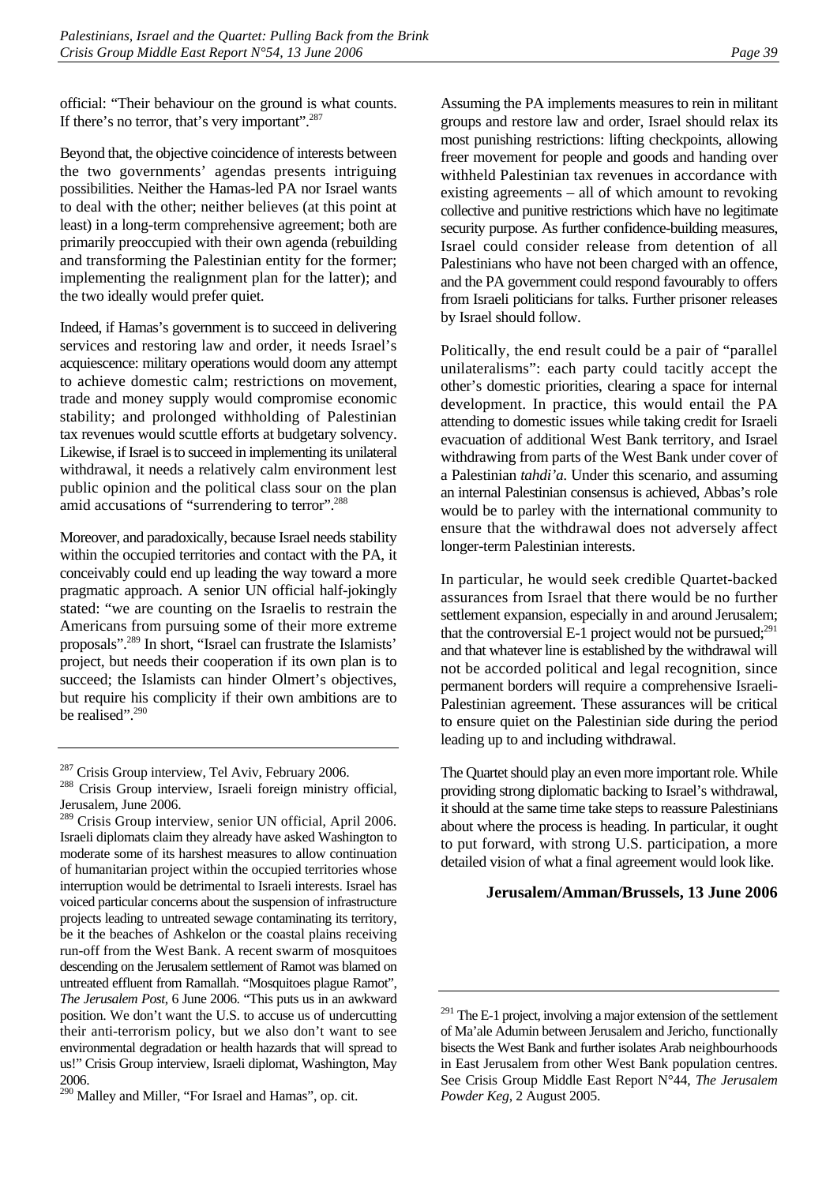official: "Their behaviour on the ground is what counts. If there's no terror, that's very important".[287]

Beyond that, the objective coincidence of interests between the two governments' agendas presents intriguing possibilities. Neither the Hamas-led PA nor Israel wants to deal with the other; neither believes (at this point at least) in a long-term comprehensive agreement; both are primarily preoccupied with their own agenda (rebuilding and transforming the Palestinian entity for the former; implementing the realignment plan for the latter); and the two ideally would prefer quiet.

Indeed, if Hamas's government is to succeed in delivering services and restoring law and order, it needs Israel's acquiescence: military operations would doom any attempt to achieve domestic calm; restrictions on movement, trade and money supply would compromise economic stability; and prolonged withholding of Palestinian tax revenues would scuttle efforts at budgetary solvency. Likewise, if Israel is to succeed in implementing its unilateral withdrawal, it needs a relatively calm environment lest public opinion and the political class sour on the plan amid accusations of "surrendering to terror".[288]

Moreover, and paradoxically, because Israel needs stability within the occupied territories and contact with the PA, it conceivably could end up leading the way toward a more pragmatic approach. A senior UN official half-jokingly stated: "we are counting on the Israelis to restrain the Americans from pursuing some of their more extreme proposals".[289] In short, "Israel can frustrate the Islamists' project, but needs their cooperation if its own plan is to succeed; the Islamists can hinder Olmert's objectives, but require his complicity if their own ambitions are to be realised".[290]

Assuming the PA implements measures to rein in militant groups and restore law and order, Israel should relax its most punishing restrictions: lifting checkpoints, allowing freer movement for people and goods and handing over withheld Palestinian tax revenues in accordance with existing agreements – all of which amount to revoking collective and punitive restrictions which have no legitimate security purpose. As further confidence-building measures, Israel could consider release from detention of all Palestinians who have not been charged with an offence, and the PA government could respond favourably to offers from Israeli politicians for talks. Further prisoner releases by Israel should follow.

Politically, the end result could be a pair of "parallel unilateralisms": each party could tacitly accept the other's domestic priorities, clearing a space for internal development. In practice, this would entail the PA attending to domestic issues while taking credit for Israeli evacuation of additional West Bank territory, and Israel withdrawing from parts of the West Bank under cover of a Palestinian *tahdi'a*. Under this scenario, and assuming an internal Palestinian consensus is achieved, Abbas's role would be to parley with the international community to ensure that the withdrawal does not adversely affect longer-term Palestinian interests.

In particular, he would seek credible Quartet-backed assurances from Israel that there would be no further settlement expansion, especially in and around Jerusalem; that the controversial E-1 project would not be pursued;[291] and that whatever line is established by the withdrawal will not be accorded political and legal recognition, since permanent borders will require a comprehensive Israeli-Palestinian agreement. These assurances will be critical to ensure quiet on the Palestinian side during the period leading up to and including withdrawal.

The Quartet should play an even more important role. While providing strong diplomatic backing to Israel's withdrawal, it should at the same time take steps to reassure Palestinians about where the process is heading. In particular, it ought to put forward, with strong U.S. participation, a more detailed vision of what a final agreement would look like.

**Jerusalem/Amman/Brussels, 13 June 2006**

---

[287] Crisis Group interview, Tel Aviv, February 2006.

[288] Crisis Group interview, Israeli foreign ministry official, Jerusalem, June 2006.

[289] Crisis Group interview, senior UN official, April 2006. Israeli diplomats claim they already have asked Washington to moderate some of its harshest measures to allow continuation of humanitarian project within the occupied territories whose interruption would be detrimental to Israeli interests. Israel has voiced particular concerns about the suspension of infrastructure projects leading to untreated sewage contaminating its territory, be it the beaches of Ashkelon or the coastal plains receiving run-off from the West Bank. A recent swarm of mosquitoes descending on the Jerusalem settlement of Ramot was blamed on untreated effluent from Ramallah. "Mosquitoes plague Ramot", *The Jerusalem Post*, 6 June 2006. "This puts us in an awkward position. We don't want the U.S. to accuse us of undercutting their anti-terrorism policy, but we also don't want to see environmental degradation or health hazards that will spread to us!" Crisis Group interview, Israeli diplomat, Washington, May 2006.

[290] Malley and Miller, "For Israel and Hamas", op. cit.

[291] The E-1 project, involving a major extension of the settlement of Ma'ale Adumin between Jerusalem and Jericho, functionally bisects the West Bank and further isolates Arab neighbourhoods in East Jerusalem from other West Bank population centres. See Crisis Group Middle East Report N°44, *The Jerusalem Powder Keg*, 2 August 2005.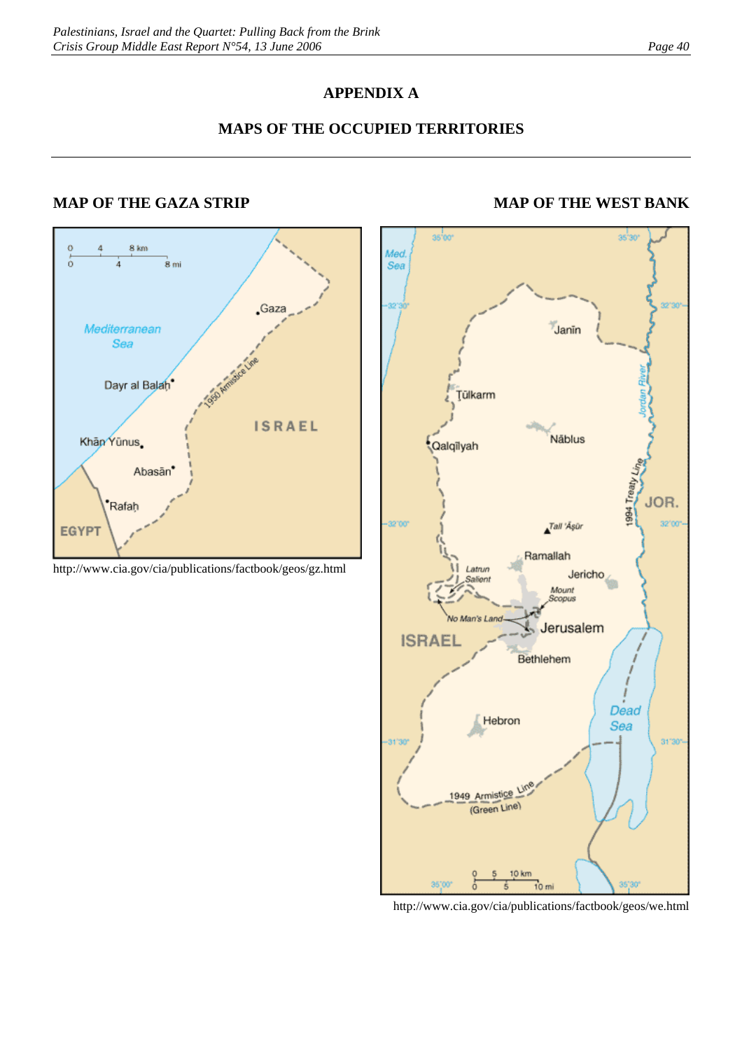# APPENDIX A

## MAPS OF THE OCCUPIED TERRITORIES

### MAP OF THE GAZA STRIP

http://www.cia.gov/cia/publications/factbook/geos/gz.html

### MAP OF THE WEST BANK

http://www.cia.gov/cia/publications/factbook/geos/we.html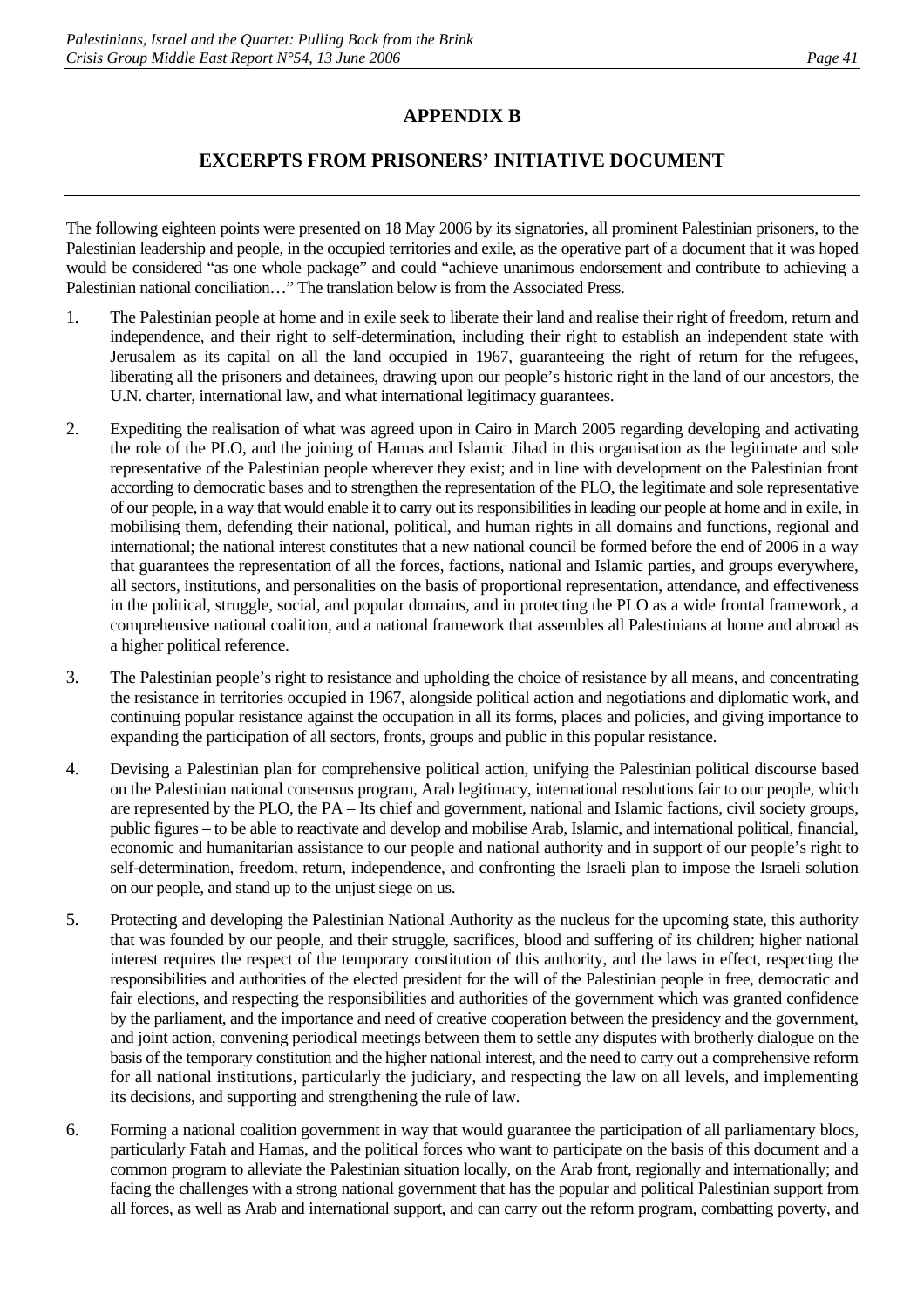## APPENDIX B

## EXCERPTS FROM PRISONERS' INITIATIVE DOCUMENT

The following eighteen points were presented on 18 May 2006 by its signatories, all prominent Palestinian prisoners, to the Palestinian leadership and people, in the occupied territories and exile, as the operative part of a document that it was hoped would be considered "as one whole package" and could "achieve unanimous endorsement and contribute to achieving a Palestinian national conciliation…" The translation below is from the Associated Press.

1. The Palestinian people at home and in exile seek to liberate their land and realise their right of freedom, return and independence, and their right to self-determination, including their right to establish an independent state with Jerusalem as its capital on all the land occupied in 1967, guaranteeing the right of return for the refugees, liberating all the prisoners and detainees, drawing upon our people's historic right in the land of our ancestors, the U.N. charter, international law, and what international legitimacy guarantees.

2. Expediting the realisation of what was agreed upon in Cairo in March 2005 regarding developing and activating the role of the PLO, and the joining of Hamas and Islamic Jihad in this organisation as the legitimate and sole representative of the Palestinian people wherever they exist; and in line with development on the Palestinian front according to democratic bases and to strengthen the representation of the PLO, the legitimate and sole representative of our people, in a way that would enable it to carry out its responsibilities in leading our people at home and in exile, in mobilising them, defending their national, political, and human rights in all domains and functions, regional and international; the national interest constitutes that a new national council be formed before the end of 2006 in a way that guarantees the representation of all the forces, factions, national and Islamic parties, and groups everywhere, all sectors, institutions, and personalities on the basis of proportional representation, attendance, and effectiveness in the political, struggle, social, and popular domains, and in protecting the PLO as a wide frontal framework, a comprehensive national coalition, and a national framework that assembles all Palestinians at home and abroad as a higher political reference.

3. The Palestinian people's right to resistance and upholding the choice of resistance by all means, and concentrating the resistance in territories occupied in 1967, alongside political action and negotiations and diplomatic work, and continuing popular resistance against the occupation in all its forms, places and policies, and giving importance to expanding the participation of all sectors, fronts, groups and public in this popular resistance.

4. Devising a Palestinian plan for comprehensive political action, unifying the Palestinian political discourse based on the Palestinian national consensus program, Arab legitimacy, international resolutions fair to our people, which are represented by the PLO, the PA – Its chief and government, national and Islamic factions, civil society groups, public figures – to be able to reactivate and develop and mobilise Arab, Islamic, and international political, financial, economic and humanitarian assistance to our people and national authority and in support of our people's right to self-determination, freedom, return, independence, and confronting the Israeli plan to impose the Israeli solution on our people, and stand up to the unjust siege on us.

5. Protecting and developing the Palestinian National Authority as the nucleus for the upcoming state, this authority that was founded by our people, and their struggle, sacrifices, blood and suffering of its children; higher national interest requires the respect of the temporary constitution of this authority, and the laws in effect, respecting the responsibilities and authorities of the elected president for the will of the Palestinian people in free, democratic and fair elections, and respecting the responsibilities and authorities of the government which was granted confidence by the parliament, and the importance and need of creative cooperation between the presidency and the government, and joint action, convening periodical meetings between them to settle any disputes with brotherly dialogue on the basis of the temporary constitution and the higher national interest, and the need to carry out a comprehensive reform for all national institutions, particularly the judiciary, and respecting the law on all levels, and implementing its decisions, and supporting and strengthening the rule of law.

6. Forming a national coalition government in way that would guarantee the participation of all parliamentary blocs, particularly Fatah and Hamas, and the political forces who want to participate on the basis of this document and a common program to alleviate the Palestinian situation locally, on the Arab front, regionally and internationally; and facing the challenges with a strong national government that has the popular and political Palestinian support from all forces, as well as Arab and international support, and can carry out the reform program, combatting poverty, and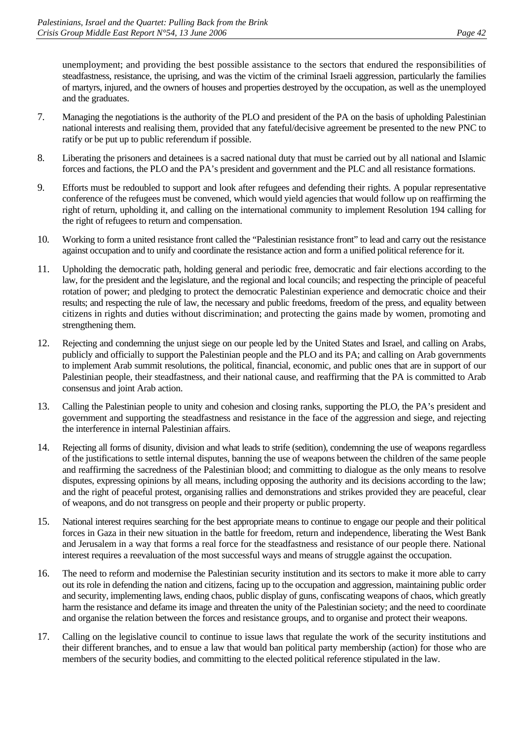unemployment; and providing the best possible assistance to the sectors that endured the responsibilities of steadfastness, resistance, the uprising, and was the victim of the criminal Israeli aggression, particularly the families of martyrs, injured, and the owners of houses and properties destroyed by the occupation, as well as the unemployed and the graduates.

7. Managing the negotiations is the authority of the PLO and president of the PA on the basis of upholding Palestinian national interests and realising them, provided that any fateful/decisive agreement be presented to the new PNC to ratify or be put up to public referendum if possible.

8. Liberating the prisoners and detainees is a sacred national duty that must be carried out by all national and Islamic forces and factions, the PLO and the PA's president and government and the PLC and all resistance formations.

9. Efforts must be redoubled to support and look after refugees and defending their rights. A popular representative conference of the refugees must be convened, which would yield agencies that would follow up on reaffirming the right of return, upholding it, and calling on the international community to implement Resolution 194 calling for the right of refugees to return and compensation.

10. Working to form a united resistance front called the "Palestinian resistance front" to lead and carry out the resistance against occupation and to unify and coordinate the resistance action and form a unified political reference for it.

11. Upholding the democratic path, holding general and periodic free, democratic and fair elections according to the law, for the president and the legislature, and the regional and local councils; and respecting the principle of peaceful rotation of power; and pledging to protect the democratic Palestinian experience and democratic choice and their results; and respecting the rule of law, the necessary and public freedoms, freedom of the press, and equality between citizens in rights and duties without discrimination; and protecting the gains made by women, promoting and strengthening them.

12. Rejecting and condemning the unjust siege on our people led by the United States and Israel, and calling on Arabs, publicly and officially to support the Palestinian people and the PLO and its PA; and calling on Arab governments to implement Arab summit resolutions, the political, financial, economic, and public ones that are in support of our Palestinian people, their steadfastness, and their national cause, and reaffirming that the PA is committed to Arab consensus and joint Arab action.

13. Calling the Palestinian people to unity and cohesion and closing ranks, supporting the PLO, the PA's president and government and supporting the steadfastness and resistance in the face of the aggression and siege, and rejecting the interference in internal Palestinian affairs.

14. Rejecting all forms of disunity, division and what leads to strife (sedition), condemning the use of weapons regardless of the justifications to settle internal disputes, banning the use of weapons between the children of the same people and reaffirming the sacredness of the Palestinian blood; and committing to dialogue as the only means to resolve disputes, expressing opinions by all means, including opposing the authority and its decisions according to the law; and the right of peaceful protest, organising rallies and demonstrations and strikes provided they are peaceful, clear of weapons, and do not transgress on people and their property or public property.

15. National interest requires searching for the best appropriate means to continue to engage our people and their political forces in Gaza in their new situation in the battle for freedom, return and independence, liberating the West Bank and Jerusalem in a way that forms a real force for the steadfastness and resistance of our people there. National interest requires a reevaluation of the most successful ways and means of struggle against the occupation.

16. The need to reform and modernise the Palestinian security institution and its sectors to make it more able to carry out its role in defending the nation and citizens, facing up to the occupation and aggression, maintaining public order and security, implementing laws, ending chaos, public display of guns, confiscating weapons of chaos, which greatly harm the resistance and defame its image and threaten the unity of the Palestinian society; and the need to coordinate and organise the relation between the forces and resistance groups, and to organise and protect their weapons.

17. Calling on the legislative council to continue to issue laws that regulate the work of the security institutions and their different branches, and to ensue a law that would ban political party membership (action) for those who are members of the security bodies, and committing to the elected political reference stipulated in the law.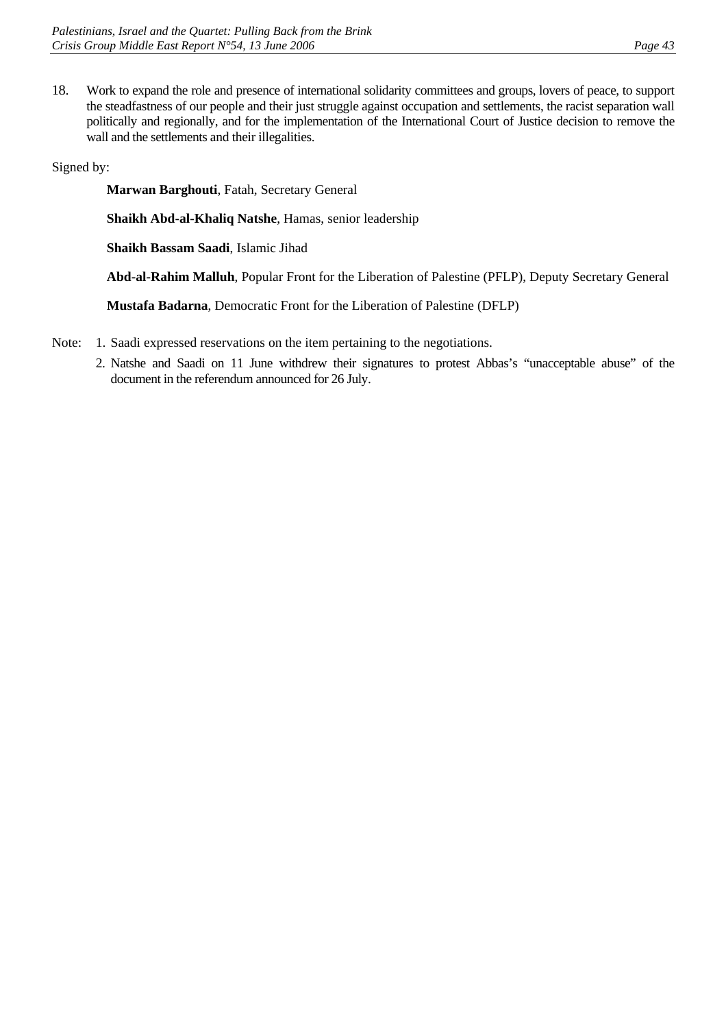18. Work to expand the role and presence of international solidarity committees and groups, lovers of peace, to support the steadfastness of our people and their just struggle against occupation and settlements, the racist separation wall politically and regionally, and for the implementation of the International Court of Justice decision to remove the wall and the settlements and their illegalities.

Signed by:

**Marwan Barghouti**, Fatah, Secretary General

**Shaikh Abd-al-Khaliq Natshe**, Hamas, senior leadership

**Shaikh Bassam Saadi**, Islamic Jihad

**Abd-al-Rahim Malluh**, Popular Front for the Liberation of Palestine (PFLP), Deputy Secretary General

**Mustafa Badarna**, Democratic Front for the Liberation of Palestine (DFLP)

Note:
1. Saadi expressed reservations on the item pertaining to the negotiations.
2. Natshe and Saadi on 11 June withdrew their signatures to protest Abbas's "unacceptable abuse" of the document in the referendum announced for 26 July.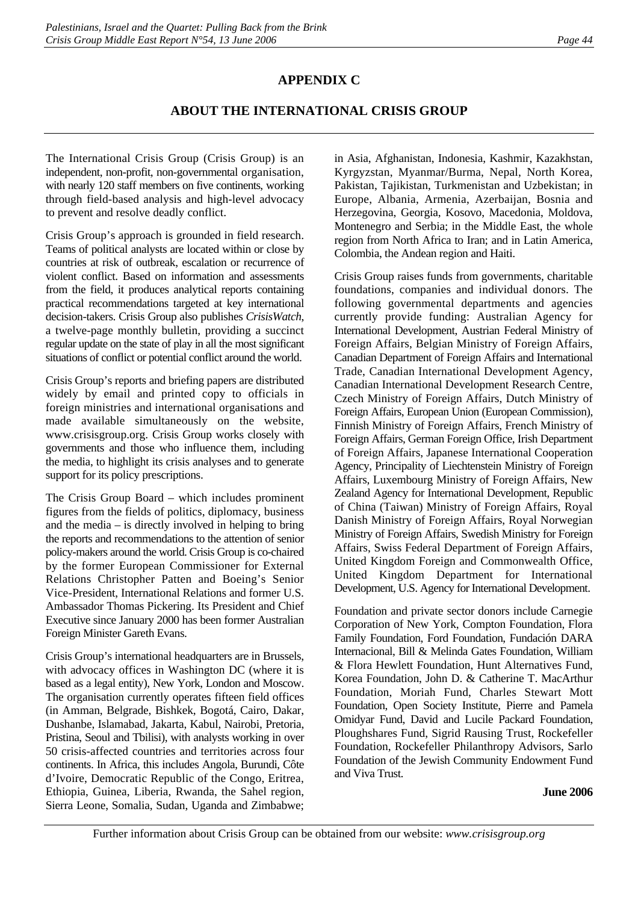## APPENDIX C

## ABOUT THE INTERNATIONAL CRISIS GROUP

The International Crisis Group (Crisis Group) is an independent, non-profit, non-governmental organisation, with nearly 120 staff members on five continents, working through field-based analysis and high-level advocacy to prevent and resolve deadly conflict.

Crisis Group's approach is grounded in field research. Teams of political analysts are located within or close by countries at risk of outbreak, escalation or recurrence of violent conflict. Based on information and assessments from the field, it produces analytical reports containing practical recommendations targeted at key international decision-takers. Crisis Group also publishes *CrisisWatch*, a twelve-page monthly bulletin, providing a succinct regular update on the state of play in all the most significant situations of conflict or potential conflict around the world.

Crisis Group's reports and briefing papers are distributed widely by email and printed copy to officials in foreign ministries and international organisations and made available simultaneously on the website, www.crisisgroup.org. Crisis Group works closely with governments and those who influence them, including the media, to highlight its crisis analyses and to generate support for its policy prescriptions.

The Crisis Group Board – which includes prominent figures from the fields of politics, diplomacy, business and the media – is directly involved in helping to bring the reports and recommendations to the attention of senior policy-makers around the world. Crisis Group is co-chaired by the former European Commissioner for External Relations Christopher Patten and Boeing's Senior Vice-President, International Relations and former U.S. Ambassador Thomas Pickering. Its President and Chief Executive since January 2000 has been former Australian Foreign Minister Gareth Evans.

Crisis Group's international headquarters are in Brussels, with advocacy offices in Washington DC (where it is based as a legal entity), New York, London and Moscow. The organisation currently operates fifteen field offices (in Amman, Belgrade, Bishkek, Bogotá, Cairo, Dakar, Dushanbe, Islamabad, Jakarta, Kabul, Nairobi, Pretoria, Pristina, Seoul and Tbilisi), with analysts working in over 50 crisis-affected countries and territories across four continents. In Africa, this includes Angola, Burundi, Côte d'Ivoire, Democratic Republic of the Congo, Eritrea, Ethiopia, Guinea, Liberia, Rwanda, the Sahel region, Sierra Leone, Somalia, Sudan, Uganda and Zimbabwe; in Asia, Afghanistan, Indonesia, Kashmir, Kazakhstan, Kyrgyzstan, Myanmar/Burma, Nepal, North Korea, Pakistan, Tajikistan, Turkmenistan and Uzbekistan; in Europe, Albania, Armenia, Azerbaijan, Bosnia and Herzegovina, Georgia, Kosovo, Macedonia, Moldova, Montenegro and Serbia; in the Middle East, the whole region from North Africa to Iran; and in Latin America, Colombia, the Andean region and Haiti.

Crisis Group raises funds from governments, charitable foundations, companies and individual donors. The following governmental departments and agencies currently provide funding: Australian Agency for International Development, Austrian Federal Ministry of Foreign Affairs, Belgian Ministry of Foreign Affairs, Canadian Department of Foreign Affairs and International Trade, Canadian International Development Agency, Canadian International Development Research Centre, Czech Ministry of Foreign Affairs, Dutch Ministry of Foreign Affairs, European Union (European Commission), Finnish Ministry of Foreign Affairs, French Ministry of Foreign Affairs, German Foreign Office, Irish Department of Foreign Affairs, Japanese International Cooperation Agency, Principality of Liechtenstein Ministry of Foreign Affairs, Luxembourg Ministry of Foreign Affairs, New Zealand Agency for International Development, Republic of China (Taiwan) Ministry of Foreign Affairs, Royal Danish Ministry of Foreign Affairs, Royal Norwegian Ministry of Foreign Affairs, Swedish Ministry for Foreign Affairs, Swiss Federal Department of Foreign Affairs, United Kingdom Foreign and Commonwealth Office, United Kingdom Department for International Development, U.S. Agency for International Development.

Foundation and private sector donors include Carnegie Corporation of New York, Compton Foundation, Flora Family Foundation, Ford Foundation, Fundación DARA Internacional, Bill & Melinda Gates Foundation, William & Flora Hewlett Foundation, Hunt Alternatives Fund, Korea Foundation, John D. & Catherine T. MacArthur Foundation, Moriah Fund, Charles Stewart Mott Foundation, Open Society Institute, Pierre and Pamela Omidyar Fund, David and Lucile Packard Foundation, Ploughshares Fund, Sigrid Rausing Trust, Rockefeller Foundation, Rockefeller Philanthropy Advisors, Sarlo Foundation of the Jewish Community Endowment Fund and Viva Trust.

**June 2006**

Further information about Crisis Group can be obtained from our website: *www.crisisgroup.org*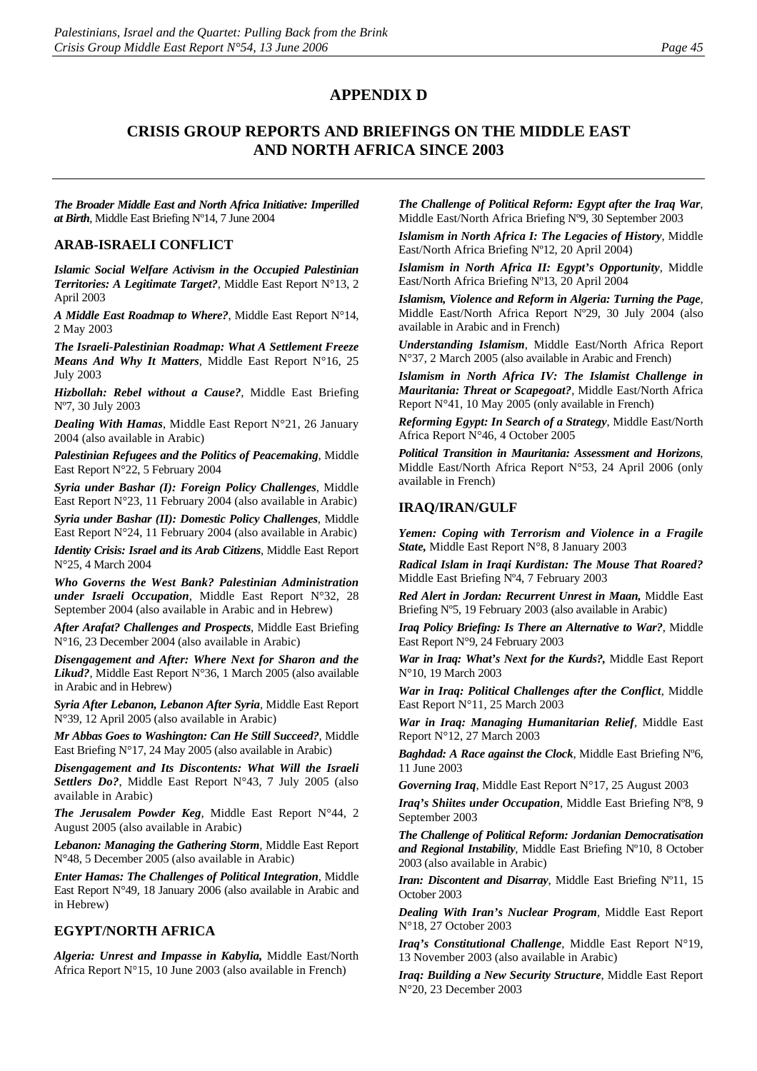# APPENDIX D

## CRISIS GROUP REPORTS AND BRIEFINGS ON THE MIDDLE EAST AND NORTH AFRICA SINCE 2003

***The Broader Middle East and North Africa Initiative: Imperilled at Birth***, Middle East Briefing Nº14, 7 June 2004

### ARAB-ISRAELI CONFLICT

***Islamic Social Welfare Activism in the Occupied Palestinian Territories: A Legitimate Target?***, Middle East Report N°13, 2 April 2003

***A Middle East Roadmap to Where?***, Middle East Report N°14, 2 May 2003

***The Israeli-Palestinian Roadmap: What A Settlement Freeze Means And Why It Matters***, Middle East Report N°16, 25 July 2003

***Hizbollah: Rebel without a Cause?***, Middle East Briefing Nº7, 30 July 2003

***Dealing With Hamas***, Middle East Report N°21, 26 January 2004 (also available in Arabic)

***Palestinian Refugees and the Politics of Peacemaking***, Middle East Report N°22, 5 February 2004

***Syria under Bashar (I): Foreign Policy Challenges***, Middle East Report N°23, 11 February 2004 (also available in Arabic)

***Syria under Bashar (II): Domestic Policy Challenges***, Middle East Report N°24, 11 February 2004 (also available in Arabic)

***Identity Crisis: Israel and its Arab Citizens***, Middle East Report N°25, 4 March 2004

***Who Governs the West Bank? Palestinian Administration under Israeli Occupation***, Middle East Report N°32, 28 September 2004 (also available in Arabic and in Hebrew)

***After Arafat? Challenges and Prospects***, Middle East Briefing N°16, 23 December 2004 (also available in Arabic)

***Disengagement and After: Where Next for Sharon and the Likud?***, Middle East Report N°36, 1 March 2005 (also available in Arabic and in Hebrew)

***Syria After Lebanon, Lebanon After Syria***, Middle East Report N°39, 12 April 2005 (also available in Arabic)

***Mr Abbas Goes to Washington: Can He Still Succeed?***, Middle East Briefing N°17, 24 May 2005 (also available in Arabic)

***Disengagement and Its Discontents: What Will the Israeli Settlers Do?***, Middle East Report N°43, 7 July 2005 (also available in Arabic)

***The Jerusalem Powder Keg***, Middle East Report N°44, 2 August 2005 (also available in Arabic)

***Lebanon: Managing the Gathering Storm***, Middle East Report N°48, 5 December 2005 (also available in Arabic)

***Enter Hamas: The Challenges of Political Integration***, Middle East Report N°49, 18 January 2006 (also available in Arabic and in Hebrew)

### EGYPT/NORTH AFRICA

***Algeria: Unrest and Impasse in Kabylia,*** Middle East/North Africa Report N°15, 10 June 2003 (also available in French)

***The Challenge of Political Reform: Egypt after the Iraq War***, Middle East/North Africa Briefing Nº9, 30 September 2003

***Islamism in North Africa I: The Legacies of History***, Middle East/North Africa Briefing Nº12, 20 April 2004)

***Islamism in North Africa II: Egypt's Opportunity***, Middle East/North Africa Briefing Nº13, 20 April 2004

***Islamism, Violence and Reform in Algeria: Turning the Page***, Middle East/North Africa Report Nº29, 30 July 2004 (also available in Arabic and in French)

***Understanding Islamism***, Middle East/North Africa Report N°37, 2 March 2005 (also available in Arabic and French)

***Islamism in North Africa IV: The Islamist Challenge in Mauritania: Threat or Scapegoat?***, Middle East/North Africa Report N°41, 10 May 2005 (only available in French)

***Reforming Egypt: In Search of a Strategy***, Middle East/North Africa Report N°46, 4 October 2005

***Political Transition in Mauritania: Assessment and Horizons***, Middle East/North Africa Report N°53, 24 April 2006 (only available in French)

### IRAQ/IRAN/GULF

***Yemen: Coping with Terrorism and Violence in a Fragile State,*** Middle East Report N°8, 8 January 2003

***Radical Islam in Iraqi Kurdistan: The Mouse That Roared?*** Middle East Briefing Nº4, 7 February 2003

***Red Alert in Jordan: Recurrent Unrest in Maan,*** Middle East Briefing Nº5, 19 February 2003 (also available in Arabic)

***Iraq Policy Briefing: Is There an Alternative to War?***, Middle East Report N°9, 24 February 2003

***War in Iraq: What's Next for the Kurds?,*** Middle East Report N°10, 19 March 2003

***War in Iraq: Political Challenges after the Conflict***, Middle East Report N°11, 25 March 2003

***War in Iraq: Managing Humanitarian Relief***, Middle East Report N°12, 27 March 2003

***Baghdad: A Race against the Clock***, Middle East Briefing Nº6, 11 June 2003

***Governing Iraq***, Middle East Report N°17, 25 August 2003

***Iraq's Shiites under Occupation***, Middle East Briefing Nº8, 9 September 2003

***The Challenge of Political Reform: Jordanian Democratisation and Regional Instability***, Middle East Briefing Nº10, 8 October 2003 (also available in Arabic)

***Iran: Discontent and Disarray***, Middle East Briefing Nº11, 15 October 2003

***Dealing With Iran's Nuclear Program***, Middle East Report N°18, 27 October 2003

***Iraq's Constitutional Challenge***, Middle East Report N°19, 13 November 2003 (also available in Arabic)

***Iraq: Building a New Security Structure***, Middle East Report N°20, 23 December 2003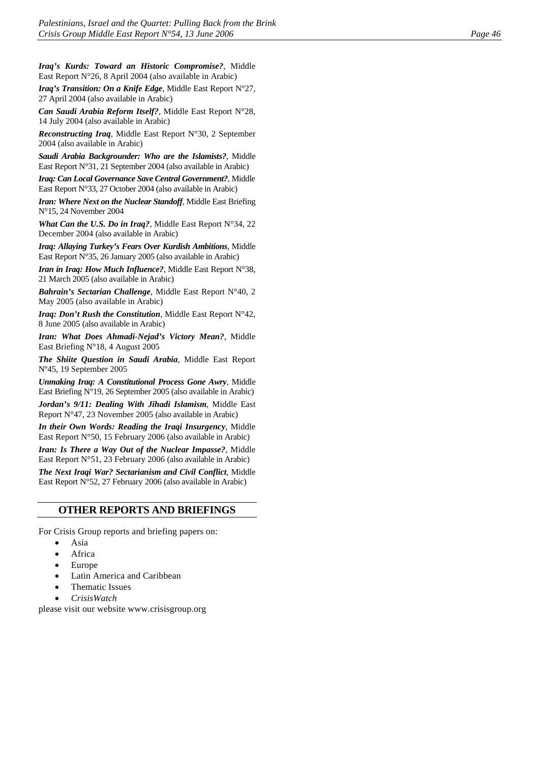***Iraq's Kurds: Toward an Historic Compromise?***, Middle East Report N°26, 8 April 2004 (also available in Arabic)

***Iraq's Transition: On a Knife Edge***, Middle East Report N°27, 27 April 2004 (also available in Arabic)

***Can Saudi Arabia Reform Itself?***, Middle East Report N°28, 14 July 2004 (also available in Arabic)

***Reconstructing Iraq***, Middle East Report N°30, 2 September 2004 (also available in Arabic)

***Saudi Arabia Backgrounder: Who are the Islamists?***, Middle East Report N°31, 21 September 2004 (also available in Arabic)

***Iraq: Can Local Governance Save Central Government?***, Middle East Report N°33, 27 October 2004 (also available in Arabic)

***Iran: Where Next on the Nuclear Standoff***, Middle East Briefing N°15, 24 November 2004

***What Can the U.S. Do in Iraq?***, Middle East Report N°34, 22 December 2004 (also available in Arabic)

***Iraq: Allaying Turkey's Fears Over Kurdish Ambitions***, Middle East Report N°35, 26 January 2005 (also available in Arabic)

***Iran in Iraq: How Much Influence?***, Middle East Report N°38, 21 March 2005 (also available in Arabic)

***Bahrain's Sectarian Challenge***, Middle East Report N°40, 2 May 2005 (also available in Arabic)

***Iraq: Don't Rush the Constitution***, Middle East Report N°42, 8 June 2005 (also available in Arabic)

***Iran: What Does Ahmadi-Nejad's Victory Mean?***, Middle East Briefing N°18, 4 August 2005

***The Shiite Question in Saudi Arabia***, Middle East Report Nº45, 19 September 2005

***Unmaking Iraq: A Constitutional Process Gone Awry***, Middle East Briefing N°19, 26 September 2005 (also available in Arabic)

***Jordan's 9/11: Dealing With Jihadi Islamism***, Middle East Report N°47, 23 November 2005 (also available in Arabic)

***In their Own Words: Reading the Iraqi Insurgency***, Middle East Report N°50, 15 February 2006 (also available in Arabic)

***Iran: Is There a Way Out of the Nuclear Impasse?***, Middle East Report N°51, 23 February 2006 (also available in Arabic)

***The Next Iraqi War? Sectarianism and Civil Conflict***, Middle East Report N°52, 27 February 2006 (also available in Arabic)

## OTHER REPORTS AND BRIEFINGS

For Crisis Group reports and briefing papers on:

- Asia
- Africa
- Europe
- Latin America and Caribbean
- Thematic Issues
- *CrisisWatch*

please visit our website www.crisisgroup.org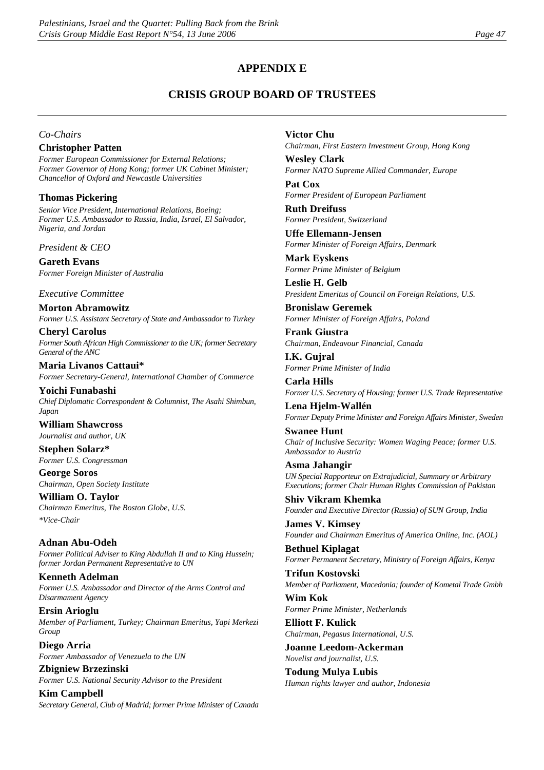# APPENDIX E

## CRISIS GROUP BOARD OF TRUSTEES

*Co-Chairs*

**Christopher Patten**
*Former European Commissioner for External Relations; Former Governor of Hong Kong; former UK Cabinet Minister; Chancellor of Oxford and Newcastle Universities*

**Thomas Pickering**
*Senior Vice President, International Relations, Boeing; Former U.S. Ambassador to Russia, India, Israel, El Salvador, Nigeria, and Jordan*

*President & CEO*

**Gareth Evans**
*Former Foreign Minister of Australia*

*Executive Committee*

**Morton Abramowitz**
*Former U.S. Assistant Secretary of State and Ambassador to Turkey*

**Cheryl Carolus**
*Former South African High Commissioner to the UK; former Secretary General of the ANC*

**Maria Livanos Cattaui***
*Former Secretary-General, International Chamber of Commerce*

**Yoichi Funabashi**
*Chief Diplomatic Correspondent & Columnist, The Asahi Shimbun, Japan*

**William Shawcross**
*Journalist and author, UK*

**Stephen Solarz***
*Former U.S. Congressman*

**George Soros**
*Chairman, Open Society Institute*

**William O. Taylor**
*Chairman Emeritus, The Boston Globe, U.S.*

**Vice-Chair*

**Adnan Abu-Odeh**
*Former Political Adviser to King Abdullah II and to King Hussein; former Jordan Permanent Representative to UN*

**Kenneth Adelman**
*Former U.S. Ambassador and Director of the Arms Control and Disarmament Agency*

**Ersin Arioglu**
*Member of Parliament, Turkey; Chairman Emeritus, Yapi Merkezi Group*

**Diego Arria**
*Former Ambassador of Venezuela to the UN*

**Zbigniew Brzezinski**
*Former U.S. National Security Advisor to the President*

**Kim Campbell**
*Secretary General, Club of Madrid; former Prime Minister of Canada*

**Victor Chu**
*Chairman, First Eastern Investment Group, Hong Kong*

**Wesley Clark**
*Former NATO Supreme Allied Commander, Europe*

**Pat Cox**
*Former President of European Parliament*

**Ruth Dreifuss**
*Former President, Switzerland*

**Uffe Ellemann-Jensen**
*Former Minister of Foreign Affairs, Denmark*

**Mark Eyskens**
*Former Prime Minister of Belgium*

**Leslie H. Gelb**
*President Emeritus of Council on Foreign Relations, U.S.*

**Bronislaw Geremek**
*Former Minister of Foreign Affairs, Poland*

**Frank Giustra**
*Chairman, Endeavour Financial, Canada*

**I.K. Gujral**
*Former Prime Minister of India*

**Carla Hills**
*Former U.S. Secretary of Housing; former U.S. Trade Representative*

**Lena Hjelm-Wallén**
*Former Deputy Prime Minister and Foreign Affairs Minister, Sweden*

**Swanee Hunt**
*Chair of Inclusive Security: Women Waging Peace; former U.S. Ambassador to Austria*

**Asma Jahangir**
*UN Special Rapporteur on Extrajudicial, Summary or Arbitrary Executions; former Chair Human Rights Commission of Pakistan*

**Shiv Vikram Khemka**
*Founder and Executive Director (Russia) of SUN Group, India*

**James V. Kimsey**
*Founder and Chairman Emeritus of America Online, Inc. (AOL)*

**Bethuel Kiplagat**
*Former Permanent Secretary, Ministry of Foreign Affairs, Kenya*

**Trifun Kostovski**
*Member of Parliament, Macedonia; founder of Kometal Trade Gmbh*

**Wim Kok**
*Former Prime Minister, Netherlands*

**Elliott F. Kulick**
*Chairman, Pegasus International, U.S.*

**Joanne Leedom-Ackerman**
*Novelist and journalist, U.S.*

**Todung Mulya Lubis**
*Human rights lawyer and author, Indonesia*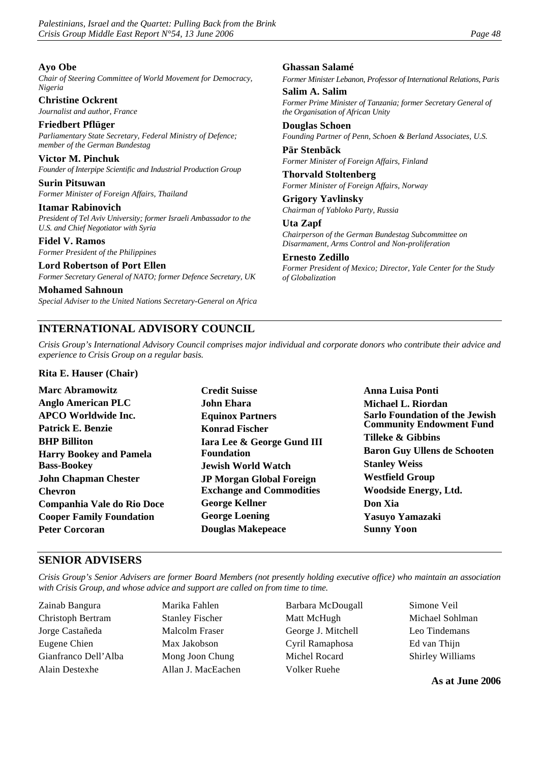**Ayo Obe**
*Chair of Steering Committee of World Movement for Democracy, Nigeria*

**Christine Ockrent**
*Journalist and author, France*

**Friedbert Pflüger**
*Parliamentary State Secretary, Federal Ministry of Defence; member of the German Bundestag*

**Victor M. Pinchuk**
*Founder of Interpipe Scientific and Industrial Production Group*

**Surin Pitsuwan**
*Former Minister of Foreign Affairs, Thailand*

**Itamar Rabinovich**
*President of Tel Aviv University; former Israeli Ambassador to the U.S. and Chief Negotiator with Syria*

**Fidel V. Ramos**
*Former President of the Philippines*

**Lord Robertson of Port Ellen**
*Former Secretary General of NATO; former Defence Secretary, UK*

**Mohamed Sahnoun**
*Special Adviser to the United Nations Secretary-General on Africa*

**Ghassan Salamé**
*Former Minister Lebanon, Professor of International Relations, Paris*

**Salim A. Salim**
*Former Prime Minister of Tanzania; former Secretary General of the Organisation of African Unity*

**Douglas Schoen**
*Founding Partner of Penn, Schoen & Berland Associates, U.S.*

**Pär Stenbäck**
*Former Minister of Foreign Affairs, Finland*

**Thorvald Stoltenberg**
*Former Minister of Foreign Affairs, Norway*

**Grigory Yavlinsky**
*Chairman of Yabloko Party, Russia*

**Uta Zapf**
*Chairperson of the German Bundestag Subcommittee on Disarmament, Arms Control and Non-proliferation*

**Ernesto Zedillo**
*Former President of Mexico; Director, Yale Center for the Study of Globalization*

## INTERNATIONAL ADVISORY COUNCIL

*Crisis Group's International Advisory Council comprises major individual and corporate donors who contribute their advice and experience to Crisis Group on a regular basis.*

**Rita E. Hauser (Chair)**

**Marc Abramowitz**
**Anglo American PLC**
**APCO Worldwide Inc.**
**Patrick E. Benzie**
**BHP Billiton**
**Harry Bookey and Pamela Bass-Bookey**
**John Chapman Chester**
**Chevron**
**Companhia Vale do Rio Doce**
**Cooper Family Foundation**
**Peter Corcoran**
**Credit Suisse**
**John Ehara**
**Equinox Partners**
**Konrad Fischer**
**Iara Lee & George Gund III Foundation**
**Jewish World Watch**
**JP Morgan Global Foreign Exchange and Commodities**
**George Kellner**
**George Loening**
**Douglas Makepeace**
**Anna Luisa Ponti**
**Michael L. Riordan**
**Sarlo Foundation of the Jewish Community Endowment Fund**
**Tilleke & Gibbins**
**Baron Guy Ullens de Schooten**
**Stanley Weiss**
**Westfield Group**
**Woodside Energy, Ltd.**
**Don Xia**
**Yasuyo Yamazaki**
**Sunny Yoon**

## SENIOR ADVISERS

*Crisis Group's Senior Advisers are former Board Members (not presently holding executive office) who maintain an association with Crisis Group, and whose advice and support are called on from time to time.*

Zainab Bangura
Christoph Bertram
Jorge Castañeda
Eugene Chien
Gianfranco Dell'Alba
Alain Destexhe
Marika Fahlen
Stanley Fischer
Malcolm Fraser
Max Jakobson
Mong Joon Chung
Allan J. MacEachen
Barbara McDougall
Matt McHugh
George J. Mitchell
Cyril Ramaphosa
Michel Rocard
Volker Ruehe
Simone Veil
Michael Sohlman
Leo Tindemans
Ed van Thijn
Shirley Williams

**As at June 2006**